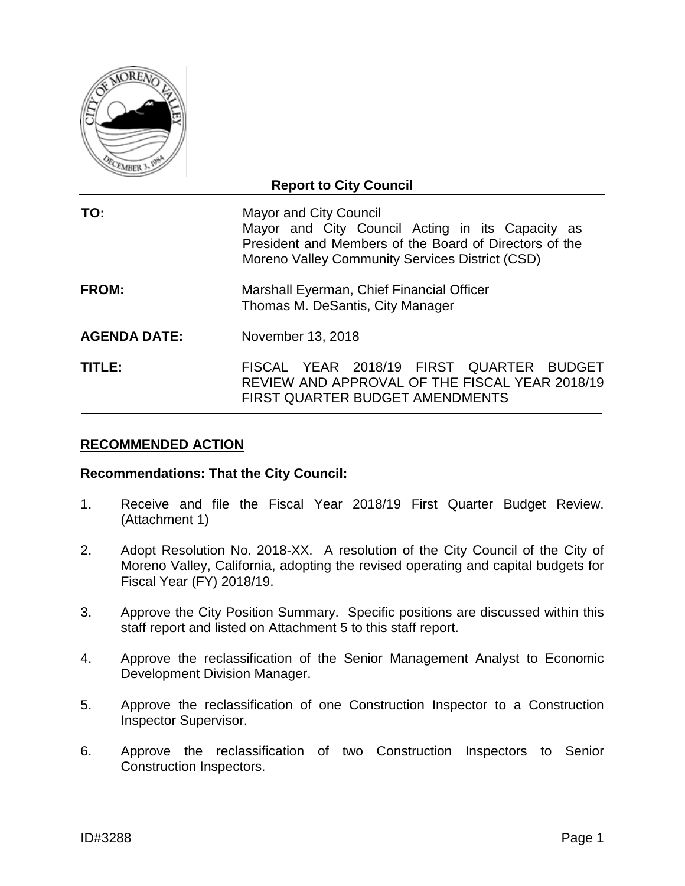**Report to City Council**

| | |
|---|---|
| **TO:** | Mayor and City Council<br>Mayor and City Council Acting in its Capacity as President and Members of the Board of Directors of the Moreno Valley Community Services District (CSD) |
| **FROM:** | Marshall Eyerman, Chief Financial Officer<br>Thomas M. DeSantis, City Manager |
| **AGENDA DATE:** | November 13, 2018 |
| **TITLE:** | FISCAL YEAR 2018/19 FIRST QUARTER BUDGET REVIEW AND APPROVAL OF THE FISCAL YEAR 2018/19 FIRST QUARTER BUDGET AMENDMENTS |

## RECOMMENDED ACTION

**Recommendations: That the City Council:**

1. Receive and file the Fiscal Year 2018/19 First Quarter Budget Review. (Attachment 1)

2. Adopt Resolution No. 2018-XX. A resolution of the City Council of the City of Moreno Valley, California, adopting the revised operating and capital budgets for Fiscal Year (FY) 2018/19.

3. Approve the City Position Summary. Specific positions are discussed within this staff report and listed on Attachment 5 to this staff report.

4. Approve the reclassification of the Senior Management Analyst to Economic Development Division Manager.

5. Approve the reclassification of one Construction Inspector to a Construction Inspector Supervisor.

6. Approve the reclassification of two Construction Inspectors to Senior Construction Inspectors.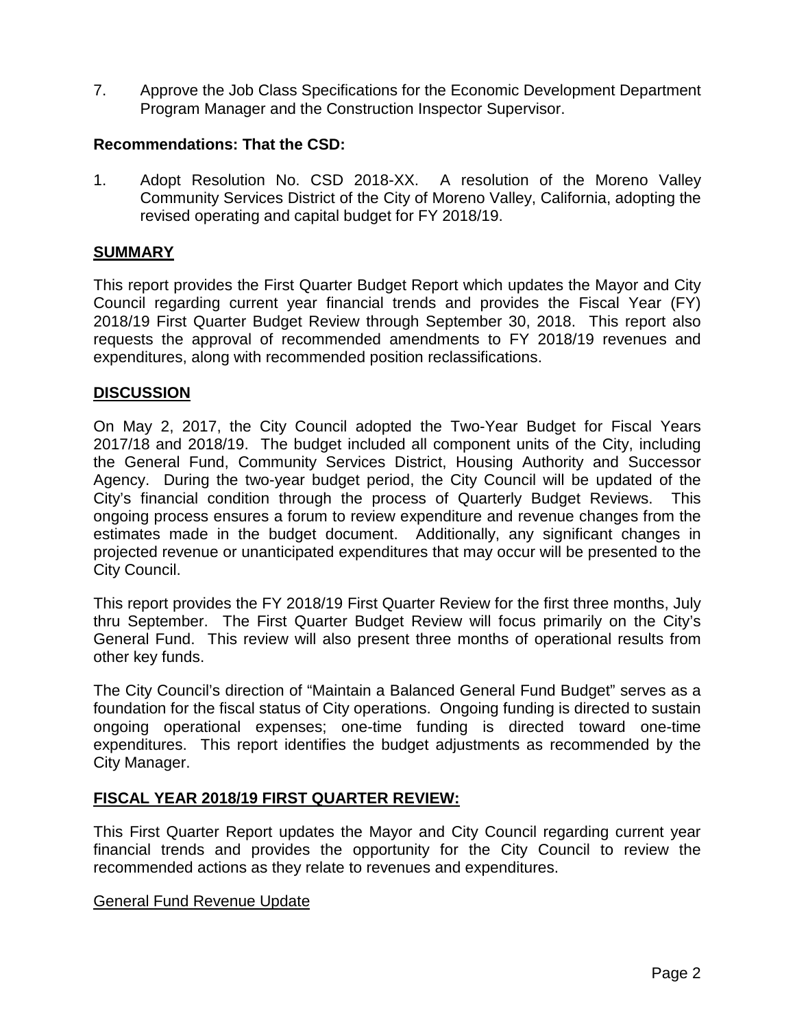7. Approve the Job Class Specifications for the Economic Development Department Program Manager and the Construction Inspector Supervisor.

**Recommendations: That the CSD:**

1. Adopt Resolution No. CSD 2018-XX. A resolution of the Moreno Valley Community Services District of the City of Moreno Valley, California, adopting the revised operating and capital budget for FY 2018/19.

## SUMMARY

This report provides the First Quarter Budget Report which updates the Mayor and City Council regarding current year financial trends and provides the Fiscal Year (FY) 2018/19 First Quarter Budget Review through September 30, 2018. This report also requests the approval of recommended amendments to FY 2018/19 revenues and expenditures, along with recommended position reclassifications.

## DISCUSSION

On May 2, 2017, the City Council adopted the Two-Year Budget for Fiscal Years 2017/18 and 2018/19. The budget included all component units of the City, including the General Fund, Community Services District, Housing Authority and Successor Agency. During the two-year budget period, the City Council will be updated of the City's financial condition through the process of Quarterly Budget Reviews. This ongoing process ensures a forum to review expenditure and revenue changes from the estimates made in the budget document. Additionally, any significant changes in projected revenue or unanticipated expenditures that may occur will be presented to the City Council.

This report provides the FY 2018/19 First Quarter Review for the first three months, July thru September. The First Quarter Budget Review will focus primarily on the City's General Fund. This review will also present three months of operational results from other key funds.

The City Council's direction of "Maintain a Balanced General Fund Budget" serves as a foundation for the fiscal status of City operations. Ongoing funding is directed to sustain ongoing operational expenses; one-time funding is directed toward one-time expenditures. This report identifies the budget adjustments as recommended by the City Manager.

## FISCAL YEAR 2018/19 FIRST QUARTER REVIEW:

This First Quarter Report updates the Mayor and City Council regarding current year financial trends and provides the opportunity for the City Council to review the recommended actions as they relate to revenues and expenditures.

### General Fund Revenue Update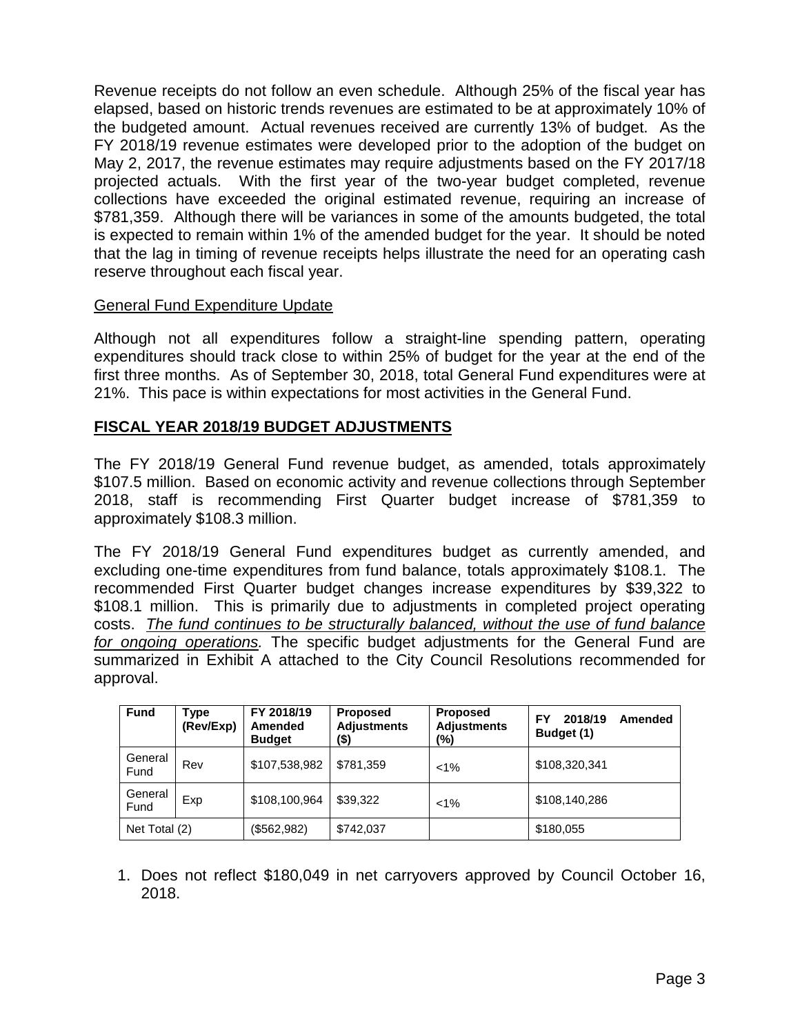Revenue receipts do not follow an even schedule. Although 25% of the fiscal year has elapsed, based on historic trends revenues are estimated to be at approximately 10% of the budgeted amount. Actual revenues received are currently 13% of budget. As the FY 2018/19 revenue estimates were developed prior to the adoption of the budget on May 2, 2017, the revenue estimates may require adjustments based on the FY 2017/18 projected actuals. With the first year of the two-year budget completed, revenue collections have exceeded the original estimated revenue, requiring an increase of $781,359. Although there will be variances in some of the amounts budgeted, the total is expected to remain within 1% of the amended budget for the year. It should be noted that the lag in timing of revenue receipts helps illustrate the need for an operating cash reserve throughout each fiscal year.

General Fund Expenditure Update

Although not all expenditures follow a straight-line spending pattern, operating expenditures should track close to within 25% of budget for the year at the end of the first three months. As of September 30, 2018, total General Fund expenditures were at 21%. This pace is within expectations for most activities in the General Fund.

## FISCAL YEAR 2018/19 BUDGET ADJUSTMENTS

The FY 2018/19 General Fund revenue budget, as amended, totals approximately $107.5 million. Based on economic activity and revenue collections through September 2018, staff is recommending First Quarter budget increase of $781,359 to approximately $108.3 million.

The FY 2018/19 General Fund expenditures budget as currently amended, and excluding one-time expenditures from fund balance, totals approximately $108.1. The recommended First Quarter budget changes increase expenditures by $39,322 to $108.1 million. This is primarily due to adjustments in completed project operating costs. *The fund continues to be structurally balanced, without the use of fund balance for ongoing operations.* The specific budget adjustments for the General Fund are summarized in Exhibit A attached to the City Council Resolutions recommended for approval.

| Fund | Type (Rev/Exp) | FY 2018/19 Amended Budget | Proposed Adjustments ($) | Proposed Adjustments (%) | FY 2018/19 Amended Budget (1) |
|---|---|---|---|---|---|
| General Fund | Rev | $107,538,982 | $781,359 | <1% | $108,320,341 |
| General Fund | Exp | $108,100,964 | $39,322 | <1% | $108,140,286 |
| Net Total (2) | | ($562,982) | $742,037 | | $180,055 |

1. Does not reflect $180,049 in net carryovers approved by Council October 16, 2018.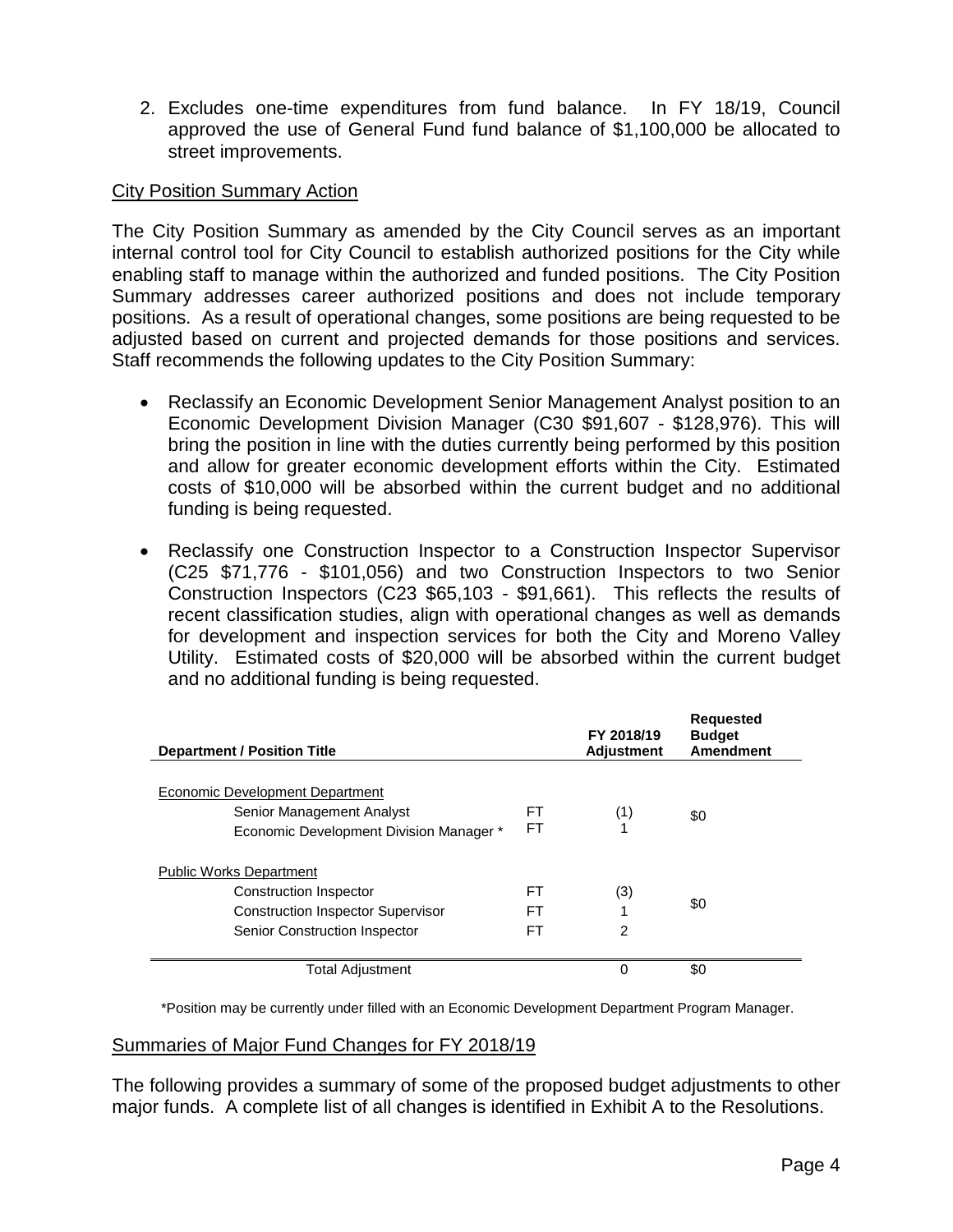2. Excludes one-time expenditures from fund balance. In FY 18/19, Council approved the use of General Fund fund balance of $1,100,000 be allocated to street improvements.

City Position Summary Action

The City Position Summary as amended by the City Council serves as an important internal control tool for City Council to establish authorized positions for the City while enabling staff to manage within the authorized and funded positions. The City Position Summary addresses career authorized positions and does not include temporary positions. As a result of operational changes, some positions are being requested to be adjusted based on current and projected demands for those positions and services. Staff recommends the following updates to the City Position Summary:

- Reclassify an Economic Development Senior Management Analyst position to an Economic Development Division Manager (C30 $91,607 - $128,976). This will bring the position in line with the duties currently being performed by this position and allow for greater economic development efforts within the City. Estimated costs of $10,000 will be absorbed within the current budget and no additional funding is being requested.

- Reclassify one Construction Inspector to a Construction Inspector Supervisor (C25 $71,776 - $101,056) and two Construction Inspectors to two Senior Construction Inspectors (C23 $65,103 - $91,661). This reflects the results of recent classification studies, align with operational changes as well as demands for development and inspection services for both the City and Moreno Valley Utility. Estimated costs of $20,000 will be absorbed within the current budget and no additional funding is being requested.

| Department / Position Title | | FY 2018/19 Adjustment | Requested Budget Amendment |
|---|---|---|---|
| Economic Development Department | | | |
| Senior Management Analyst | FT | (1) | $0 |
| Economic Development Division Manager * | FT | 1 | |
| Public Works Department | | | |
| Construction Inspector | FT | (3) | $0 |
| Construction Inspector Supervisor | FT | 1 | |
| Senior Construction Inspector | FT | 2 | |
| Total Adjustment | | 0 | $0 |

*Position may be currently under filled with an Economic Development Department Program Manager.

Summaries of Major Fund Changes for FY 2018/19

The following provides a summary of some of the proposed budget adjustments to other major funds. A complete list of all changes is identified in Exhibit A to the Resolutions.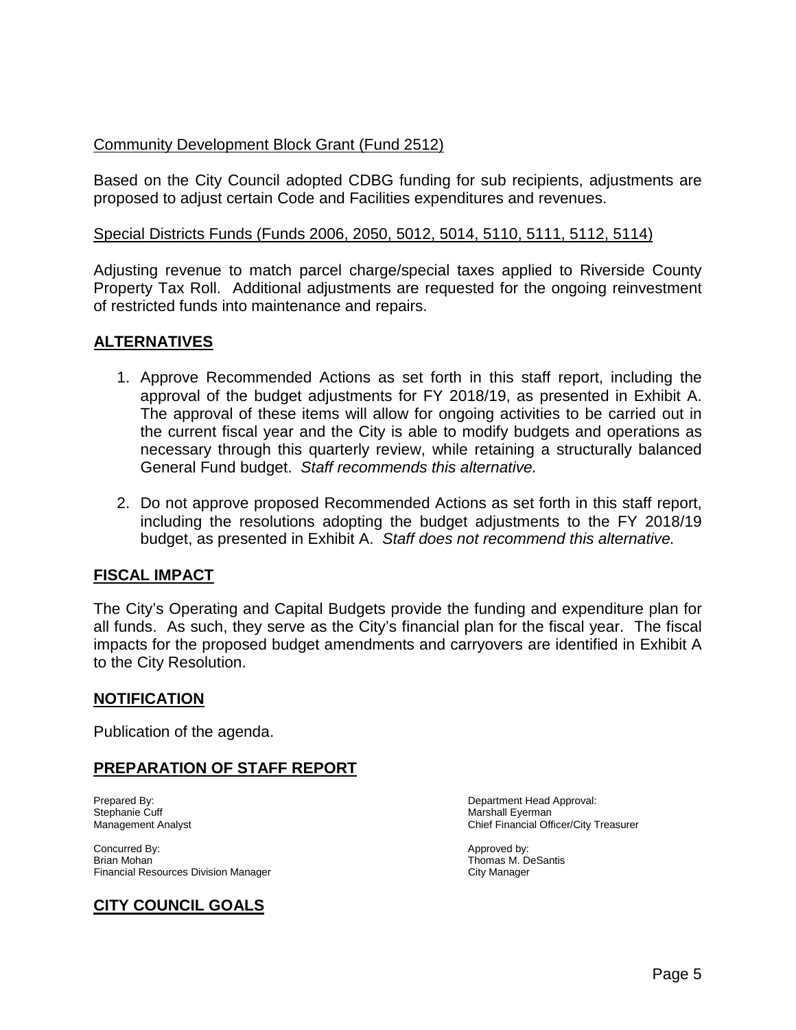Community Development Block Grant (Fund 2512)

Based on the City Council adopted CDBG funding for sub recipients, adjustments are proposed to adjust certain Code and Facilities expenditures and revenues.

Special Districts Funds (Funds 2006, 2050, 5012, 5014, 5110, 5111, 5112, 5114)

Adjusting revenue to match parcel charge/special taxes applied to Riverside County Property Tax Roll. Additional adjustments are requested for the ongoing reinvestment of restricted funds into maintenance and repairs.

## ALTERNATIVES

1. Approve Recommended Actions as set forth in this staff report, including the approval of the budget adjustments for FY 2018/19, as presented in Exhibit A. The approval of these items will allow for ongoing activities to be carried out in the current fiscal year and the City is able to modify budgets and operations as necessary through this quarterly review, while retaining a structurally balanced General Fund budget. *Staff recommends this alternative.*

2. Do not approve proposed Recommended Actions as set forth in this staff report, including the resolutions adopting the budget adjustments to the FY 2018/19 budget, as presented in Exhibit A. *Staff does not recommend this alternative.*

## FISCAL IMPACT

The City's Operating and Capital Budgets provide the funding and expenditure plan for all funds. As such, they serve as the City's financial plan for the fiscal year. The fiscal impacts for the proposed budget amendments and carryovers are identified in Exhibit A to the City Resolution.

## NOTIFICATION

Publication of the agenda.

## PREPARATION OF STAFF REPORT

Prepared By:
Stephanie Cuff
Management Analyst

Department Head Approval:
Marshall Eyerman
Chief Financial Officer/City Treasurer

Concurred By:
Brian Mohan
Financial Resources Division Manager

Approved by:
Thomas M. DeSantis
City Manager

## CITY COUNCIL GOALS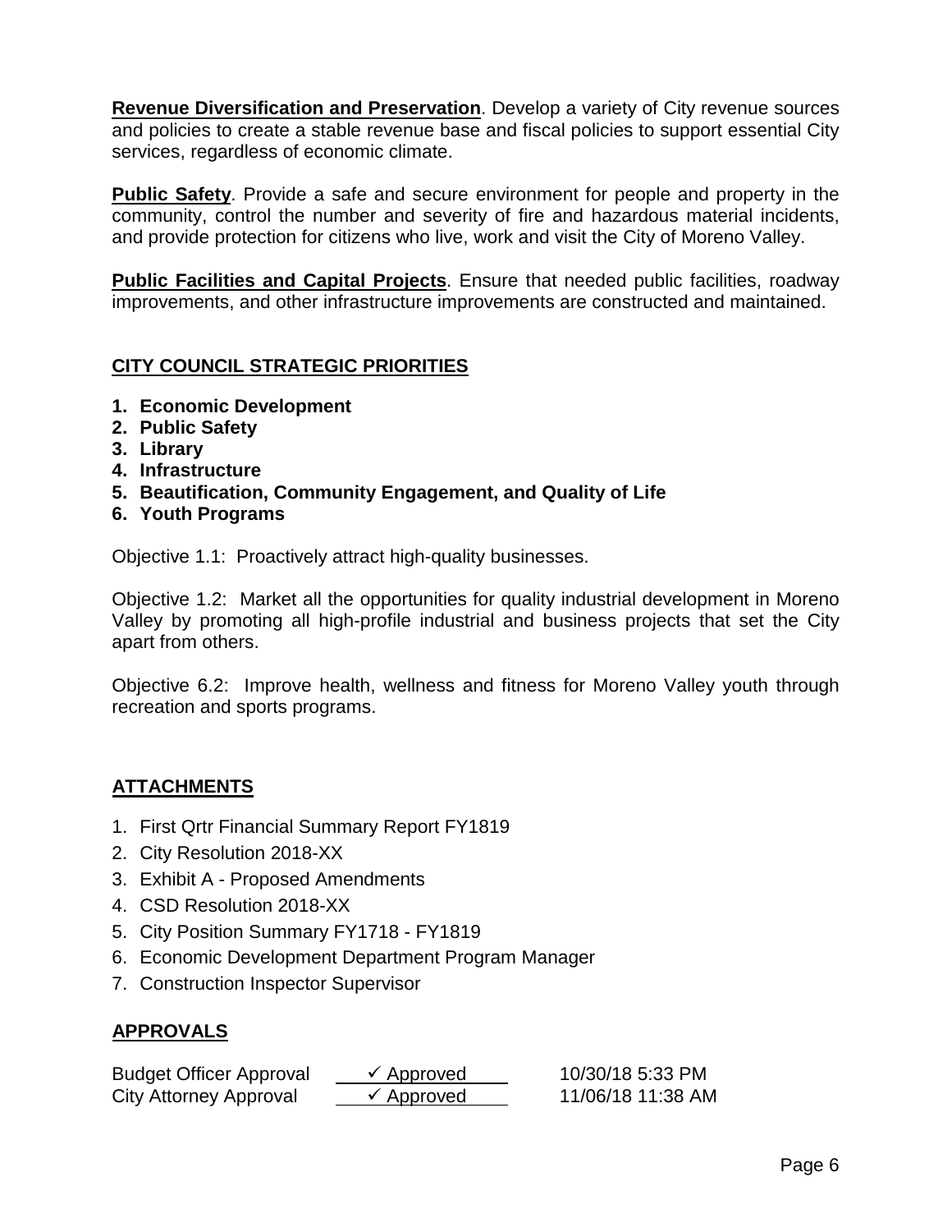**Revenue Diversification and Preservation**. Develop a variety of City revenue sources and policies to create a stable revenue base and fiscal policies to support essential City services, regardless of economic climate.

**Public Safety**. Provide a safe and secure environment for people and property in the community, control the number and severity of fire and hazardous material incidents, and provide protection for citizens who live, work and visit the City of Moreno Valley.

**Public Facilities and Capital Projects**. Ensure that needed public facilities, roadway improvements, and other infrastructure improvements are constructed and maintained.

## CITY COUNCIL STRATEGIC PRIORITIES

1. **Economic Development**
2. **Public Safety**
3. **Library**
4. **Infrastructure**
5. **Beautification, Community Engagement, and Quality of Life**
6. **Youth Programs**

Objective 1.1: Proactively attract high-quality businesses.

Objective 1.2: Market all the opportunities for quality industrial development in Moreno Valley by promoting all high-profile industrial and business projects that set the City apart from others.

Objective 6.2: Improve health, wellness and fitness for Moreno Valley youth through recreation and sports programs.

## ATTACHMENTS

1. First Qrtr Financial Summary Report FY1819
2. City Resolution 2018-XX
3. Exhibit A - Proposed Amendments
4. CSD Resolution 2018-XX
5. City Position Summary FY1718 - FY1819
6. Economic Development Department Program Manager
7. Construction Inspector Supervisor

## APPROVALS

| | | |
|---|---|---|
| Budget Officer Approval | ✓ Approved | 10/30/18 5:33 PM |
| City Attorney Approval | ✓ Approved | 11/06/18 11:38 AM |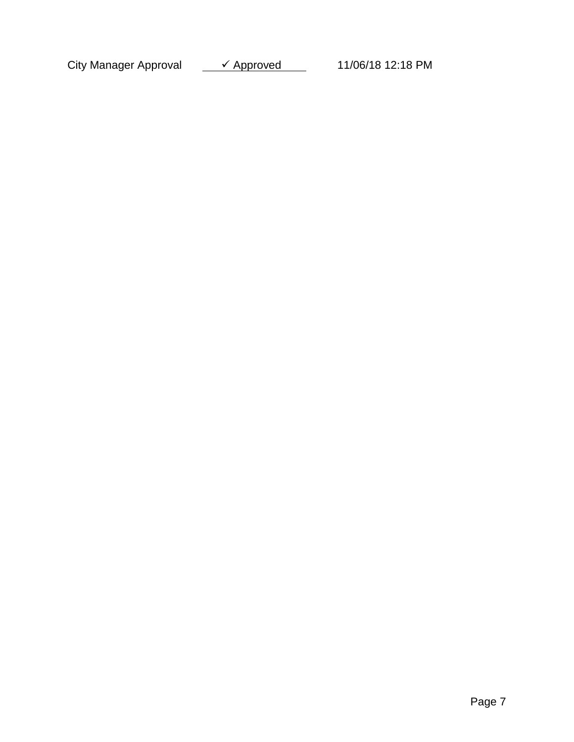| City Manager Approval | ✓ Approved | 11/06/18 12:18 PM |
| --- | --- | --- |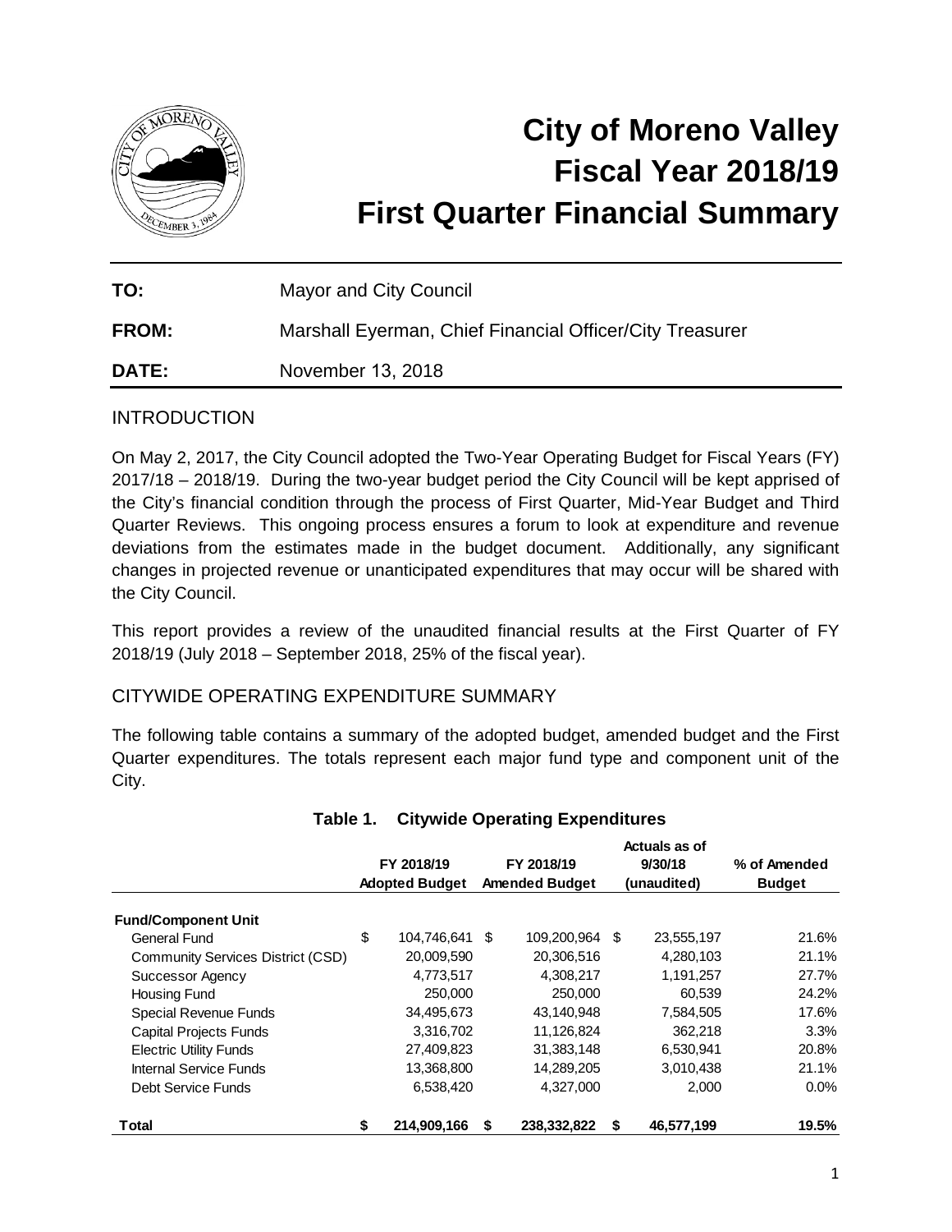# City of Moreno Valley Fiscal Year 2018/19 First Quarter Financial Summary

**TO:** Mayor and City Council

**FROM:** Marshall Eyerman, Chief Financial Officer/City Treasurer

**DATE:** November 13, 2018

## INTRODUCTION

On May 2, 2017, the City Council adopted the Two-Year Operating Budget for Fiscal Years (FY) 2017/18 – 2018/19. During the two-year budget period the City Council will be kept apprised of the City's financial condition through the process of First Quarter, Mid-Year Budget and Third Quarter Reviews. This ongoing process ensures a forum to look at expenditure and revenue deviations from the estimates made in the budget document. Additionally, any significant changes in projected revenue or unanticipated expenditures that may occur will be shared with the City Council.

This report provides a review of the unaudited financial results at the First Quarter of FY 2018/19 (July 2018 – September 2018, 25% of the fiscal year).

## CITYWIDE OPERATING EXPENDITURE SUMMARY

The following table contains a summary of the adopted budget, amended budget and the First Quarter expenditures. The totals represent each major fund type and component unit of the City.

**Table 1. Citywide Operating Expenditures**

| | FY 2018/19 Adopted Budget | FY 2018/19 Amended Budget | Actuals as of 9/30/18 (unaudited) | % of Amended Budget |
|---|---|---|---|---|
| **Fund/Component Unit** | | | | |
| General Fund | $ 104,746,641 | $ 109,200,964 | $ 23,555,197 | 21.6% |
| Community Services District (CSD) | 20,009,590 | 20,306,516 | 4,280,103 | 21.1% |
| Successor Agency | 4,773,517 | 4,308,217 | 1,191,257 | 27.7% |
| Housing Fund | 250,000 | 250,000 | 60,539 | 24.2% |
| Special Revenue Funds | 34,495,673 | 43,140,948 | 7,584,505 | 17.6% |
| Capital Projects Funds | 3,316,702 | 11,126,824 | 362,218 | 3.3% |
| Electric Utility Funds | 27,409,823 | 31,383,148 | 6,530,941 | 20.8% |
| Internal Service Funds | 13,368,800 | 14,289,205 | 3,010,438 | 21.1% |
| Debt Service Funds | 6,538,420 | 4,327,000 | 2,000 | 0.0% |
| **Total** | **$ 214,909,166** | **$ 238,332,822** | **$ 46,577,199** | **19.5%** |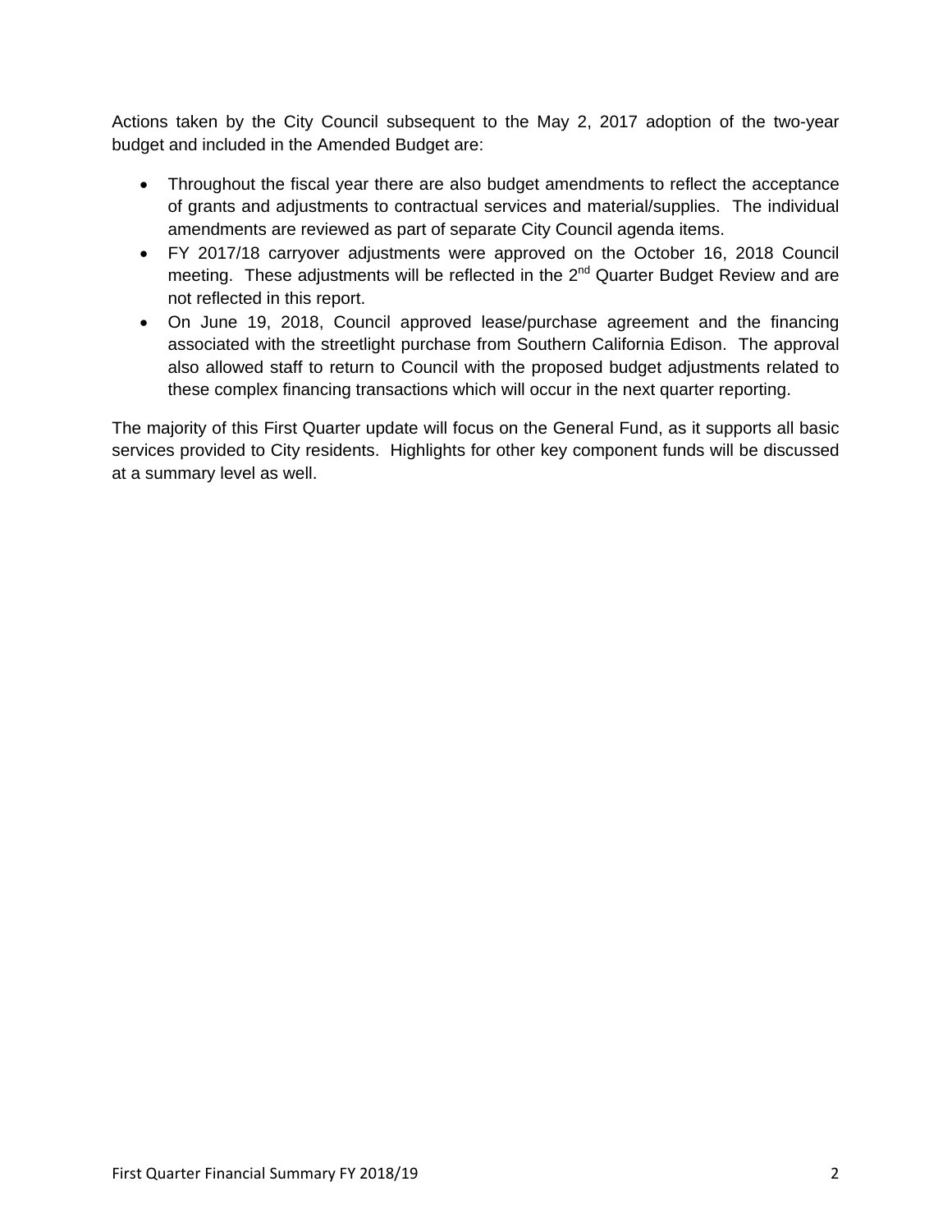Actions taken by the City Council subsequent to the May 2, 2017 adoption of the two-year budget and included in the Amended Budget are:

- Throughout the fiscal year there are also budget amendments to reflect the acceptance of grants and adjustments to contractual services and material/supplies. The individual amendments are reviewed as part of separate City Council agenda items.
- FY 2017/18 carryover adjustments were approved on the October 16, 2018 Council meeting. These adjustments will be reflected in the 2nd Quarter Budget Review and are not reflected in this report.
- On June 19, 2018, Council approved lease/purchase agreement and the financing associated with the streetlight purchase from Southern California Edison. The approval also allowed staff to return to Council with the proposed budget adjustments related to these complex financing transactions which will occur in the next quarter reporting.

The majority of this First Quarter update will focus on the General Fund, as it supports all basic services provided to City residents. Highlights for other key component funds will be discussed at a summary level as well.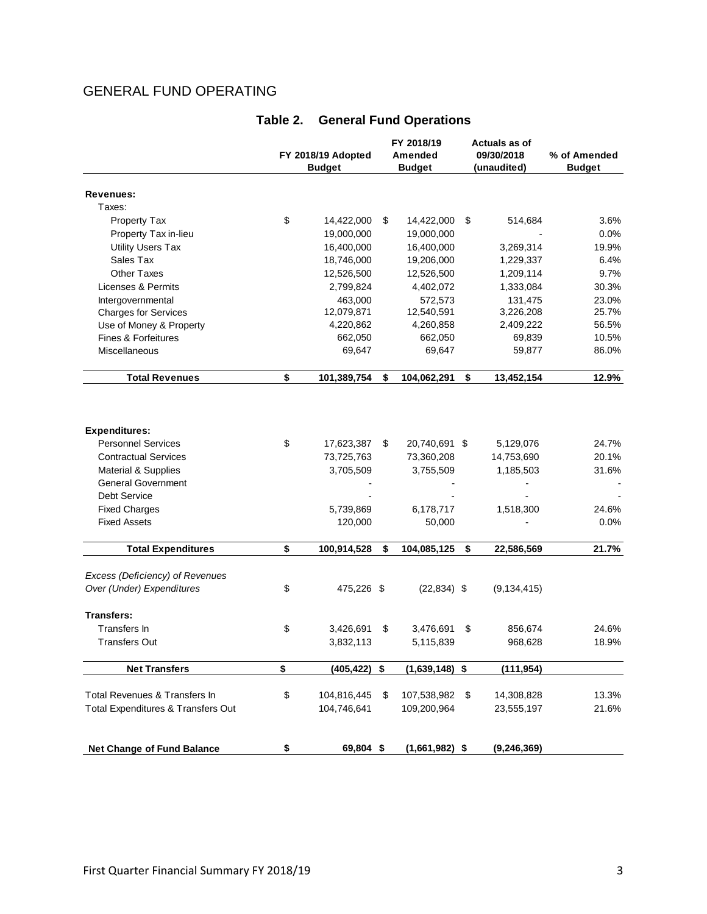## GENERAL FUND OPERATING

### Table 2. General Fund Operations

| | FY 2018/19 Adopted Budget | FY 2018/19 Amended Budget | Actuals as of 09/30/2018 (unaudited) | % of Amended Budget |
|---|---|---|---|---|
| **Revenues:** | | | | |
| Taxes: | | | | |
| Property Tax | $ 14,422,000 | $ 14,422,000 | $ 514,684 | 3.6% |
| Property Tax in-lieu | 19,000,000 | 19,000,000 | - | 0.0% |
| Utility Users Tax | 16,400,000 | 16,400,000 | 3,269,314 | 19.9% |
| Sales Tax | 18,746,000 | 19,206,000 | 1,229,337 | 6.4% |
| Other Taxes | 12,526,500 | 12,526,500 | 1,209,114 | 9.7% |
| Licenses & Permits | 2,799,824 | 4,402,072 | 1,333,084 | 30.3% |
| Intergovernmental | 463,000 | 572,573 | 131,475 | 23.0% |
| Charges for Services | 12,079,871 | 12,540,591 | 3,226,208 | 25.7% |
| Use of Money & Property | 4,220,862 | 4,260,858 | 2,409,222 | 56.5% |
| Fines & Forfeitures | 662,050 | 662,050 | 69,839 | 10.5% |
| Miscellaneous | 69,647 | 69,647 | 59,877 | 86.0% |
| **Total Revenues** | **$ 101,389,754** | **$ 104,062,291** | **$ 13,452,154** | **12.9%** |
| **Expenditures:** | | | | |
| Personnel Services | $ 17,623,387 | $ 20,740,691 | $ 5,129,076 | 24.7% |
| Contractual Services | 73,725,763 | 73,360,208 | 14,753,690 | 20.1% |
| Material & Supplies | 3,705,509 | 3,755,509 | 1,185,503 | 31.6% |
| General Government | - | - | - | - |
| Debt Service | - | - | - | - |
| Fixed Charges | 5,739,869 | 6,178,717 | 1,518,300 | 24.6% |
| Fixed Assets | 120,000 | 50,000 | - | 0.0% |
| **Total Expenditures** | **$ 100,914,528** | **$ 104,085,125** | **$ 22,586,569** | **21.7%** |
| *Excess (Deficiency) of Revenues Over (Under) Expenditures* | $ 475,226 | $ (22,834) | $ (9,134,415) | |
| **Transfers:** | | | | |
| Transfers In | $ 3,426,691 | $ 3,476,691 | $ 856,674 | 24.6% |
| Transfers Out | 3,832,113 | 5,115,839 | 968,628 | 18.9% |
| **Net Transfers** | **$ (405,422)** | **$ (1,639,148)** | **$ (111,954)** | |
| Total Revenues & Transfers In | $ 104,816,445 | $ 107,538,982 | $ 14,308,828 | 13.3% |
| Total Expenditures & Transfers Out | 104,746,641 | 109,200,964 | 23,555,197 | 21.6% |
| **Net Change of Fund Balance** | **$ 69,804** | **$ (1,661,982)** | **$ (9,246,369)** | |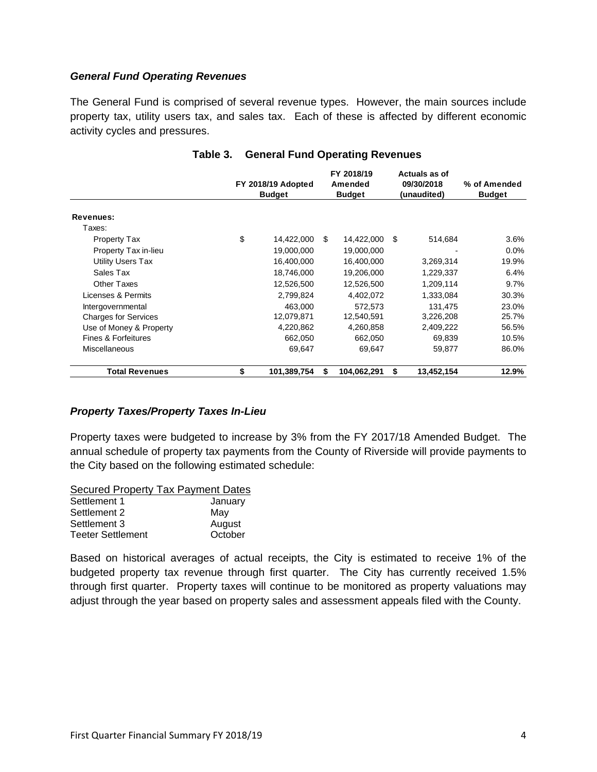### *General Fund Operating Revenues*

The General Fund is comprised of several revenue types. However, the main sources include property tax, utility users tax, and sales tax. Each of these is affected by different economic activity cycles and pressures.

**Table 3. General Fund Operating Revenues**

| | FY 2018/19 Adopted Budget | FY 2018/19 Amended Budget | Actuals as of 09/30/2018 (unaudited) | % of Amended Budget |
|---|---|---|---|---|
| **Revenues:** | | | | |
| Taxes: | | | | |
| Property Tax | $ 14,422,000 | $ 14,422,000 | $ 514,684 | 3.6% |
| Property Tax in-lieu | 19,000,000 | 19,000,000 | - | 0.0% |
| Utility Users Tax | 16,400,000 | 16,400,000 | 3,269,314 | 19.9% |
| Sales Tax | 18,746,000 | 19,206,000 | 1,229,337 | 6.4% |
| Other Taxes | 12,526,500 | 12,526,500 | 1,209,114 | 9.7% |
| Licenses & Permits | 2,799,824 | 4,402,072 | 1,333,084 | 30.3% |
| Intergovernmental | 463,000 | 572,573 | 131,475 | 23.0% |
| Charges for Services | 12,079,871 | 12,540,591 | 3,226,208 | 25.7% |
| Use of Money & Property | 4,220,862 | 4,260,858 | 2,409,222 | 56.5% |
| Fines & Forfeitures | 662,050 | 662,050 | 69,839 | 10.5% |
| Miscellaneous | 69,647 | 69,647 | 59,877 | 86.0% |
| **Total Revenues** | **$ 101,389,754** | **$ 104,062,291** | **$ 13,452,154** | **12.9%** |

### *Property Taxes/Property Taxes In-Lieu*

Property taxes were budgeted to increase by 3% from the FY 2017/18 Amended Budget. The annual schedule of property tax payments from the County of Riverside will provide payments to the City based on the following estimated schedule:

| Secured Property Tax Payment Dates | |
|---|---|
| Settlement 1 | January |
| Settlement 2 | May |
| Settlement 3 | August |
| Teeter Settlement | October |

Based on historical averages of actual receipts, the City is estimated to receive 1% of the budgeted property tax revenue through first quarter. The City has currently received 1.5% through first quarter. Property taxes will continue to be monitored as property valuations may adjust through the year based on property sales and assessment appeals filed with the County.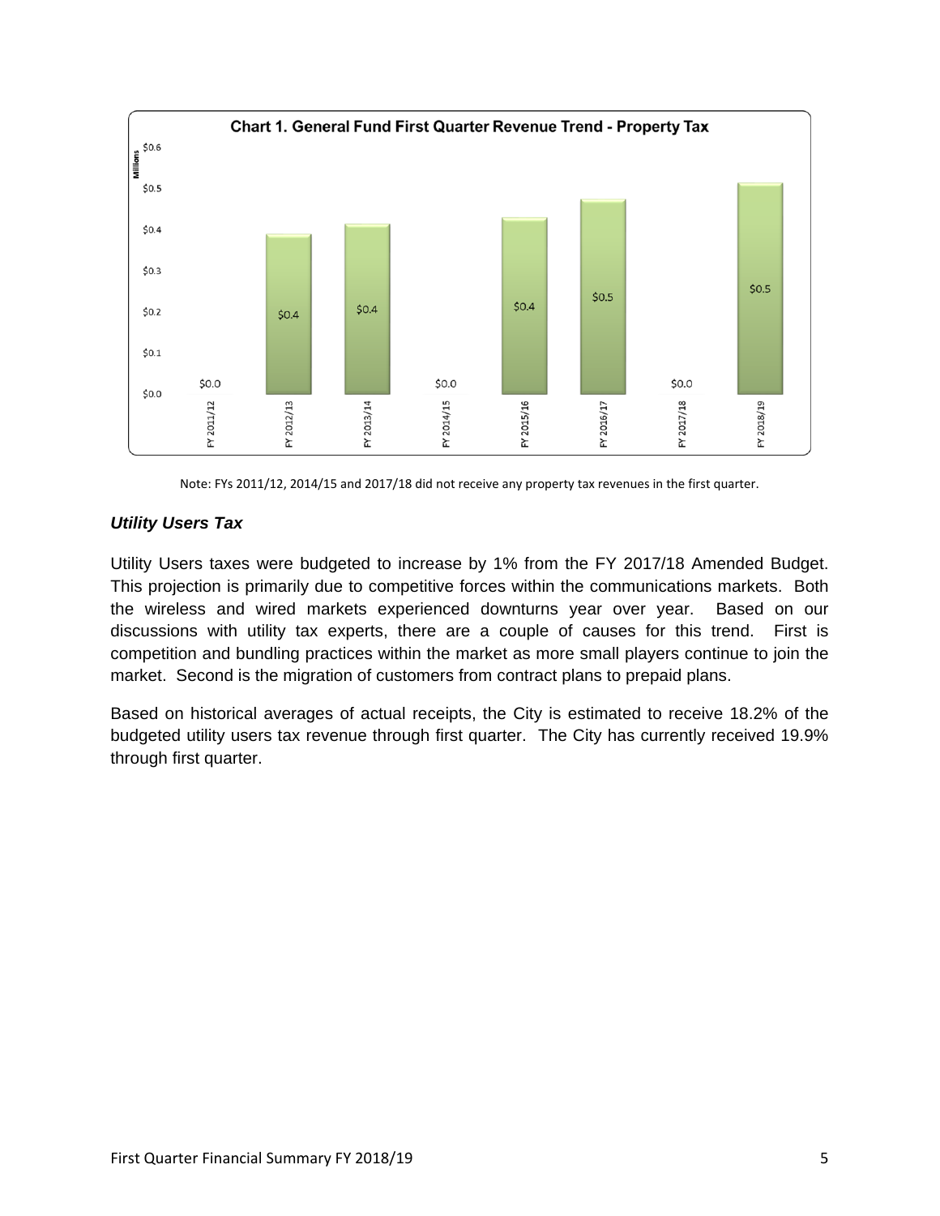**Chart 1. General Fund First Quarter Revenue Trend - Property Tax**

| Fiscal Year | Revenue (Millions) |
|---|---|
| FY 2011/12 | $0.0 |
| FY 2012/13 | $0.4 |
| FY 2013/14 | $0.4 |
| FY 2014/15 | $0.0 |
| FY 2015/16 | $0.4 |
| FY 2016/17 | $0.5 |
| FY 2017/18 | $0.0 |
| FY 2018/19 | $0.5 |

Note: FYs 2011/12, 2014/15 and 2017/18 did not receive any property tax revenues in the first quarter.

### *Utility Users Tax*

Utility Users taxes were budgeted to increase by 1% from the FY 2017/18 Amended Budget. This projection is primarily due to competitive forces within the communications markets. Both the wireless and wired markets experienced downturns year over year. Based on our discussions with utility tax experts, there are a couple of causes for this trend. First is competition and bundling practices within the market as more small players continue to join the market. Second is the migration of customers from contract plans to prepaid plans.

Based on historical averages of actual receipts, the City is estimated to receive 18.2% of the budgeted utility users tax revenue through first quarter. The City has currently received 19.9% through first quarter.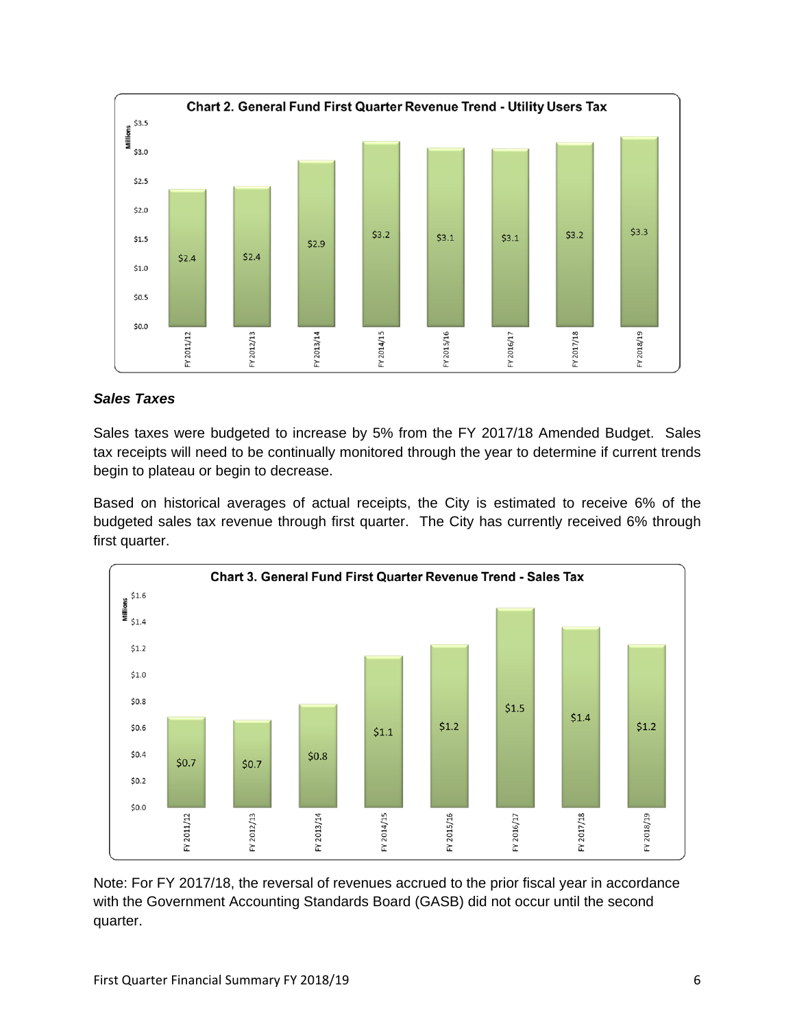**Chart 2. General Fund First Quarter Revenue Trend - Utility Users Tax**

| Fiscal Year | Millions |
|---|---|
| FY 2011/12 | $2.4 |
| FY 2012/13 | $2.4 |
| FY 2013/14 | $2.9 |
| FY 2014/15 | $3.2 |
| FY 2015/16 | $3.1 |
| FY 2016/17 | $3.1 |
| FY 2017/18 | $3.2 |
| FY 2018/19 | $3.3 |

### *Sales Taxes*

Sales taxes were budgeted to increase by 5% from the FY 2017/18 Amended Budget. Sales tax receipts will need to be continually monitored through the year to determine if current trends begin to plateau or begin to decrease.

Based on historical averages of actual receipts, the City is estimated to receive 6% of the budgeted sales tax revenue through first quarter. The City has currently received 6% through first quarter.

**Chart 3. General Fund First Quarter Revenue Trend - Sales Tax**

| Fiscal Year | Millions |
|---|---|
| FY 2011/12 | $0.7 |
| FY 2012/13 | $0.7 |
| FY 2013/14 | $0.8 |
| FY 2014/15 | $1.1 |
| FY 2015/16 | $1.2 |
| FY 2016/17 | $1.5 |
| FY 2017/18 | $1.4 |
| FY 2018/19 | $1.2 |

Note: For FY 2017/18, the reversal of revenues accrued to the prior fiscal year in accordance with the Government Accounting Standards Board (GASB) did not occur until the second quarter.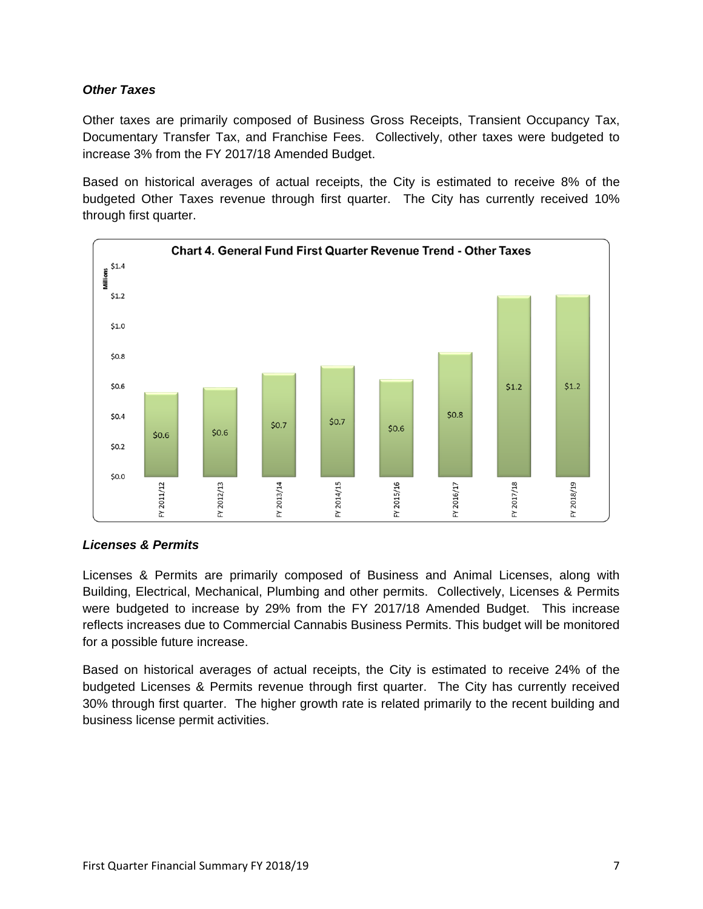### *Other Taxes*

Other taxes are primarily composed of Business Gross Receipts, Transient Occupancy Tax, Documentary Transfer Tax, and Franchise Fees. Collectively, other taxes were budgeted to increase 3% from the FY 2017/18 Amended Budget.

Based on historical averages of actual receipts, the City is estimated to receive 8% of the budgeted Other Taxes revenue through first quarter. The City has currently received 10% through first quarter.

**Chart 4. General Fund First Quarter Revenue Trend - Other Taxes**

| Fiscal Year | Millions |
|---|---|
| FY 2011/12 | $0.6 |
| FY 2012/13 | $0.6 |
| FY 2013/14 | $0.7 |
| FY 2014/15 | $0.7 |
| FY 2015/16 | $0.6 |
| FY 2016/17 | $0.8 |
| FY 2017/18 | $1.2 |
| FY 2018/19 | $1.2 |

### *Licenses & Permits*

Licenses & Permits are primarily composed of Business and Animal Licenses, along with Building, Electrical, Mechanical, Plumbing and other permits. Collectively, Licenses & Permits were budgeted to increase by 29% from the FY 2017/18 Amended Budget. This increase reflects increases due to Commercial Cannabis Business Permits. This budget will be monitored for a possible future increase.

Based on historical averages of actual receipts, the City is estimated to receive 24% of the budgeted Licenses & Permits revenue through first quarter. The City has currently received 30% through first quarter. The higher growth rate is related primarily to the recent building and business license permit activities.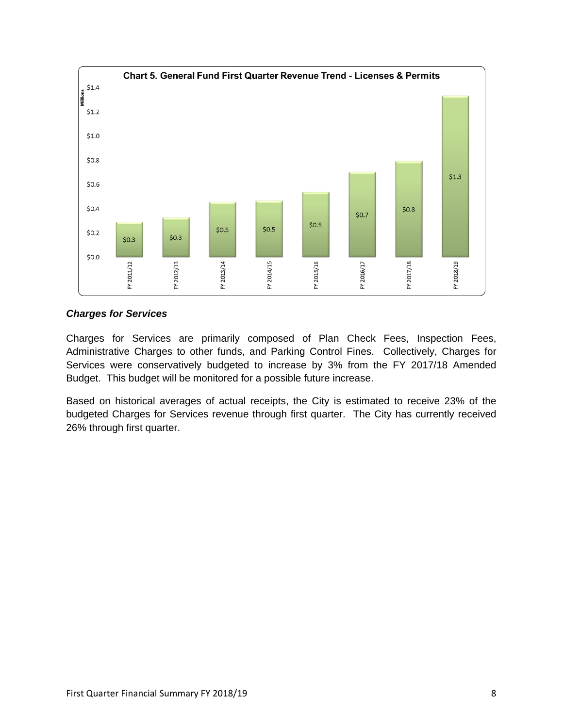**Chart 5. General Fund First Quarter Revenue Trend - Licenses & Permits**

| Fiscal Year | Revenue (Millions) |
|---|---|
| FY 2011/12 | $0.3 |
| FY 2012/13 | $0.3 |
| FY 2013/14 | $0.5 |
| FY 2014/15 | $0.5 |
| FY 2015/16 | $0.5 |
| FY 2016/17 | $0.7 |
| FY 2017/18 | $0.8 |
| FY 2018/19 | $1.3 |

### *Charges for Services*

Charges for Services are primarily composed of Plan Check Fees, Inspection Fees, Administrative Charges to other funds, and Parking Control Fines. Collectively, Charges for Services were conservatively budgeted to increase by 3% from the FY 2017/18 Amended Budget. This budget will be monitored for a possible future increase.

Based on historical averages of actual receipts, the City is estimated to receive 23% of the budgeted Charges for Services revenue through first quarter. The City has currently received 26% through first quarter.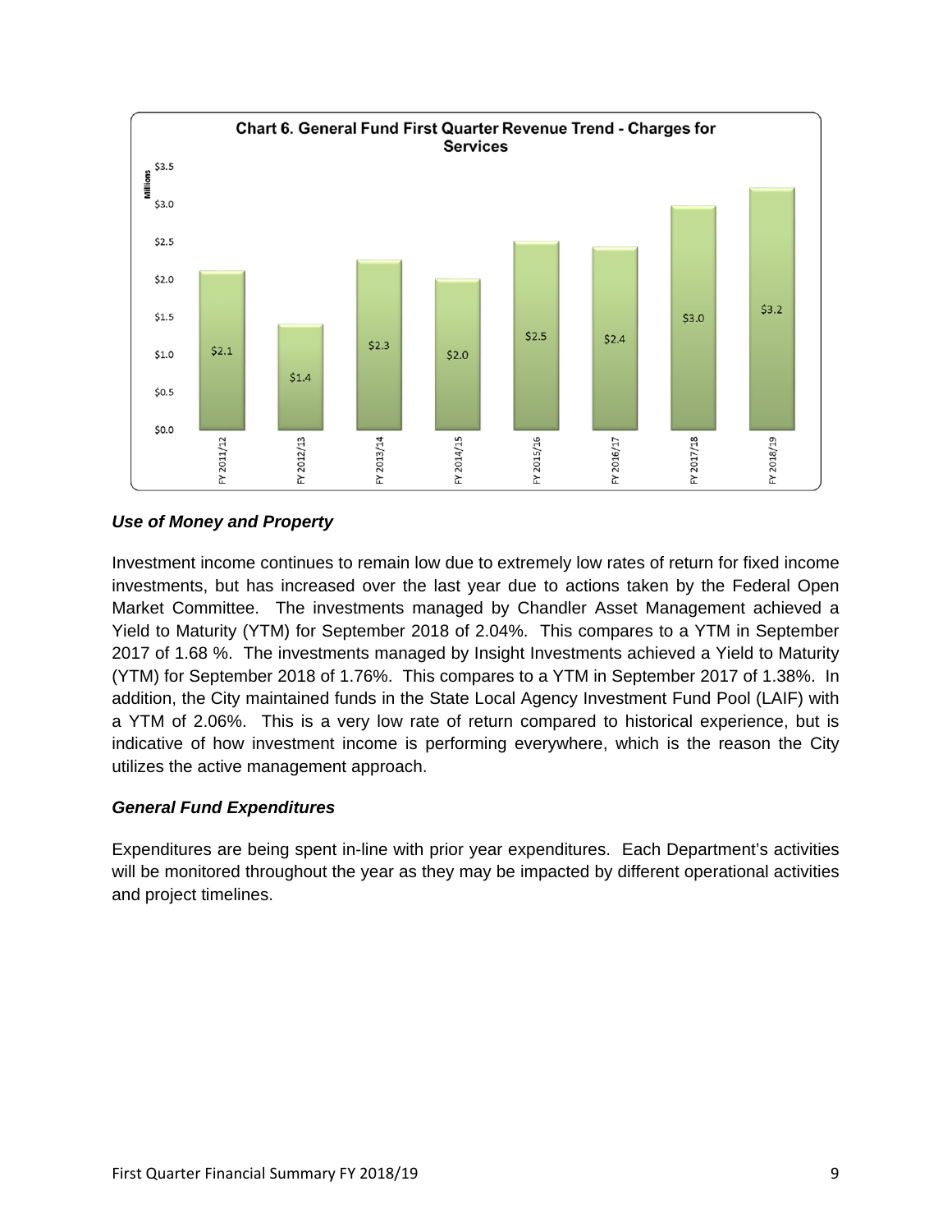**Chart 6. General Fund First Quarter Revenue Trend - Charges for Services**

| Fiscal Year | Millions |
|---|---|
| FY 2011/12 | $2.1 |
| FY 2012/13 | $1.4 |
| FY 2013/14 | $2.3 |
| FY 2014/15 | $2.0 |
| FY 2015/16 | $2.5 |
| FY 2016/17 | $2.4 |
| FY 2017/18 | $3.0 |
| FY 2018/19 | $3.2 |

### *Use of Money and Property*

Investment income continues to remain low due to extremely low rates of return for fixed income investments, but has increased over the last year due to actions taken by the Federal Open Market Committee. The investments managed by Chandler Asset Management achieved a Yield to Maturity (YTM) for September 2018 of 2.04%. This compares to a YTM in September 2017 of 1.68 %. The investments managed by Insight Investments achieved a Yield to Maturity (YTM) for September 2018 of 1.76%. This compares to a YTM in September 2017 of 1.38%. In addition, the City maintained funds in the State Local Agency Investment Fund Pool (LAIF) with a YTM of 2.06%. This is a very low rate of return compared to historical experience, but is indicative of how investment income is performing everywhere, which is the reason the City utilizes the active management approach.

### *General Fund Expenditures*

Expenditures are being spent in-line with prior year expenditures. Each Department's activities will be monitored throughout the year as they may be impacted by different operational activities and project timelines.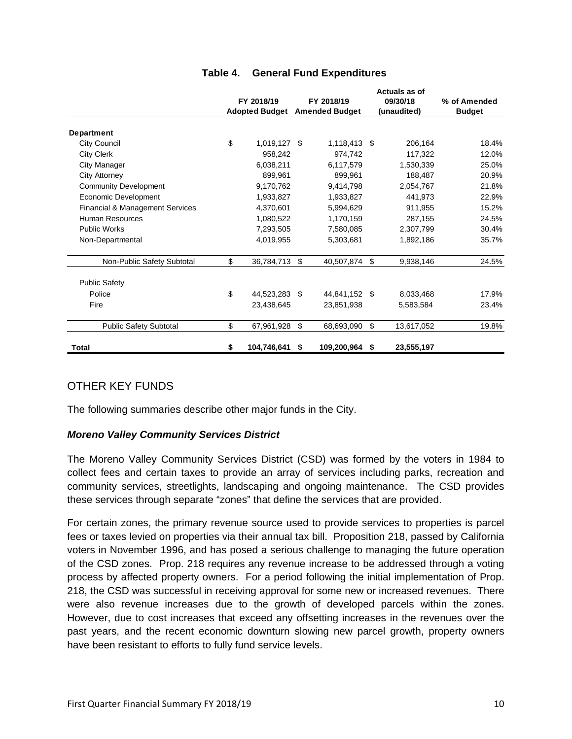### Table 4. General Fund Expenditures

| | FY 2018/19 Adopted Budget | FY 2018/19 Amended Budget | Actuals as of 09/30/18 (unaudited) | % of Amended Budget |
|---|---|---|---|---|
| **Department** | | | | |
| City Council | $ 1,019,127 | $ 1,118,413 | $ 206,164 | 18.4% |
| City Clerk | 958,242 | 974,742 | 117,322 | 12.0% |
| City Manager | 6,038,211 | 6,117,579 | 1,530,339 | 25.0% |
| City Attorney | 899,961 | 899,961 | 188,487 | 20.9% |
| Community Development | 9,170,762 | 9,414,798 | 2,054,767 | 21.8% |
| Economic Development | 1,933,827 | 1,933,827 | 441,973 | 22.9% |
| Financial & Management Services | 4,370,601 | 5,994,629 | 911,955 | 15.2% |
| Human Resources | 1,080,522 | 1,170,159 | 287,155 | 24.5% |
| Public Works | 7,293,505 | 7,580,085 | 2,307,799 | 30.4% |
| Non-Departmental | 4,019,955 | 5,303,681 | 1,892,186 | 35.7% |
| Non-Public Safety Subtotal | $ 36,784,713 | $ 40,507,874 | $ 9,938,146 | 24.5% |
| Public Safety | | | | |
| Police | $ 44,523,283 | $ 44,841,152 | $ 8,033,468 | 17.9% |
| Fire | 23,438,645 | 23,851,938 | 5,583,584 | 23.4% |
| Public Safety Subtotal | $ 67,961,928 | $ 68,693,090 | $ 13,617,052 | 19.8% |
| **Total** | **$ 104,746,641** | **$ 109,200,964** | **$ 23,555,197** | |

## OTHER KEY FUNDS

The following summaries describe other major funds in the City.

### *Moreno Valley Community Services District*

The Moreno Valley Community Services District (CSD) was formed by the voters in 1984 to collect fees and certain taxes to provide an array of services including parks, recreation and community services, streetlights, landscaping and ongoing maintenance. The CSD provides these services through separate "zones" that define the services that are provided.

For certain zones, the primary revenue source used to provide services to properties is parcel fees or taxes levied on properties via their annual tax bill. Proposition 218, passed by California voters in November 1996, and has posed a serious challenge to managing the future operation of the CSD zones. Prop. 218 requires any revenue increase to be addressed through a voting process by affected property owners. For a period following the initial implementation of Prop. 218, the CSD was successful in receiving approval for some new or increased revenues. There were also revenue increases due to the growth of developed parcels within the zones. However, due to cost increases that exceed any offsetting increases in the revenues over the past years, and the recent economic downturn slowing new parcel growth, property owners have been resistant to efforts to fully fund service levels.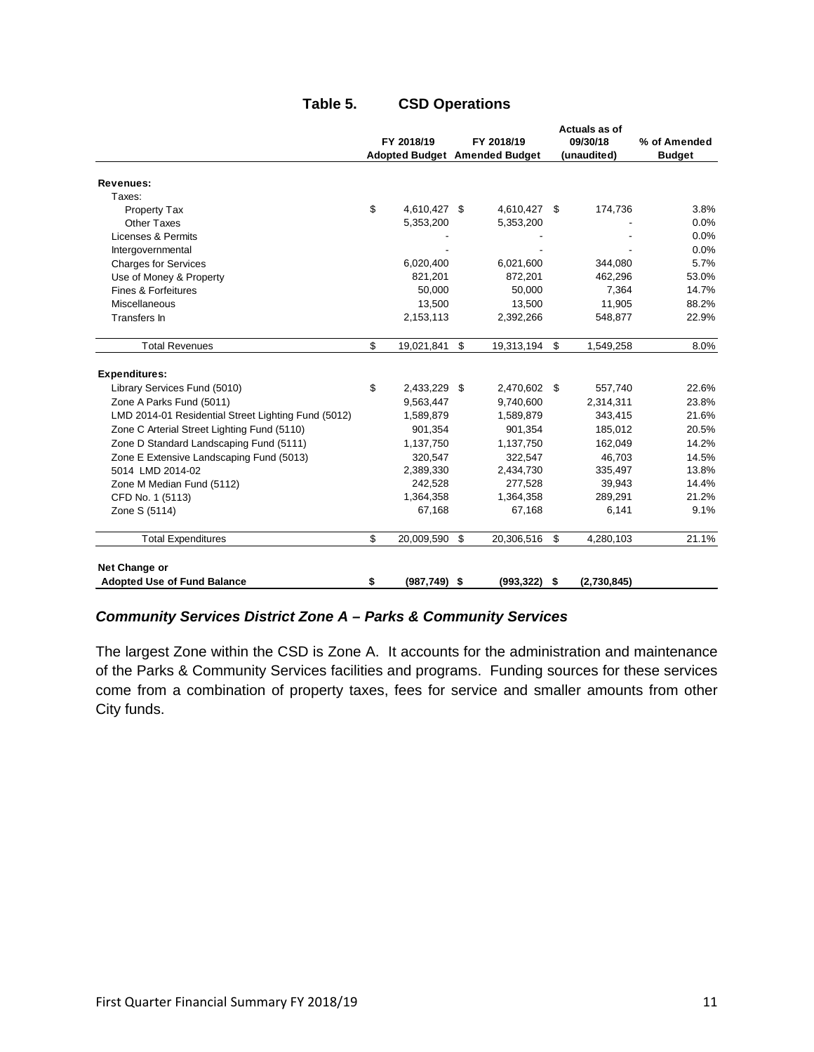## Table 5. CSD Operations

| | FY 2018/19 Adopted Budget | FY 2018/19 Amended Budget | Actuals as of 09/30/18 (unaudited) | % of Amended Budget |
|---|---|---|---|---|
| **Revenues:** | | | | |
| Taxes: | | | | |
| Property Tax | $ 4,610,427 | $ 4,610,427 | $ 174,736 | 3.8% |
| Other Taxes | 5,353,200 | 5,353,200 | - | 0.0% |
| Licenses & Permits | - | - | - | 0.0% |
| Intergovernmental | - | - | - | 0.0% |
| Charges for Services | 6,020,400 | 6,021,600 | 344,080 | 5.7% |
| Use of Money & Property | 821,201 | 872,201 | 462,296 | 53.0% |
| Fines & Forfeitures | 50,000 | 50,000 | 7,364 | 14.7% |
| Miscellaneous | 13,500 | 13,500 | 11,905 | 88.2% |
| Transfers In | 2,153,113 | 2,392,266 | 548,877 | 22.9% |
| Total Revenues | $ 19,021,841 | $ 19,313,194 | $ 1,549,258 | 8.0% |
| **Expenditures:** | | | | |
| Library Services Fund (5010) | $ 2,433,229 | $ 2,470,602 | $ 557,740 | 22.6% |
| Zone A Parks Fund (5011) | 9,563,447 | 9,740,600 | 2,314,311 | 23.8% |
| LMD 2014-01 Residential Street Lighting Fund (5012) | 1,589,879 | 1,589,879 | 343,415 | 21.6% |
| Zone C Arterial Street Lighting Fund (5110) | 901,354 | 901,354 | 185,012 | 20.5% |
| Zone D Standard Landscaping Fund (5111) | 1,137,750 | 1,137,750 | 162,049 | 14.2% |
| Zone E Extensive Landscaping Fund (5013) | 320,547 | 322,547 | 46,703 | 14.5% |
| 5014 LMD 2014-02 | 2,389,330 | 2,434,730 | 335,497 | 13.8% |
| Zone M Median Fund (5112) | 242,528 | 277,528 | 39,943 | 14.4% |
| CFD No. 1 (5113) | 1,364,358 | 1,364,358 | 289,291 | 21.2% |
| Zone S (5114) | 67,168 | 67,168 | 6,141 | 9.1% |
| Total Expenditures | $ 20,009,590 | $ 20,306,516 | $ 4,280,103 | 21.1% |
| **Net Change or Adopted Use of Fund Balance** | **$ (987,749)** | **$ (993,322)** | **$ (2,730,845)** | |

### *Community Services District Zone A – Parks & Community Services*

The largest Zone within the CSD is Zone A. It accounts for the administration and maintenance of the Parks & Community Services facilities and programs. Funding sources for these services come from a combination of property taxes, fees for service and smaller amounts from other City funds.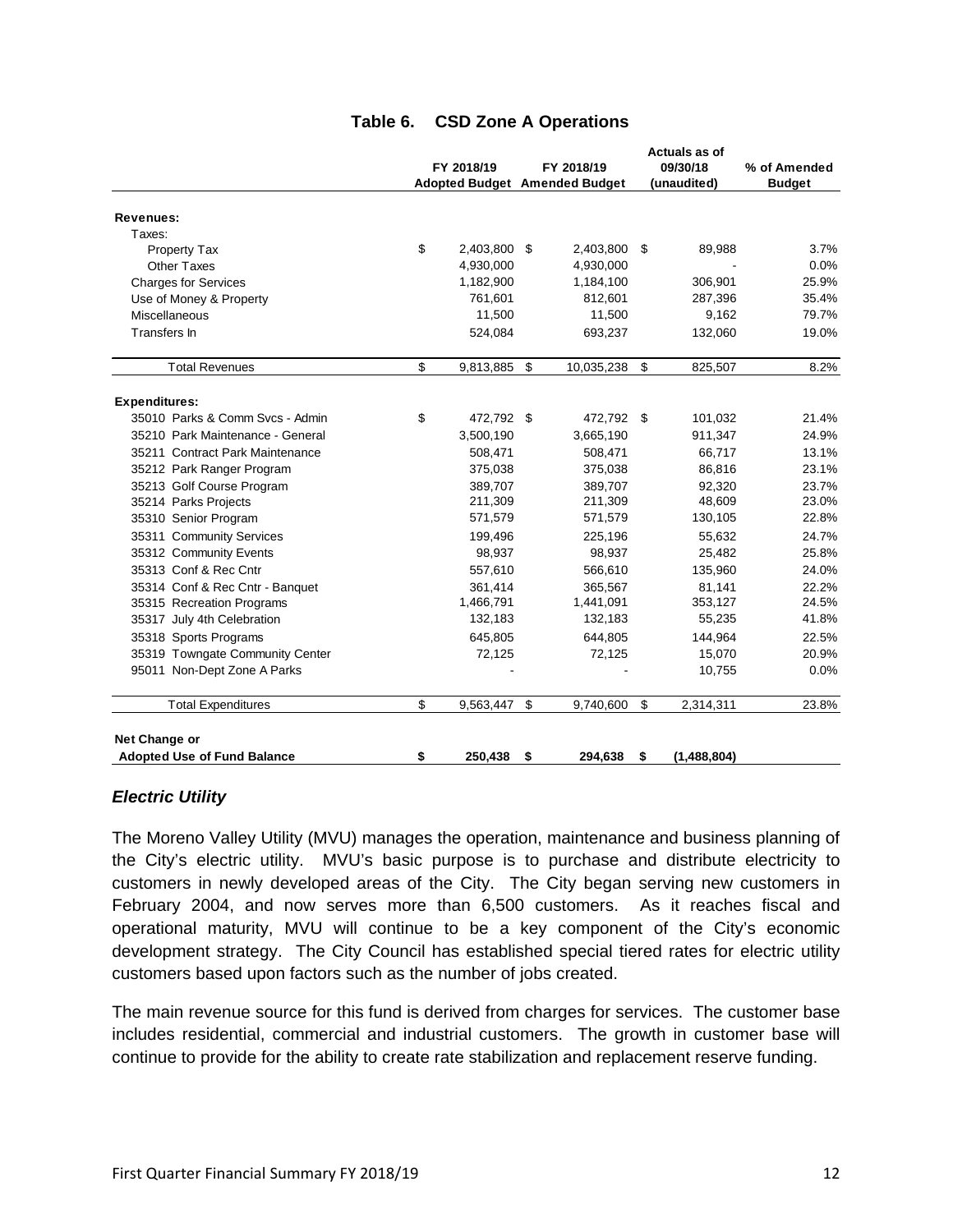## Table 6. CSD Zone A Operations

| | FY 2018/19 Adopted Budget | FY 2018/19 Amended Budget | Actuals as of 09/30/18 (unaudited) | % of Amended Budget |
|---|---|---|---|---|
| **Revenues:** | | | | |
| Taxes: | | | | |
| Property Tax | $ 2,403,800 | $ 2,403,800 | $ 89,988 | 3.7% |
| Other Taxes | 4,930,000 | 4,930,000 | - | 0.0% |
| Charges for Services | 1,182,900 | 1,184,100 | 306,901 | 25.9% |
| Use of Money & Property | 761,601 | 812,601 | 287,396 | 35.4% |
| Miscellaneous | 11,500 | 11,500 | 9,162 | 79.7% |
| Transfers In | 524,084 | 693,237 | 132,060 | 19.0% |
| Total Revenues | $ 9,813,885 | $ 10,035,238 | $ 825,507 | 8.2% |
| **Expenditures:** | | | | |
| 35010 Parks & Comm Svcs - Admin | $ 472,792 | $ 472,792 | $ 101,032 | 21.4% |
| 35210 Park Maintenance - General | 3,500,190 | 3,665,190 | 911,347 | 24.9% |
| 35211 Contract Park Maintenance | 508,471 | 508,471 | 66,717 | 13.1% |
| 35212 Park Ranger Program | 375,038 | 375,038 | 86,816 | 23.1% |
| 35213 Golf Course Program | 389,707 | 389,707 | 92,320 | 23.7% |
| 35214 Parks Projects | 211,309 | 211,309 | 48,609 | 23.0% |
| 35310 Senior Program | 571,579 | 571,579 | 130,105 | 22.8% |
| 35311 Community Services | 199,496 | 225,196 | 55,632 | 24.7% |
| 35312 Community Events | 98,937 | 98,937 | 25,482 | 25.8% |
| 35313 Conf & Rec Cntr | 557,610 | 566,610 | 135,960 | 24.0% |
| 35314 Conf & Rec Cntr - Banquet | 361,414 | 365,567 | 81,141 | 22.2% |
| 35315 Recreation Programs | 1,466,791 | 1,441,091 | 353,127 | 24.5% |
| 35317 July 4th Celebration | 132,183 | 132,183 | 55,235 | 41.8% |
| 35318 Sports Programs | 645,805 | 644,805 | 144,964 | 22.5% |
| 35319 Towngate Community Center | 72,125 | 72,125 | 15,070 | 20.9% |
| 95011 Non-Dept Zone A Parks | - | - | 10,755 | 0.0% |
| Total Expenditures | $ 9,563,447 | $ 9,740,600 | $ 2,314,311 | 23.8% |
| **Net Change or Adopted Use of Fund Balance** | **$ 250,438** | **$ 294,638** | **$ (1,488,804)** | |

### *Electric Utility*

The Moreno Valley Utility (MVU) manages the operation, maintenance and business planning of the City's electric utility. MVU's basic purpose is to purchase and distribute electricity to customers in newly developed areas of the City. The City began serving new customers in February 2004, and now serves more than 6,500 customers. As it reaches fiscal and operational maturity, MVU will continue to be a key component of the City's economic development strategy. The City Council has established special tiered rates for electric utility customers based upon factors such as the number of jobs created.

The main revenue source for this fund is derived from charges for services. The customer base includes residential, commercial and industrial customers. The growth in customer base will continue to provide for the ability to create rate stabilization and replacement reserve funding.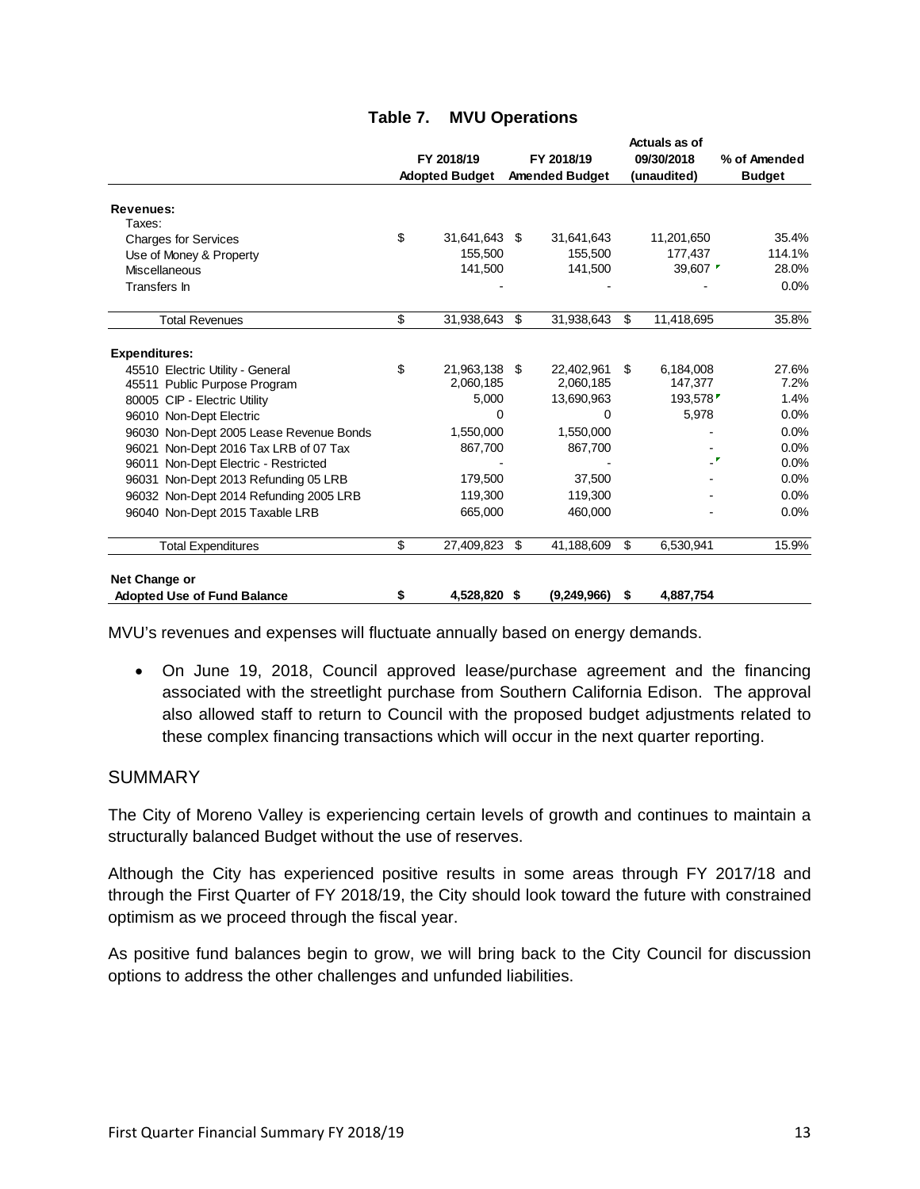**Table 7. MVU Operations**

| | FY 2018/19 Adopted Budget | FY 2018/19 Amended Budget | Actuals as of 09/30/2018 (unaudited) | % of Amended Budget |
|---|---|---|---|---|
| **Revenues:** | | | | |
| Taxes: | | | | |
| Charges for Services | $ 31,641,643 | $ 31,641,643 | 11,201,650 | 35.4% |
| Use of Money & Property | 155,500 | 155,500 | 177,437 | 114.1% |
| Miscellaneous | 141,500 | 141,500 | 39,607 | 28.0% |
| Transfers In | - | - | - | 0.0% |
| Total Revenues | $ 31,938,643 | $ 31,938,643 | $ 11,418,695 | 35.8% |
| **Expenditures:** | | | | |
| 45510 Electric Utility - General | $ 21,963,138 | $ 22,402,961 | $ 6,184,008 | 27.6% |
| 45511 Public Purpose Program | 2,060,185 | 2,060,185 | 147,377 | 7.2% |
| 80005 CIP - Electric Utility | 5,000 | 13,690,963 | 193,578 | 1.4% |
| 96010 Non-Dept Electric | 0 | 0 | 5,978 | 0.0% |
| 96030 Non-Dept 2005 Lease Revenue Bonds | 1,550,000 | 1,550,000 | - | 0.0% |
| 96021 Non-Dept 2016 Tax LRB of 07 Tax | 867,700 | 867,700 | - | 0.0% |
| 96011 Non-Dept Electric - Restricted | - | - | - | 0.0% |
| 96031 Non-Dept 2013 Refunding 05 LRB | 179,500 | 37,500 | - | 0.0% |
| 96032 Non-Dept 2014 Refunding 2005 LRB | 119,300 | 119,300 | - | 0.0% |
| 96040 Non-Dept 2015 Taxable LRB | 665,000 | 460,000 | - | 0.0% |
| Total Expenditures | $ 27,409,823 | $ 41,188,609 | $ 6,530,941 | 15.9% |
| **Net Change or Adopted Use of Fund Balance** | **$ 4,528,820** | **$ (9,249,966)** | **$ 4,887,754** | |

MVU's revenues and expenses will fluctuate annually based on energy demands.

- On June 19, 2018, Council approved lease/purchase agreement and the financing associated with the streetlight purchase from Southern California Edison. The approval also allowed staff to return to Council with the proposed budget adjustments related to these complex financing transactions which will occur in the next quarter reporting.

## SUMMARY

The City of Moreno Valley is experiencing certain levels of growth and continues to maintain a structurally balanced Budget without the use of reserves.

Although the City has experienced positive results in some areas through FY 2017/18 and through the First Quarter of FY 2018/19, the City should look toward the future with constrained optimism as we proceed through the fiscal year.

As positive fund balances begin to grow, we will bring back to the City Council for discussion options to address the other challenges and unfunded liabilities.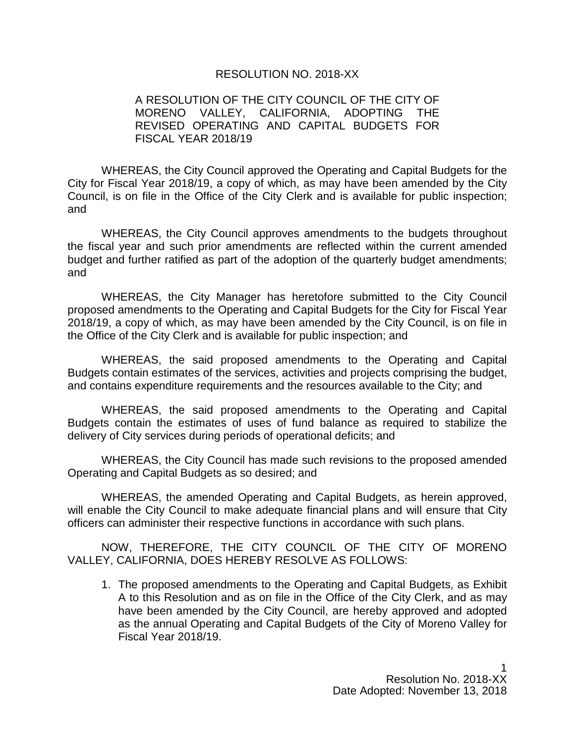RESOLUTION NO. 2018-XX

A RESOLUTION OF THE CITY COUNCIL OF THE CITY OF MORENO VALLEY, CALIFORNIA, ADOPTING THE REVISED OPERATING AND CAPITAL BUDGETS FOR FISCAL YEAR 2018/19

WHEREAS, the City Council approved the Operating and Capital Budgets for the City for Fiscal Year 2018/19, a copy of which, as may have been amended by the City Council, is on file in the Office of the City Clerk and is available for public inspection; and

WHEREAS, the City Council approves amendments to the budgets throughout the fiscal year and such prior amendments are reflected within the current amended budget and further ratified as part of the adoption of the quarterly budget amendments; and

WHEREAS, the City Manager has heretofore submitted to the City Council proposed amendments to the Operating and Capital Budgets for the City for Fiscal Year 2018/19, a copy of which, as may have been amended by the City Council, is on file in the Office of the City Clerk and is available for public inspection; and

WHEREAS, the said proposed amendments to the Operating and Capital Budgets contain estimates of the services, activities and projects comprising the budget, and contains expenditure requirements and the resources available to the City; and

WHEREAS, the said proposed amendments to the Operating and Capital Budgets contain the estimates of uses of fund balance as required to stabilize the delivery of City services during periods of operational deficits; and

WHEREAS, the City Council has made such revisions to the proposed amended Operating and Capital Budgets as so desired; and

WHEREAS, the amended Operating and Capital Budgets, as herein approved, will enable the City Council to make adequate financial plans and will ensure that City officers can administer their respective functions in accordance with such plans.

NOW, THEREFORE, THE CITY COUNCIL OF THE CITY OF MORENO VALLEY, CALIFORNIA, DOES HEREBY RESOLVE AS FOLLOWS:

1. The proposed amendments to the Operating and Capital Budgets, as Exhibit A to this Resolution and as on file in the Office of the City Clerk, and as may have been amended by the City Council, are hereby approved and adopted as the annual Operating and Capital Budgets of the City of Moreno Valley for Fiscal Year 2018/19.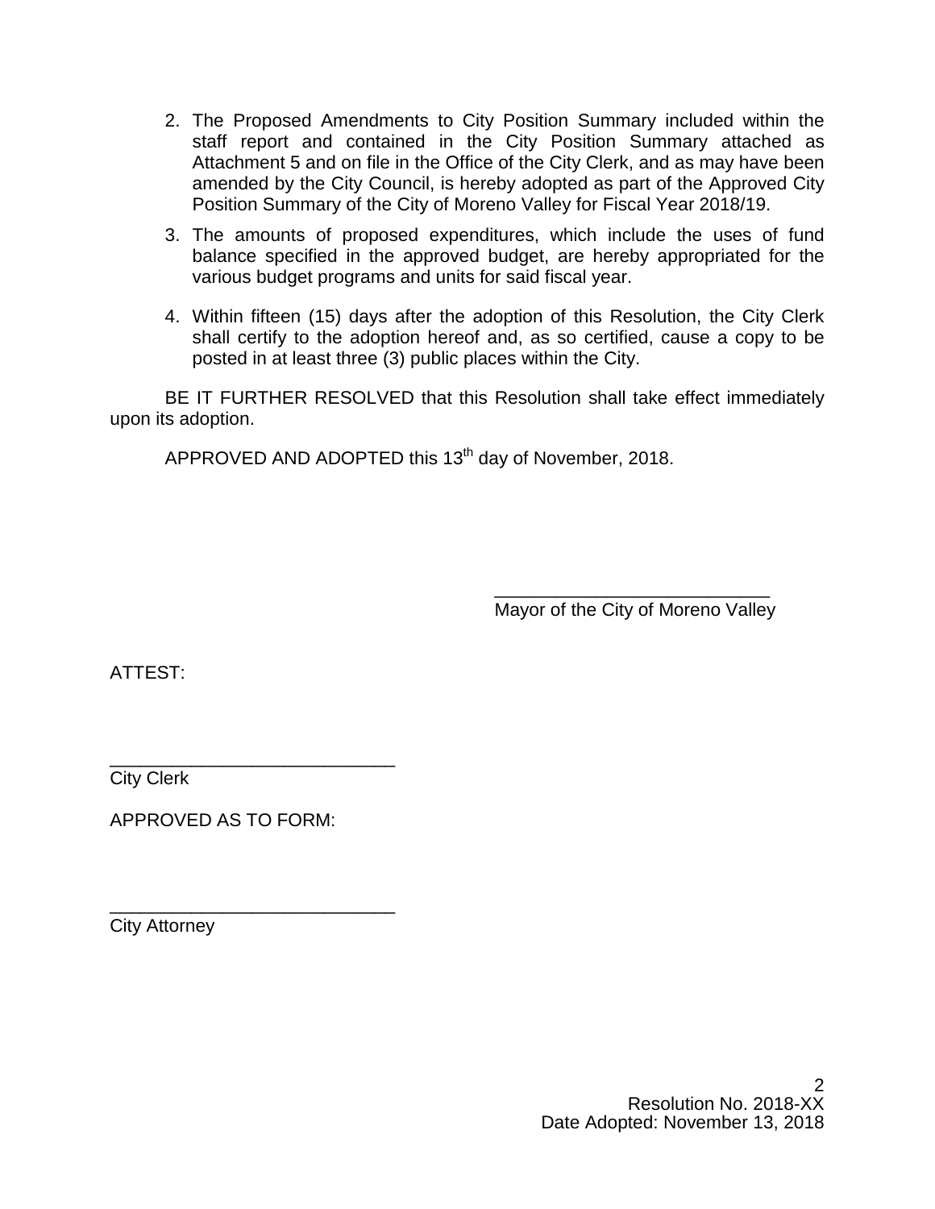2. The Proposed Amendments to City Position Summary included within the staff report and contained in the City Position Summary attached as Attachment 5 and on file in the Office of the City Clerk, and as may have been amended by the City Council, is hereby adopted as part of the Approved City Position Summary of the City of Moreno Valley for Fiscal Year 2018/19.

3. The amounts of proposed expenditures, which include the uses of fund balance specified in the approved budget, are hereby appropriated for the various budget programs and units for said fiscal year.

4. Within fifteen (15) days after the adoption of this Resolution, the City Clerk shall certify to the adoption hereof and, as so certified, cause a copy to be posted in at least three (3) public places within the City.

BE IT FURTHER RESOLVED that this Resolution shall take effect immediately upon its adoption.

APPROVED AND ADOPTED this 13th day of November, 2018.

___________________________
Mayor of the City of Moreno Valley

ATTEST:

_____________________________
City Clerk

APPROVED AS TO FORM:

_____________________________
City Attorney

Resolution No. 2018-XX
Date Adopted: November 13, 2018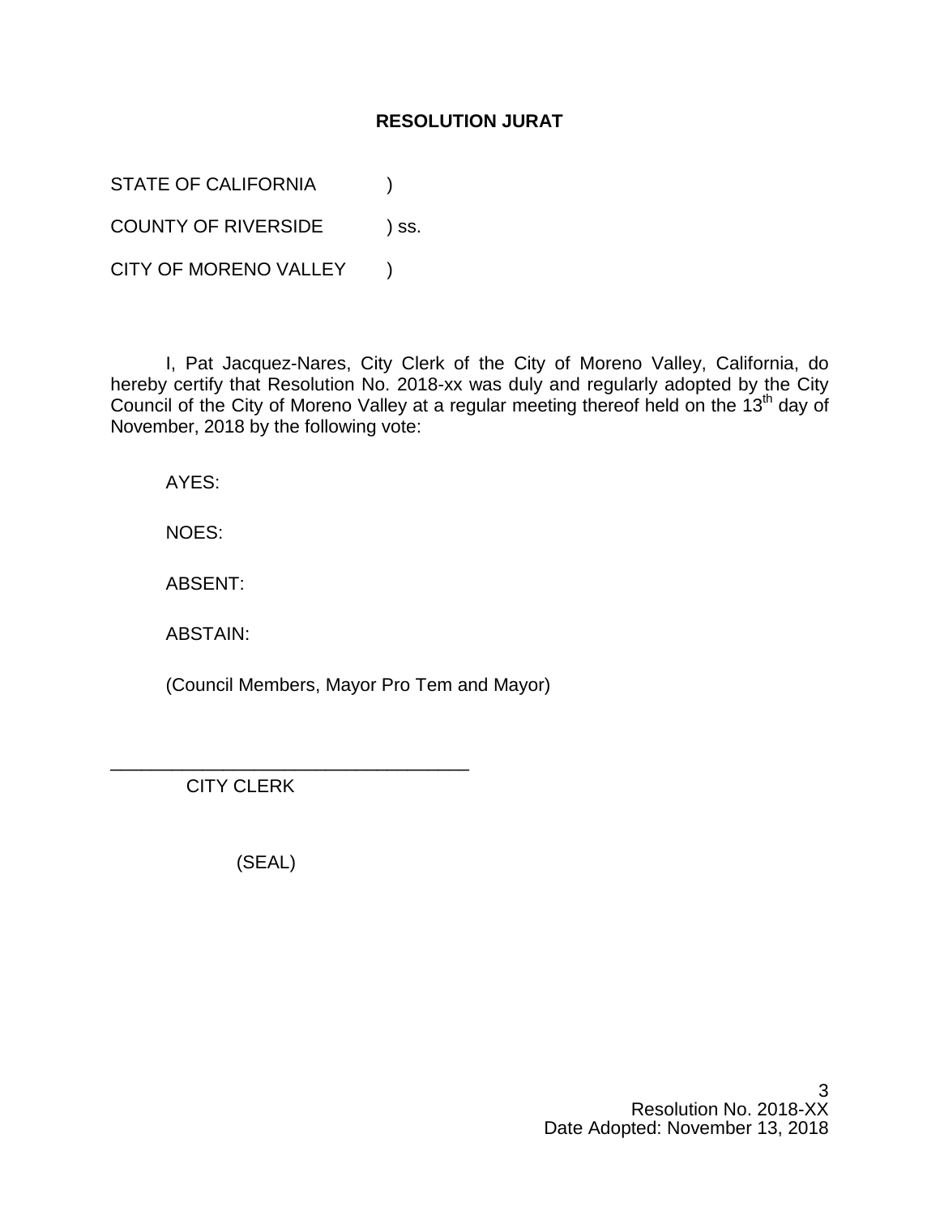**RESOLUTION JURAT**

STATE OF CALIFORNIA )

COUNTY OF RIVERSIDE ) ss.

CITY OF MORENO VALLEY )

I, Pat Jacquez-Nares, City Clerk of the City of Moreno Valley, California, do hereby certify that Resolution No. 2018-xx was duly and regularly adopted by the City Council of the City of Moreno Valley at a regular meeting thereof held on the 13th day of November, 2018 by the following vote:

AYES:

NOES:

ABSENT:

ABSTAIN:

(Council Members, Mayor Pro Tem and Mayor)

\_\_\_\_\_\_\_\_\_\_\_\_\_\_\_\_\_\_\_\_\_\_\_\_\_\_\_\_\_\_\_\_\_\_\_\_

CITY CLERK

(SEAL)

Resolution No. 2018-XX
Date Adopted: November 13, 2018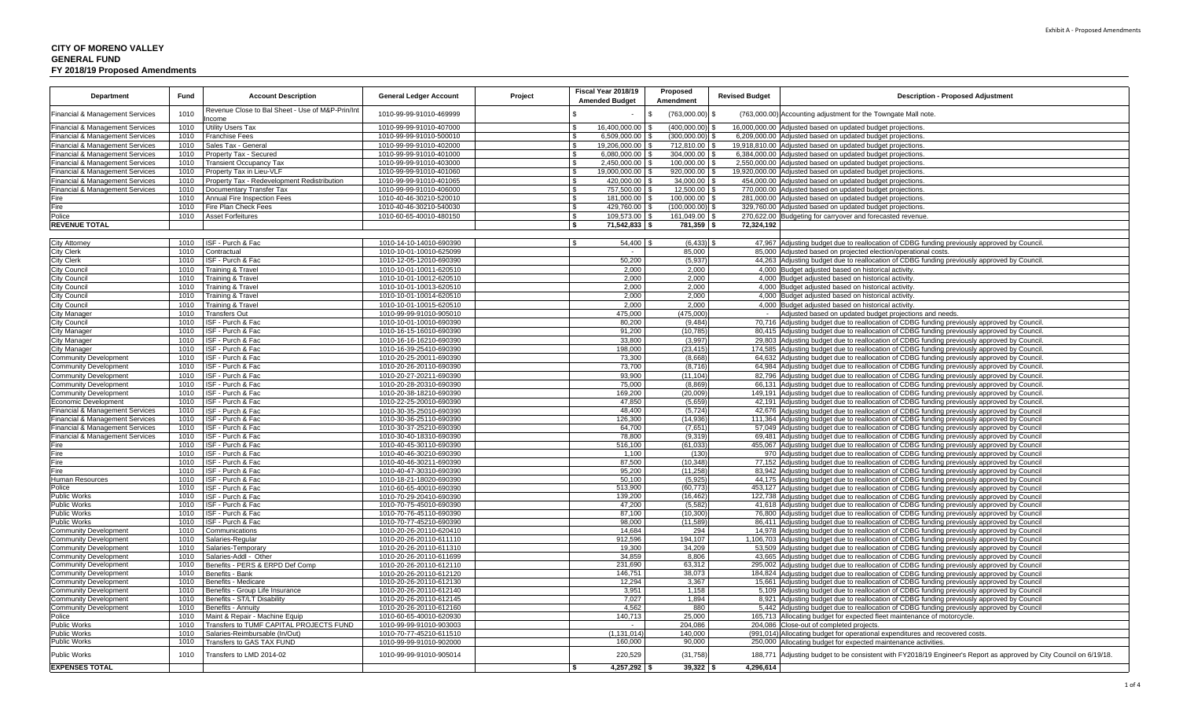Exhibit A - Proposed Amendments

# CITY OF MORENO VALLEY
## GENERAL FUND
### FY 2018/19 Proposed Amendments

| Department | Fund | Account Description | General Ledger Account | Project | Fiscal Year 2018/19 Amended Budget | Proposed Amendment | Revised Budget | Description - Proposed Adjustment |
|---|---|---|---|---|---|---|---|---|
| Financial & Management Services | 1010 | Revenue Close to Bal Sheet - Use of M&P-Prin/Int Income | 1010-99-99-91010-469999 | | $ - | $ (763,000.00) | $ (763,000.00) | Accounting adjustment for the Towngate Mall note. |
| Financial & Management Services | 1010 | Utility Users Tax | 1010-99-99-91010-407000 | | $ 16,400,000.00 | $ (400,000.00) | $ 16,000,000.00 | Adjusted based on updated budget projections. |
| Financial & Management Services | 1010 | Franchise Fees | 1010-99-99-91010-500010 | | $ 6,509,000.00 | $ (300,000.00) | $ 6,209,000.00 | Adjusted based on updated budget projections. |
| Financial & Management Services | 1010 | Sales Tax - General | 1010-99-99-91010-402000 | | $ 19,206,000.00 | $ 712,810.00 | $ 19,918,810.00 | Adjusted based on updated budget projections. |
| Financial & Management Services | 1010 | Property Tax - Secured | 1010-99-99-91010-401000 | | $ 6,080,000.00 | $ 304,000.00 | $ 6,384,000.00 | Adjusted based on updated budget projections. |
| Financial & Management Services | 1010 | Transient Occupancy Tax | 1010-99-99-91010-403000 | | $ 2,450,000.00 | $ 100,000.00 | $ 2,550,000.00 | Adjusted based on updated budget projections. |
| Financial & Management Services | 1010 | Property Tax in Lieu-VLF | 1010-99-99-91010-401060 | | $ 19,000,000.00 | $ 920,000.00 | $ 19,920,000.00 | Adjusted based on updated budget projections. |
| Financial & Management Services | 1010 | Property Tax - Redevelopment Redistribution | 1010-99-99-91010-401065 | | $ 420,000.00 | $ 34,000.00 | $ 454,000.00 | Adjusted based on updated budget projections. |
| Financial & Management Services | 1010 | Documentary Transfer Tax | 1010-99-99-91010-406000 | | $ 757,500.00 | $ 12,500.00 | $ 770,000.00 | Adjusted based on updated budget projections. |
| Fire | 1010 | Annual Fire Inspection Fees | 1010-40-46-30210-520010 | | $ 181,000.00 | $ 100,000.00 | $ 281,000.00 | Adjusted based on updated budget projections. |
| Fire | 1010 | Fire Plan Check Fees | 1010-40-46-30210-540030 | | $ 429,760.00 | $ (100,000.00) | $ 329,760.00 | Adjusted based on updated budget projections. |
| Police | 1010 | Asset Forfeitures | 1010-60-65-40010-480150 | | $ 109,573.00 | $ 161,049.00 | $ 270,622.00 | Budgeting for carryover and forecasted revenue. |
| **REVENUE TOTAL** | | | | | **$ 71,542,833** | **$ 781,359** | **$ 72,324,192** | |
| | | | | | | | | |
| City Attorney | 1010 | ISF - Purch & Fac | 1010-14-10-14010-690390 | | $ 54,400 | $ (6,433) | $ 47,967 | Adjusting budget due to reallocation of CDBG funding previously approved by Council. |
| City Clerk | 1010 | Contractual | 1010-10-01-10010-625099 | | - | 85,000 | 85,000 | Adjusted based on projected election/operational costs. |
| City Clerk | 1010 | ISF - Purch & Fac | 1010-12-05-12010-690390 | | 50,200 | (5,937) | 44,263 | Adjusting budget due to reallocation of CDBG funding previously approved by Council. |
| City Council | 1010 | Training & Travel | 1010-10-01-10011-620510 | | 2,000 | 2,000 | 4,000 | Budget adjusted based on historical activity. |
| City Council | 1010 | Training & Travel | 1010-10-01-10012-620510 | | 2,000 | 2,000 | 4,000 | Budget adjusted based on historical activity. |
| City Council | 1010 | Training & Travel | 1010-10-01-10013-620510 | | 2,000 | 2,000 | 4,000 | Budget adjusted based on historical activity. |
| City Council | 1010 | Training & Travel | 1010-10-01-10014-620510 | | 2,000 | 2,000 | 4,000 | Budget adjusted based on historical activity. |
| City Council | 1010 | Training & Travel | 1010-10-01-10015-620510 | | 2,000 | 2,000 | 4,000 | Budget adjusted based on historical activity. |
| City Manager | 1010 | Transfers Out | 1010-99-99-91010-905010 | | 475,000 | (475,000) | - | Adjusted based on updated budget projections and needs. |
| City Council | 1010 | ISF - Purch & Fac | 1010-10-01-10010-690390 | | 80,200 | (9,484) | 70,716 | Adjusting budget due to reallocation of CDBG funding previously approved by Council. |
| City Manager | 1010 | ISF - Purch & Fac | 1010-16-15-16010-690390 | | 91,200 | (10,785) | 80,415 | Adjusting budget due to reallocation of CDBG funding previously approved by Council. |
| City Manager | 1010 | ISF - Purch & Fac | 1010-16-16-16210-690390 | | 33,800 | (3,997) | 29,803 | Adjusting budget due to reallocation of CDBG funding previously approved by Council. |
| City Manager | 1010 | ISF - Purch & Fac | 1010-16-39-25410-690390 | | 198,000 | (23,415) | 174,585 | Adjusting budget due to reallocation of CDBG funding previously approved by Council. |
| Community Development | 1010 | ISF - Purch & Fac | 1010-20-25-20011-690390 | | 73,300 | (8,668) | 64,632 | Adjusting budget due to reallocation of CDBG funding previously approved by Council. |
| Community Development | 1010 | ISF - Purch & Fac | 1010-20-26-20110-690390 | | 73,700 | (8,716) | 64,984 | Adjusting budget due to reallocation of CDBG funding previously approved by Council. |
| Community Development | 1010 | ISF - Purch & Fac | 1010-20-27-20211-690390 | | 93,900 | (11,104) | 82,796 | Adjusting budget due to reallocation of CDBG funding previously approved by Council. |
| Community Development | 1010 | ISF - Purch & Fac | 1010-20-28-20310-690390 | | 75,000 | (8,869) | 66,131 | Adjusting budget due to reallocation of CDBG funding previously approved by Council. |
| Community Development | 1010 | ISF - Purch & Fac | 1010-20-38-18210-690390 | | 169,200 | (20,009) | 149,191 | Adjusting budget due to reallocation of CDBG funding previously approved by Council. |
| Economic Development | 1010 | ISF - Purch & Fac | 1010-22-25-20010-690390 | | 47,850 | (5,659) | 42,191 | Adjusting budget due to reallocation of CDBG funding previously approved by Council. |
| Financial & Management Services | 1010 | ISF - Purch & Fac | 1010-30-35-25010-690390 | | 48,400 | (5,724) | 42,676 | Adjusting budget due to reallocation of CDBG funding previously approved by Council. |
| Financial & Management Services | 1010 | ISF - Purch & Fac | 1010-30-36-25110-690390 | | 126,300 | (14,936) | 111,364 | Adjusting budget due to reallocation of CDBG funding previously approved by Council. |
| Financial & Management Services | 1010 | ISF - Purch & Fac | 1010-30-37-25210-690390 | | 64,700 | (7,651) | 57,049 | Adjusting budget due to reallocation of CDBG funding previously approved by Council. |
| Financial & Management Services | 1010 | ISF - Purch & Fac | 1010-30-40-18310-690390 | | 78,800 | (9,319) | 69,481 | Adjusting budget due to reallocation of CDBG funding previously approved by Council. |
| Fire | 1010 | ISF - Purch & Fac | 1010-40-45-30110-690390 | | 516,100 | (61,033) | 455,067 | Adjusting budget due to reallocation of CDBG funding previously approved by Council. |
| Fire | 1010 | ISF - Purch & Fac | 1010-40-46-30210-690390 | | 1,100 | (130) | 970 | Adjusting budget due to reallocation of CDBG funding previously approved by Council. |
| Fire | 1010 | ISF - Purch & Fac | 1010-40-46-30211-690390 | | 87,500 | (10,348) | 77,152 | Adjusting budget due to reallocation of CDBG funding previously approved by Council. |
| Fire | 1010 | ISF - Purch & Fac | 1010-40-47-30310-690390 | | 95,200 | (11,258) | 83,942 | Adjusting budget due to reallocation of CDBG funding previously approved by Council. |
| Human Resources | 1010 | ISF - Purch & Fac | 1010-18-21-18020-690390 | | 50,100 | (5,925) | 44,175 | Adjusting budget due to reallocation of CDBG funding previously approved by Council. |
| Police | 1010 | ISF - Purch & Fac | 1010-60-65-40010-690390 | | 513,900 | (60,773) | 453,127 | Adjusting budget due to reallocation of CDBG funding previously approved by Council. |
| Public Works | 1010 | ISF - Purch & Fac | 1010-70-29-20410-690390 | | 139,200 | (16,462) | 122,738 | Adjusting budget due to reallocation of CDBG funding previously approved by Council. |
| Public Works | 1010 | ISF - Purch & Fac | 1010-70-75-45010-690390 | | 47,200 | (5,582) | 41,618 | Adjusting budget due to reallocation of CDBG funding previously approved by Council. |
| Public Works | 1010 | ISF - Purch & Fac | 1010-70-76-45110-690390 | | 87,100 | (10,300) | 76,800 | Adjusting budget due to reallocation of CDBG funding previously approved by Council. |
| Public Works | 1010 | ISF - Purch & Fac | 1010-70-77-45210-690390 | | 98,000 | (11,589) | 86,411 | Adjusting budget due to reallocation of CDBG funding previously approved by Council. |
| Community Development | 1010 | Communications | 1010-20-26-20110-620410 | | 14,684 | 294 | 14,978 | Adjusting budget due to reallocation of CDBG funding previously approved by Council. |
| Community Development | 1010 | Salaries-Regular | 1010-20-26-20110-611110 | | 912,596 | 194,107 | 1,106,703 | Adjusting budget due to reallocation of CDBG funding previously approved by Council. |
| Community Development | 1010 | Salaries-Temporary | 1010-20-26-20110-611310 | | 19,300 | 34,209 | 53,509 | Adjusting budget due to reallocation of CDBG funding previously approved by Council. |
| Community Development | 1010 | Salaries-Addl - Other | 1010-20-26-20110-611699 | | 34,859 | 8,806 | 43,665 | Adjusting budget due to reallocation of CDBG funding previously approved by Council. |
| Community Development | 1010 | Benefits - PERS & ERPD Def Comp | 1010-20-26-20110-612110 | | 231,690 | 63,312 | 295,002 | Adjusting budget due to reallocation of CDBG funding previously approved by Council. |
| Community Development | 1010 | Benefits - Bank | 1010-20-26-20110-612120 | | 146,751 | 38,073 | 184,824 | Adjusting budget due to reallocation of CDBG funding previously approved by Council. |
| Community Development | 1010 | Benefits - Medicare | 1010-20-26-20110-612130 | | 12,294 | 3,367 | 15,661 | Adjusting budget due to reallocation of CDBG funding previously approved by Council. |
| Community Development | 1010 | Benefits - Group Life Insurance | 1010-20-26-20110-612140 | | 3,951 | 1,158 | 5,109 | Adjusting budget due to reallocation of CDBG funding previously approved by Council. |
| Community Development | 1010 | Benefits - ST/LT Disability | 1010-20-26-20110-612145 | | 7,027 | 1,894 | 8,921 | Adjusting budget due to reallocation of CDBG funding previously approved by Council. |
| Community Development | 1010 | Benefits - Annuity | 1010-20-26-20110-612160 | | 4,562 | 880 | 5,442 | Adjusting budget due to reallocation of CDBG funding previously approved by Council. |
| Police | 1010 | Maint & Repair - Machine Equip | 1010-60-65-40010-620930 | | 140,713 | 25,000 | 165,713 | Allocating budget for expected fleet maintenance of motorcycle. |
| Public Works | 1010 | Transfers to TUMF CAPITAL PROJECTS FUND | 1010-99-99-91010-903003 | | - | 204,086 | 204,086 | Close-out of completed projects. |
| Public Works | 1010 | Salaries-Reimbursable (In/Out) | 1010-70-77-45210-611510 | | (1,131,014) | 140,000 | (991,014) | Allocating budget for operational expenditures and recovered costs. |
| Public Works | 1010 | Transfers to GAS TAX FUND | 1010-99-99-91010-902000 | | 160,000 | 90,000 | 250,000 | Allocating budget for expected maintenance activities. |
| Public Works | 1010 | Transfers to LMD 2014-02 | 1010-99-99-91010-905014 | | 220,529 | (31,758) | 188,771 | Adjusting budget to be consistent with FY2018/19 Engineer's Report as approved by City Council on 6/19/18. |
| **EXPENSES TOTAL** | | | | | **$ 4,257,292** | **$ 39,322** | **$ 4,296,614** | |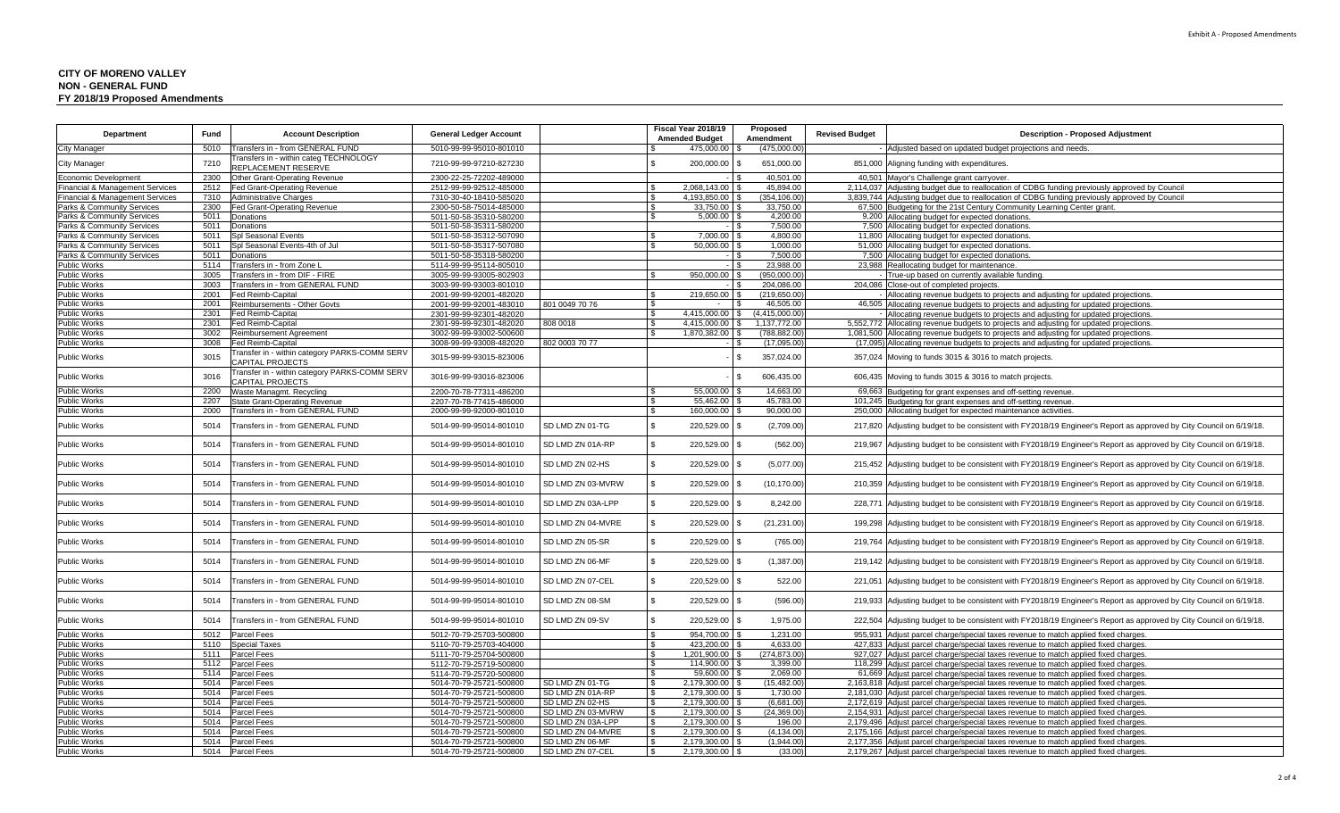Exhibit A - Proposed Amendments

**CITY OF MORENO VALLEY**
**NON - GENERAL FUND**
**FY 2018/19 Proposed Amendments**

| Department | Fund | Account Description | General Ledger Account | | Fiscal Year 2018/19 Amended Budget | Proposed Amendment | Revised Budget | Description - Proposed Adjustment |
|---|---|---|---|---|---|---|---|---|
| City Manager | 5010 | Transfers in - from GENERAL FUND | 5010-99-99-95010-801010 | | $ 475,000.00 | $ (475,000.00) | - | Adjusted based on updated budget projections and needs. |
| City Manager | 7210 | Transfers in - within categ TECHNOLOGY REPLACEMENT RESERVE | 7210-99-99-97210-827230 | | $ 200,000.00 | $ 651,000.00 | 851,000 | Aligning funding with expenditures. |
| Economic Development | 2300 | Other Grant-Operating Revenue | 2300-22-25-72202-489000 | | - | $ 40,501.00 | 40,501 | Mayor's Challenge grant carryover. |
| Financial & Management Services | 2512 | Fed Grant-Operating Revenue | 2512-99-99-92512-485000 | | $ 2,068,143.00 | $ 45,894.00 | 2,114,037 | Adjusting budget due to reallocation of CDBG funding previously approved by Council |
| Financial & Management Services | 7310 | Administrative Charges | 7310-30-40-18410-585020 | | $ 4,193,850.00 | $ (354,106.00) | 3,839,744 | Adjusting budget due to reallocation of CDBG funding previously approved by Council |
| Parks & Community Services | 2300 | Fed Grant-Operating Revenue | 2300-50-58-75014-485000 | | $ 33,750.00 | $ 33,750.00 | 67,500 | Budgeting for the 21st Century Community Learning Center grant. |
| Parks & Community Services | 5011 | Donations | 5011-50-58-35310-580200 | | $ 5,000.00 | $ 4,200.00 | 9,200 | Allocating budget for expected donations. |
| Parks & Community Services | 5011 | Donations | 5011-50-58-35311-580200 | | - | $ 7,500.00 | 7,500 | Allocating budget for expected donations. |
| Parks & Community Services | 5011 | Spl Seasonal Events | 5011-50-58-35312-507090 | | $ 7,000.00 | $ 4,800.00 | 11,800 | Allocating budget for expected donations. |
| Parks & Community Services | 5011 | Spl Seasonal Events-4th of Jul | 5011-50-58-35317-507080 | | $ 50,000.00 | $ 1,000.00 | 51,000 | Allocating budget for expected donations. |
| Parks & Community Services | 5011 | Donations | 5011-50-58-35318-580200 | | - | $ 7,500.00 | 7,500 | Allocating budget for expected donations. |
| Public Works | 5114 | Transfers in - from Zone L | 5114-99-99-95114-805010 | | - | $ 23,988.00 | 23,988 | Reallocating budget for maintenance. |
| Public Works | 3005 | Transfers in - from DIF - FIRE | 3005-99-99-93005-802903 | | $ 950,000.00 | $ (950,000.00) | - | True-up based on currently available funding. |
| Public Works | 3003 | Transfers in - from GENERAL FUND | 3003-99-99-93003-801010 | | - | $ 204,086.00 | 204,086 | Close-out of completed projects. |
| Public Works | 2001 | Fed Reimb-Capital | 2001-99-99-92001-482020 | | $ 219,650.00 | $ (219,650.00) | - | Allocating revenue budgets to projects and adjusting for updated projections. |
| Public Works | 2001 | Reimbursements - Other Govts | 2001-99-99-92001-483010 | 801 0049 70 76 | $ - | $ 46,505.00 | 46,505 | Allocating revenue budgets to projects and adjusting for updated projections. |
| Public Works | 2301 | Fed Reimb-Capital | 2301-99-99-92301-482020 | | $ 4,415,000.00 | $ (4,415,000.00) | - | Allocating revenue budgets to projects and adjusting for updated projections. |
| Public Works | 2301 | Fed Reimb-Capital | 2301-99-99-92301-482020 | 808 0018 | $ 4,415,000.00 | $ 1,137,772.00 | 5,552,772 | Allocating revenue budgets to projects and adjusting for updated projections. |
| Public Works | 3002 | Reimbursement Agreement | 3002-99-99-93002-500600 | | $ 1,870,382.00 | $ (788,882.00) | 1,081,500 | Allocating revenue budgets to projects and adjusting for updated projections. |
| Public Works | 3008 | Fed Reimb-Capital | 3008-99-99-93008-482020 | 802 0003 70 77 | - | $ (17,095.00) | (17,095) | Allocating revenue budgets to projects and adjusting for updated projections. |
| Public Works | 3015 | Transfer in - within category PARKS-COMM SERV CAPITAL PROJECTS | 3015-99-99-93015-823006 | | - | $ 357,024.00 | 357,024 | Moving to funds 3015 & 3016 to match projects. |
| Public Works | 3016 | Transfer in - within category PARKS-COMM SERV CAPITAL PROJECTS | 3016-99-99-93016-823006 | | - | $ 606,435.00 | 606,435 | Moving to funds 3015 & 3016 to match projects. |
| Public Works | 2200 | Waste Managmt. Recycling | 2200-70-78-77311-486200 | | $ 55,000.00 | $ 14,663.00 | 69,663 | Budgeting for grant expenses and off-setting revenue. |
| Public Works | 2207 | State Grant-Operating Revenue | 2207-70-78-77415-486000 | | $ 55,462.00 | $ 45,783.00 | 101,245 | Budgeting for grant expenses and off-setting revenue. |
| Public Works | 2000 | Transfers in - from GENERAL FUND | 2000-99-99-92000-801010 | | $ 160,000.00 | $ 90,000.00 | 250,000 | Allocating budget for expected maintenance activities. |
| Public Works | 5014 | Transfers in - from GENERAL FUND | 5014-99-99-95014-801010 | SD LMD ZN 01-TG | $ 220,529.00 | $ (2,709.00) | 217,820 | Adjusting budget to be consistent with FY2018/19 Engineer's Report as approved by City Council on 6/19/18. |
| Public Works | 5014 | Transfers in - from GENERAL FUND | 5014-99-99-95014-801010 | SD LMD ZN 01A-RP | $ 220,529.00 | $ (562.00) | 219,967 | Adjusting budget to be consistent with FY2018/19 Engineer's Report as approved by City Council on 6/19/18. |
| Public Works | 5014 | Transfers in - from GENERAL FUND | 5014-99-99-95014-801010 | SD LMD ZN 02-HS | $ 220,529.00 | $ (5,077.00) | 215,452 | Adjusting budget to be consistent with FY2018/19 Engineer's Report as approved by City Council on 6/19/18. |
| Public Works | 5014 | Transfers in - from GENERAL FUND | 5014-99-99-95014-801010 | SD LMD ZN 03-MVRW | $ 220,529.00 | $ (10,170.00) | 210,359 | Adjusting budget to be consistent with FY2018/19 Engineer's Report as approved by City Council on 6/19/18. |
| Public Works | 5014 | Transfers in - from GENERAL FUND | 5014-99-99-95014-801010 | SD LMD ZN 03A-LPP | $ 220,529.00 | $ 8,242.00 | 228,771 | Adjusting budget to be consistent with FY2018/19 Engineer's Report as approved by City Council on 6/19/18. |
| Public Works | 5014 | Transfers in - from GENERAL FUND | 5014-99-99-95014-801010 | SD LMD ZN 04-MVRE | $ 220,529.00 | $ (21,231.00) | 199,298 | Adjusting budget to be consistent with FY2018/19 Engineer's Report as approved by City Council on 6/19/18. |
| Public Works | 5014 | Transfers in - from GENERAL FUND | 5014-99-99-95014-801010 | SD LMD ZN 05-SR | $ 220,529.00 | $ (765.00) | 219,764 | Adjusting budget to be consistent with FY2018/19 Engineer's Report as approved by City Council on 6/19/18. |
| Public Works | 5014 | Transfers in - from GENERAL FUND | 5014-99-99-95014-801010 | SD LMD ZN 06-MF | $ 220,529.00 | $ (1,387.00) | 219,142 | Adjusting budget to be consistent with FY2018/19 Engineer's Report as approved by City Council on 6/19/18. |
| Public Works | 5014 | Transfers in - from GENERAL FUND | 5014-99-99-95014-801010 | SD LMD ZN 07-CEL | $ 220,529.00 | $ 522.00 | 221,051 | Adjusting budget to be consistent with FY2018/19 Engineer's Report as approved by City Council on 6/19/18. |
| Public Works | 5014 | Transfers in - from GENERAL FUND | 5014-99-99-95014-801010 | SD LMD ZN 08-SM | $ 220,529.00 | $ (596.00) | 219,933 | Adjusting budget to be consistent with FY2018/19 Engineer's Report as approved by City Council on 6/19/18. |
| Public Works | 5014 | Transfers in - from GENERAL FUND | 5014-99-99-95014-801010 | SD LMD ZN 09-SV | $ 220,529.00 | $ 1,975.00 | 222,504 | Adjusting budget to be consistent with FY2018/19 Engineer's Report as approved by City Council on 6/19/18. |
| Public Works | 5012 | Parcel Fees | 5012-70-79-25703-500800 | | $ 954,700.00 | $ 1,231.00 | 955,931 | Adjust parcel charge/special taxes revenue to match applied fixed charges. |
| Public Works | 5110 | Special Taxes | 5110-70-79-25703-404000 | | $ 423,200.00 | $ 4,633.00 | 427,833 | Adjust parcel charge/special taxes revenue to match applied fixed charges. |
| Public Works | 5111 | Parcel Fees | 5111-70-79-25704-500800 | | $ 1,201,900.00 | $ (274,873.00) | 927,027 | Adjust parcel charge/special taxes revenue to match applied fixed charges. |
| Public Works | 5112 | Parcel Fees | 5112-70-79-25719-500800 | | $ 114,900.00 | $ 3,399.00 | 118,299 | Adjust parcel charge/special taxes revenue to match applied fixed charges. |
| Public Works | 5114 | Parcel Fees | 5114-70-79-25720-500800 | | $ 59,600.00 | $ 2,069.00 | 61,669 | Adjust parcel charge/special taxes revenue to match applied fixed charges. |
| Public Works | 5014 | Parcel Fees | 5014-70-79-25721-500800 | SD LMD ZN 01-TG | $ 2,179,300.00 | $ (15,482.00) | 2,163,818 | Adjust parcel charge/special taxes revenue to match applied fixed charges. |
| Public Works | 5014 | Parcel Fees | 5014-70-79-25721-500800 | SD LMD ZN 01A-RP | $ 2,179,300.00 | $ 1,730.00 | 2,181,030 | Adjust parcel charge/special taxes revenue to match applied fixed charges. |
| Public Works | 5014 | Parcel Fees | 5014-70-79-25721-500800 | SD LMD ZN 02-HS | $ 2,179,300.00 | $ (6,681.00) | 2,172,619 | Adjust parcel charge/special taxes revenue to match applied fixed charges. |
| Public Works | 5014 | Parcel Fees | 5014-70-79-25721-500800 | SD LMD ZN 03-MVRW | $ 2,179,300.00 | $ (24,369.00) | 2,154,931 | Adjust parcel charge/special taxes revenue to match applied fixed charges. |
| Public Works | 5014 | Parcel Fees | 5014-70-79-25721-500800 | SD LMD ZN 03A-LPP | $ 2,179,300.00 | $ 196.00 | 2,179,496 | Adjust parcel charge/special taxes revenue to match applied fixed charges. |
| Public Works | 5014 | Parcel Fees | 5014-70-79-25721-500800 | SD LMD ZN 04-MVRE | $ 2,179,300.00 | $ (4,134.00) | 2,175,166 | Adjust parcel charge/special taxes revenue to match applied fixed charges. |
| Public Works | 5014 | Parcel Fees | 5014-70-79-25721-500800 | SD LMD ZN 06-MF | $ 2,179,300.00 | $ (1,944.00) | 2,177,356 | Adjust parcel charge/special taxes revenue to match applied fixed charges. |
| Public Works | 5014 | Parcel Fees | 5014-70-79-25721-500800 | SD LMD ZN 07-CEL | $ 2,179,300.00 | $ (33.00) | 2,179,267 | Adjust parcel charge/special taxes revenue to match applied fixed charges. |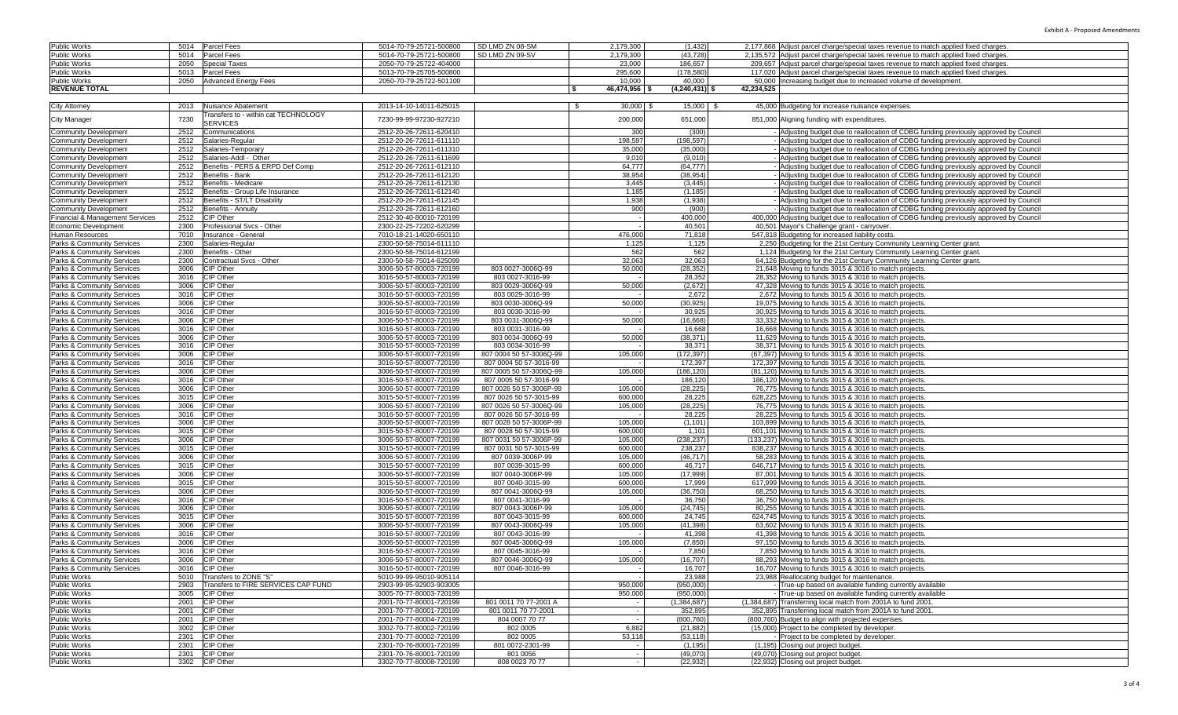| Department | Fund | Description | Account | Project | Current Budget | Amendment | Revised Budget | Justification |
|---|---|---|---|---|---|---|---|---|
| Public Works | 5014 | Parcel Fees | 5014-70-79-25721-500800 | SD LMD ZN 08-SM | 2,179,300 | (1,432) | 2,177,868 | Adjust parcel charge/special taxes revenue to match applied fixed charges. |
| Public Works | 5014 | Parcel Fees | 5014-70-79-25721-500800 | SD LMD ZN 09-SV | 2,179,300 | (43,728) | 2,135,572 | Adjust parcel charge/special taxes revenue to match applied fixed charges. |
| Public Works | 2050 | Special Taxes | 2050-70-79-25722-404000 | | 23,000 | 186,657 | 209,657 | Adjust parcel charge/special taxes revenue to match applied fixed charges. |
| Public Works | 5013 | Parcel Fees | 5013-70-79-25705-500800 | | 295,600 | (178,580) | 117,020 | Adjust parcel charge/special taxes revenue to match applied fixed charges. |
| Public Works | 2050 | Advanced Energy Fees | 2050-70-79-25722-501100 | | 10,000 | 40,000 | 50,000 | Increasing budget due to increased volume of development. |
| **REVENUE TOTAL** | | | | | $ 46,474,956 | $ (4,240,431) | $ 42,234,525 | |
| | | | | | | | | |
| City Attorney | 2013 | Nuisance Abatement | 2013-14-10-14011-625015 | | $ 30,000 | $ 15,000 | $ 45,000 | Budgeting for increase nuisance expenses. |
| City Manager | 7230 | Transfers to - within cat TECHNOLOGY SERVICES | 7230-99-99-97230-927210 | | 200,000 | 651,000 | 851,000 | Aligning funding with expenditures. |
| Community Development | 2512 | Communications | 2512-20-26-72611-620410 | | 300 | (300) | - | Adjusting budget due to reallocation of CDBG funding previously approved by Council |
| Community Development | 2512 | Salaries-Regular | 2512-20-26-72611-611110 | | 198,597 | (198,597) | - | Adjusting budget due to reallocation of CDBG funding previously approved by Council |
| Community Development | 2512 | Salaries-Temporary | 2512-20-26-72611-611310 | | 35,000 | (35,000) | - | Adjusting budget due to reallocation of CDBG funding previously approved by Council |
| Community Development | 2512 | Salaries-Addl - Other | 2512-20-26-72611-611699 | | 9,010 | (9,010) | - | Adjusting budget due to reallocation of CDBG funding previously approved by Council |
| Community Development | 2512 | Benefits - PERS & ERPD Def Comp | 2512-20-26-72611-612110 | | 64,777 | (64,777) | - | Adjusting budget due to reallocation of CDBG funding previously approved by Council |
| Community Development | 2512 | Benefits - Bank | 2512-20-26-72611-612120 | | 38,954 | (38,954) | - | Adjusting budget due to reallocation of CDBG funding previously approved by Council |
| Community Development | 2512 | Benefits - Medicare | 2512-20-26-72611-612130 | | 3,445 | (3,445) | - | Adjusting budget due to reallocation of CDBG funding previously approved by Council |
| Community Development | 2512 | Benefits - Group Life Insurance | 2512-20-26-72611-612140 | | 1,185 | (1,185) | - | Adjusting budget due to reallocation of CDBG funding previously approved by Council |
| Community Development | 2512 | Benefits - ST/LT Disability | 2512-20-26-72611-612145 | | 1,938 | (1,938) | - | Adjusting budget due to reallocation of CDBG funding previously approved by Council |
| Community Development | 2512 | Benefits - Annuity | 2512-20-26-72611-612160 | | 900 | (900) | - | Adjusting budget due to reallocation of CDBG funding previously approved by Council |
| Financial & Management Services | 2512 | CIP Other | 2512-30-40-80010-720199 | | - | 400,000 | 400,000 | Adjusting budget due to reallocation of CDBG funding previously approved by Council |
| Economic Development | 2300 | Professional Svcs - Other | 2300-22-25-72202-620299 | | - | 40,501 | 40,501 | Mayor's Challenge grant - carryover. |
| Human Resources | 7010 | Insurance - General | 7010-18-21-14020-650110 | | 476,000 | 71,818 | 547,818 | Budgeting for increased liability costs. |
| Parks & Community Services | 2300 | Salaries-Regular | 2300-50-58-75014-611110 | | 1,125 | 1,125 | 2,250 | Budgeting for the 21st Century Community Learning Center grant. |
| Parks & Community Services | 2300 | Benefits - Other | 2300-50-58-75014-612199 | | 562 | 562 | 1,124 | Budgeting for the 21st Century Community Learning Center grant. |
| Parks & Community Services | 2300 | Contractual Svcs - Other | 2300-50-58-75014-625099 | | 32,063 | 32,063 | 64,126 | Budgeting for the 21st Century Community Learning Center grant. |
| Parks & Community Services | 3006 | CIP Other | 3006-50-57-80003-720199 | 803 0027-3006Q-99 | 50,000 | (28,352) | 21,648 | Moving to funds 3015 & 3016 to match projects. |
| Parks & Community Services | 3016 | CIP Other | 3016-50-57-80003-720199 | 803 0027-3016-99 | - | 28,352 | 28,352 | Moving to funds 3015 & 3016 to match projects. |
| Parks & Community Services | 3006 | CIP Other | 3006-50-57-80003-720199 | 803 0029-3006Q-99 | 50,000 | (2,672) | 47,328 | Moving to funds 3015 & 3016 to match projects. |
| Parks & Community Services | 3016 | CIP Other | 3016-50-57-80003-720199 | 803 0029-3016-99 | - | 2,672 | 2,672 | Moving to funds 3015 & 3016 to match projects. |
| Parks & Community Services | 3006 | CIP Other | 3006-50-57-80003-720199 | 803 0030-3006Q-99 | 50,000 | (30,925) | 19,075 | Moving to funds 3015 & 3016 to match projects. |
| Parks & Community Services | 3016 | CIP Other | 3016-50-57-80003-720199 | 803 0030-3016-99 | - | 30,925 | 30,925 | Moving to funds 3015 & 3016 to match projects. |
| Parks & Community Services | 3006 | CIP Other | 3006-50-57-80003-720199 | 803 0031-3006Q-99 | 50,000 | (16,668) | 33,332 | Moving to funds 3015 & 3016 to match projects. |
| Parks & Community Services | 3016 | CIP Other | 3016-50-57-80003-720199 | 803 0031-3016-99 | - | 16,668 | 16,668 | Moving to funds 3015 & 3016 to match projects. |
| Parks & Community Services | 3006 | CIP Other | 3006-50-57-80003-720199 | 803 0034-3006Q-99 | 50,000 | (38,371) | 11,629 | Moving to funds 3015 & 3016 to match projects. |
| Parks & Community Services | 3016 | CIP Other | 3016-50-57-80003-720199 | 803 0034-3016-99 | - | 38,371 | 38,371 | Moving to funds 3015 & 3016 to match projects. |
| Parks & Community Services | 3006 | CIP Other | 3006-50-57-80007-720199 | 807 0004 50 57-3006Q-99 | 105,000 | (172,397) | (67,397) | Moving to funds 3015 & 3016 to match projects. |
| Parks & Community Services | 3016 | CIP Other | 3016-50-57-80007-720199 | 807 0004 50 57-3016-99 | - | 172,397 | 172,397 | Moving to funds 3015 & 3016 to match projects. |
| Parks & Community Services | 3006 | CIP Other | 3006-50-57-80007-720199 | 807 0005 50 57-3006Q-99 | 105,000 | (186,120) | (81,120) | Moving to funds 3015 & 3016 to match projects. |
| Parks & Community Services | 3016 | CIP Other | 3016-50-57-80007-720199 | 807 0005 50 57-3016-99 | - | 186,120 | 186,120 | Moving to funds 3015 & 3016 to match projects. |
| Parks & Community Services | 3006 | CIP Other | 3006-50-57-80007-720199 | 807 0026 50 57-3006P-99 | 105,000 | (28,225) | 76,775 | Moving to funds 3015 & 3016 to match projects. |
| Parks & Community Services | 3015 | CIP Other | 3015-50-57-80007-720199 | 807 0026 50 57-3015-99 | 600,000 | 28,225 | 628,225 | Moving to funds 3015 & 3016 to match projects. |
| Parks & Community Services | 3006 | CIP Other | 3006-50-57-80007-720199 | 807 0026 50 57-3006Q-99 | 105,000 | (28,225) | 76,775 | Moving to funds 3015 & 3016 to match projects. |
| Parks & Community Services | 3016 | CIP Other | 3016-50-57-80007-720199 | 807 0026 50 57-3016-99 | - | 28,225 | 28,225 | Moving to funds 3015 & 3016 to match projects. |
| Parks & Community Services | 3006 | CIP Other | 3006-50-57-80007-720199 | 807 0028 50 57-3006P-99 | 105,000 | (1,101) | 103,899 | Moving to funds 3015 & 3016 to match projects. |
| Parks & Community Services | 3015 | CIP Other | 3015-50-57-80007-720199 | 807 0028 50 57-3015-99 | 600,000 | 1,101 | 601,101 | Moving to funds 3015 & 3016 to match projects. |
| Parks & Community Services | 3006 | CIP Other | 3006-50-57-80007-720199 | 807 0031 50 57-3006P-99 | 105,000 | (238,237) | (133,237) | Moving to funds 3015 & 3016 to match projects. |
| Parks & Community Services | 3015 | CIP Other | 3015-50-57-80007-720199 | 807 0031 50 57-3015-99 | 600,000 | 238,237 | 838,237 | Moving to funds 3015 & 3016 to match projects. |
| Parks & Community Services | 3006 | CIP Other | 3006-50-57-80007-720199 | 807 0039-3006P-99 | 105,000 | (46,717) | 58,283 | Moving to funds 3015 & 3016 to match projects. |
| Parks & Community Services | 3015 | CIP Other | 3015-50-57-80007-720199 | 807 0039-3015-99 | 600,000 | 46,717 | 646,717 | Moving to funds 3015 & 3016 to match projects. |
| Parks & Community Services | 3006 | CIP Other | 3006-50-57-80007-720199 | 807 0040-3006P-99 | 105,000 | (17,999) | 87,001 | Moving to funds 3015 & 3016 to match projects. |
| Parks & Community Services | 3015 | CIP Other | 3015-50-57-80007-720199 | 807 0040-3015-99 | 600,000 | 17,999 | 617,999 | Moving to funds 3015 & 3016 to match projects. |
| Parks & Community Services | 3006 | CIP Other | 3006-50-57-80007-720199 | 807 0041-3006Q-99 | 105,000 | (36,750) | 68,250 | Moving to funds 3015 & 3016 to match projects. |
| Parks & Community Services | 3016 | CIP Other | 3016-50-57-80007-720199 | 807 0041-3016-99 | - | 36,750 | 36,750 | Moving to funds 3015 & 3016 to match projects. |
| Parks & Community Services | 3006 | CIP Other | 3006-50-57-80007-720199 | 807 0043-3006P-99 | 105,000 | (24,745) | 80,255 | Moving to funds 3015 & 3016 to match projects. |
| Parks & Community Services | 3015 | CIP Other | 3015-50-57-80007-720199 | 807 0043-3015-99 | 600,000 | 24,745 | 624,745 | Moving to funds 3015 & 3016 to match projects. |
| Parks & Community Services | 3006 | CIP Other | 3006-50-57-80007-720199 | 807 0043-3006Q-99 | 105,000 | (41,398) | 63,602 | Moving to funds 3015 & 3016 to match projects. |
| Parks & Community Services | 3016 | CIP Other | 3016-50-57-80007-720199 | 807 0043-3016-99 | - | 41,398 | 41,398 | Moving to funds 3015 & 3016 to match projects. |
| Parks & Community Services | 3006 | CIP Other | 3006-50-57-80007-720199 | 807 0045-3006Q-99 | 105,000 | (7,850) | 97,150 | Moving to funds 3015 & 3016 to match projects. |
| Parks & Community Services | 3016 | CIP Other | 3016-50-57-80007-720199 | 807 0045-3016-99 | - | 7,850 | 7,850 | Moving to funds 3015 & 3016 to match projects. |
| Parks & Community Services | 3006 | CIP Other | 3006-50-57-80007-720199 | 807 0046-3006Q-99 | 105,000 | (16,707) | 88,293 | Moving to funds 3015 & 3016 to match projects. |
| Parks & Community Services | 3016 | CIP Other | 3016-50-57-80007-720199 | 807 0046-3016-99 | - | 16,707 | 16,707 | Moving to funds 3015 & 3016 to match projects. |
| Public Works | 5010 | Transfers to ZONE "S" | 5010-99-99-95010-905114 | | - | 23,988 | 23,988 | Reallocating budget for maintenance. |
| Public Works | 2903 | Transfers to FIRE SERVICES CAP FUND | 2903-99-95-92903-903005 | | 950,000 | (950,000) | - | True-up based on available funding currently available |
| Public Works | 3005 | CIP Other | 3005-70-77-80003-720199 | | 950,000 | (950,000) | - | True-up based on available funding currently available |
| Public Works | 2001 | CIP Other | 2001-70-77-80001-720199 | 801 0011 70 77-2001 A | - | (1,384,687) | (1,384,687) | Transferring local match from 2001A to fund 2001. |
| Public Works | 2001 | CIP Other | 2001-70-77-80001-720199 | 801 0011 70 77-2001 | - | 352,895 | 352,895 | Transferring local match from 2001A to fund 2001. |
| Public Works | 2001 | CIP Other | 2001-70-77-80004-720199 | 804 0007 70 77 | - | (800,760) | (800,760) | Budget to align with projected expenses. |
| Public Works | 3002 | CIP Other | 3002-70-77-80002-720199 | 802 0005 | 6,882 | (21,882) | (15,000) | Project to be completed by developer. |
| Public Works | 2301 | CIP Other | 2301-70-77-80002-720199 | 802 0005 | 53,118 | (53,118) | - | Project to be completed by developer. |
| Public Works | 2301 | CIP Other | 2301-70-76-80001-720199 | 801 0072-2301-99 | - | (1,195) | (1,195) | Closing out project budget. |
| Public Works | 2301 | CIP Other | 2301-70-76-80001-720199 | 801 0056 | - | (49,070) | (49,070) | Closing out project budget. |
| Public Works | 3302 | CIP Other | 3302-70-77-80008-720199 | 808 0023 70 77 | - | (22,932) | (22,932) | Closing out project budget. |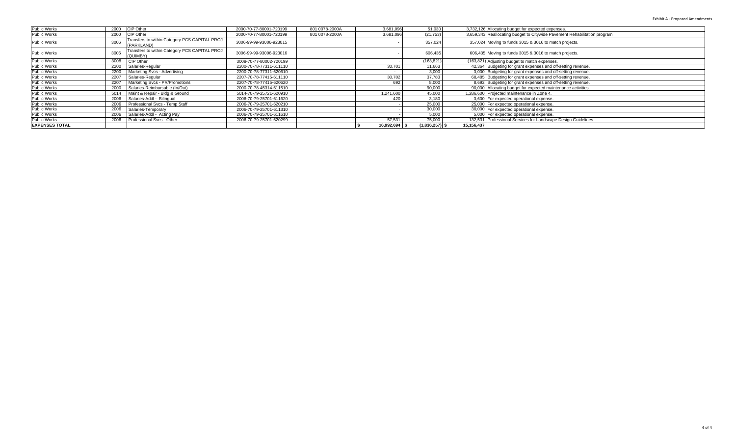| | | | | | | | | |
|---|---|---|---|---|---|---|---|---|
| Public Works | 2000 | CIP Other | 2000-70-77-80001-720199 | 801 0078-2000A | 3,681,096 | 51,030 | 3,732,126 | Allocating budget for expected expenses. |
| Public Works | 2000 | CIP Other | 2000-70-77-80001-720199 | 801 0078-2000A | 3,681,096 | (21,753) | 3,659,343 | Reallocating budget to Citywide Pavement Rehabilitation program |
| Public Works | 3006 | Transfers to within Category PCS CAPITAL PROJ (PARKLAND) | 3006-99-99-93006-923015 | | - | 357,024 | 357,024 | Moving to funds 3015 & 3016 to match projects. |
| Public Works | 3006 | Transfers to within Category PCS CAPITAL PROJ (QUIMBY) | 3006-99-99-93006-923016 | | - | 606,435 | 606,435 | Moving to funds 3015 & 3016 to match projects. |
| Public Works | 3008 | CIP Other | 3008-70-77-80002-720199 | | - | (163,821) | (163,821) | Adjusting budget to match expenses. |
| Public Works | 2200 | Salaries-Regular | 2200-70-78-77311-611110 | | 30,701 | 11,663 | 42,364 | Budgeting for grant expenses and off-setting revenue. |
| Public Works | 2200 | Marketing Svcs - Advertising | 2200-70-78-77311-620610 | | - | 3,000 | 3,000 | Budgeting for grant expenses and off-setting revenue. |
| Public Works | 2207 | Salaries-Regular | 2207-70-78-77415-611110 | | 30,702 | 37,783 | 68,485 | Budgeting for grant expenses and off-setting revenue. |
| Public Works | 2207 | Marketing Svcs - PR/Promotions | 2207-70-78-77415-620620 | | 692 | 8,000 | 8,692 | Budgeting for grant expenses and off-setting revenue. |
| Public Works | 2000 | Salaries-Reimbursable (In/Out) | 2000-70-78-45314-611510 | | - | 90,000 | 90,000 | Allocating budget for expected maintenance activities. |
| Public Works | 5014 | Maint & Repair - Bldg & Ground | 5014-70-79-25721-620910 | | 1,241,600 | 45,000 | 1,286,600 | Projected maintenance in Zone 4. |
| Public Works | 2006 | Salaries-Addl - Bilingual | 2006-70-79-25701-611620 | | 420 | 3,180 | 3,600 | For expected operational expense. |
| Public Works | 2006 | Professional Svcs - Temp Staff | 2006-70-79-25701-620210 | | - | 25,000 | 25,000 | For expected operational expense. |
| Public Works | 2006 | Salaries-Temporary | 2006-70-79-25701-611310 | | - | 30,000 | 30,000 | For expected operational expense. |
| Public Works | 2006 | Salaries-Addl - Acting Pay | 2006-70-79-25701-611610 | | - | 5,000 | 5,000 | For expected operational expense. |
| Public Works | 2006 | Professional Svcs - Other | 2006-70-79-25701-620299 | | 57,531 | 75,000 | 132,531 | Professional Services for Landscape Design Guidelines |
| **EXPENSES TOTAL** | | | | | $ 16,992,694 | $ (1,836,257) | $ 15,156,437 | |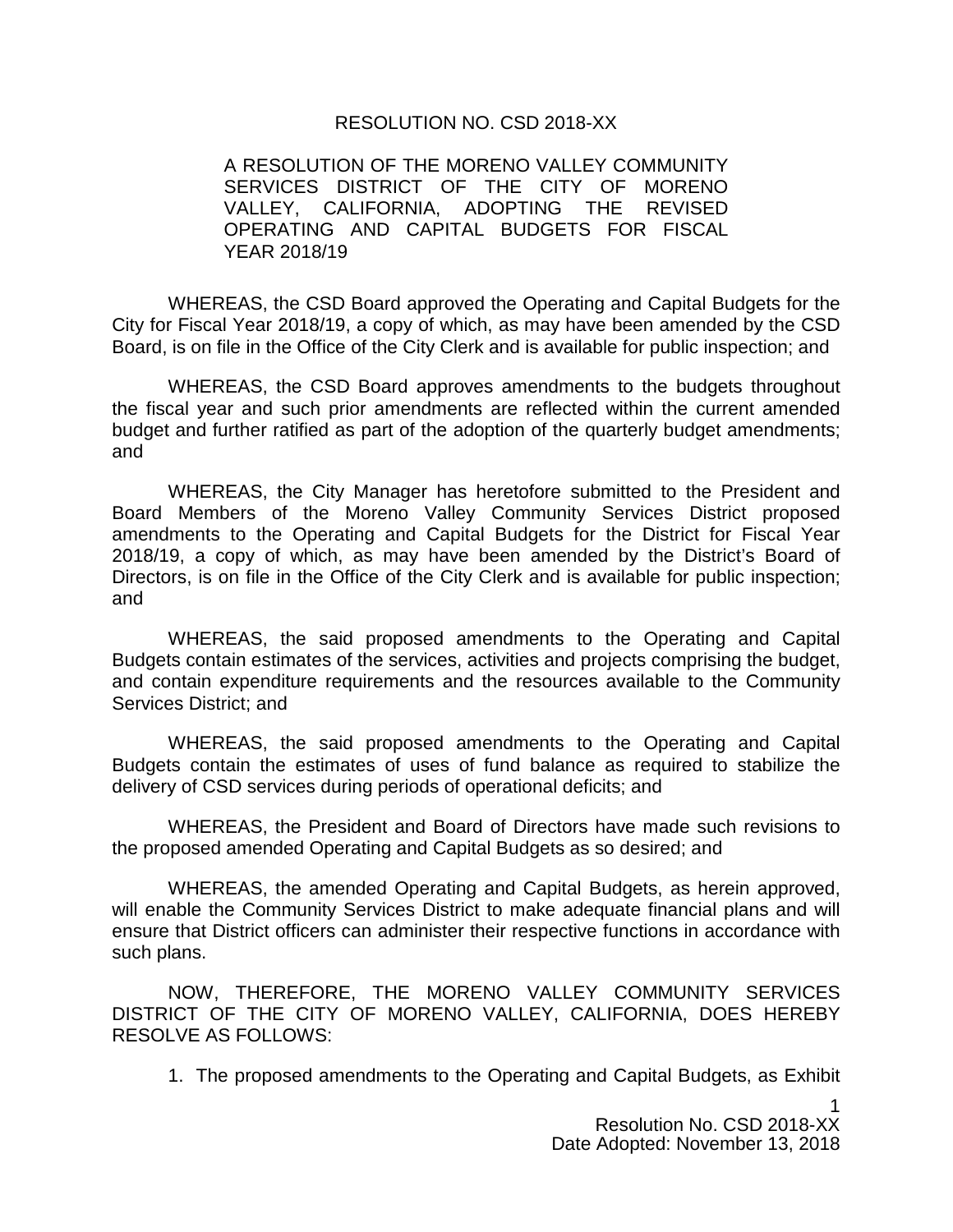RESOLUTION NO. CSD 2018-XX

A RESOLUTION OF THE MORENO VALLEY COMMUNITY SERVICES DISTRICT OF THE CITY OF MORENO VALLEY, CALIFORNIA, ADOPTING THE REVISED OPERATING AND CAPITAL BUDGETS FOR FISCAL YEAR 2018/19

WHEREAS, the CSD Board approved the Operating and Capital Budgets for the City for Fiscal Year 2018/19, a copy of which, as may have been amended by the CSD Board, is on file in the Office of the City Clerk and is available for public inspection; and

WHEREAS, the CSD Board approves amendments to the budgets throughout the fiscal year and such prior amendments are reflected within the current amended budget and further ratified as part of the adoption of the quarterly budget amendments; and

WHEREAS, the City Manager has heretofore submitted to the President and Board Members of the Moreno Valley Community Services District proposed amendments to the Operating and Capital Budgets for the District for Fiscal Year 2018/19, a copy of which, as may have been amended by the District's Board of Directors, is on file in the Office of the City Clerk and is available for public inspection; and

WHEREAS, the said proposed amendments to the Operating and Capital Budgets contain estimates of the services, activities and projects comprising the budget, and contain expenditure requirements and the resources available to the Community Services District; and

WHEREAS, the said proposed amendments to the Operating and Capital Budgets contain the estimates of uses of fund balance as required to stabilize the delivery of CSD services during periods of operational deficits; and

WHEREAS, the President and Board of Directors have made such revisions to the proposed amended Operating and Capital Budgets as so desired; and

WHEREAS, the amended Operating and Capital Budgets, as herein approved, will enable the Community Services District to make adequate financial plans and will ensure that District officers can administer their respective functions in accordance with such plans.

NOW, THEREFORE, THE MORENO VALLEY COMMUNITY SERVICES DISTRICT OF THE CITY OF MORENO VALLEY, CALIFORNIA, DOES HEREBY RESOLVE AS FOLLOWS:

1. The proposed amendments to the Operating and Capital Budgets, as Exhibit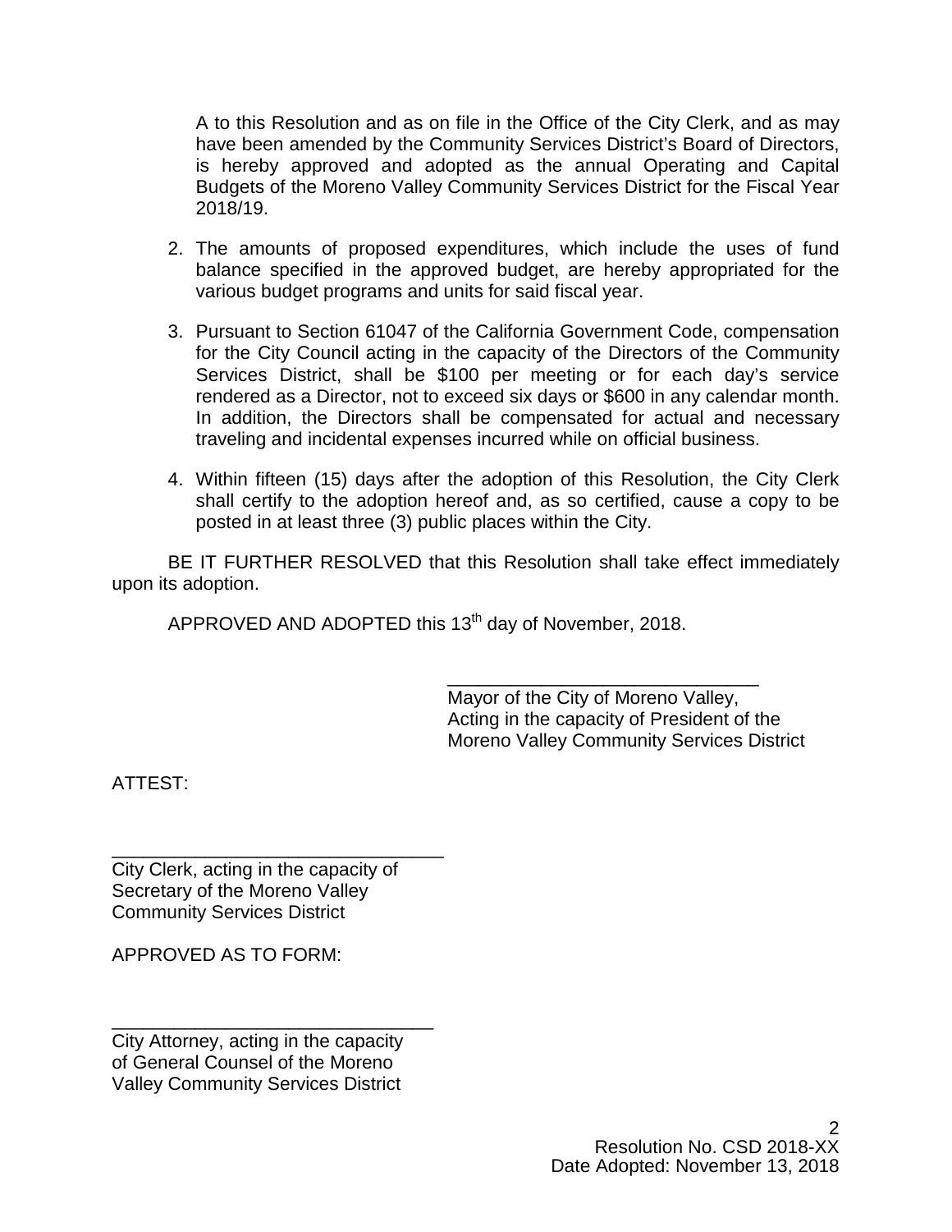A to this Resolution and as on file in the Office of the City Clerk, and as may have been amended by the Community Services District's Board of Directors, is hereby approved and adopted as the annual Operating and Capital Budgets of the Moreno Valley Community Services District for the Fiscal Year 2018/19.

2. The amounts of proposed expenditures, which include the uses of fund balance specified in the approved budget, are hereby appropriated for the various budget programs and units for said fiscal year.

3. Pursuant to Section 61047 of the California Government Code, compensation for the City Council acting in the capacity of the Directors of the Community Services District, shall be $100 per meeting or for each day's service rendered as a Director, not to exceed six days or $600 in any calendar month. In addition, the Directors shall be compensated for actual and necessary traveling and incidental expenses incurred while on official business.

4. Within fifteen (15) days after the adoption of this Resolution, the City Clerk shall certify to the adoption hereof and, as so certified, cause a copy to be posted in at least three (3) public places within the City.

BE IT FURTHER RESOLVED that this Resolution shall take effect immediately upon its adoption.

APPROVED AND ADOPTED this 13th day of November, 2018.

_______________________________
Mayor of the City of Moreno Valley,
Acting in the capacity of President of the
Moreno Valley Community Services District

ATTEST:

_______________________________
City Clerk, acting in the capacity of
Secretary of the Moreno Valley
Community Services District

APPROVED AS TO FORM:

_______________________________
City Attorney, acting in the capacity
of General Counsel of the Moreno
Valley Community Services District

Resolution No. CSD 2018-XX
Date Adopted: November 13, 2018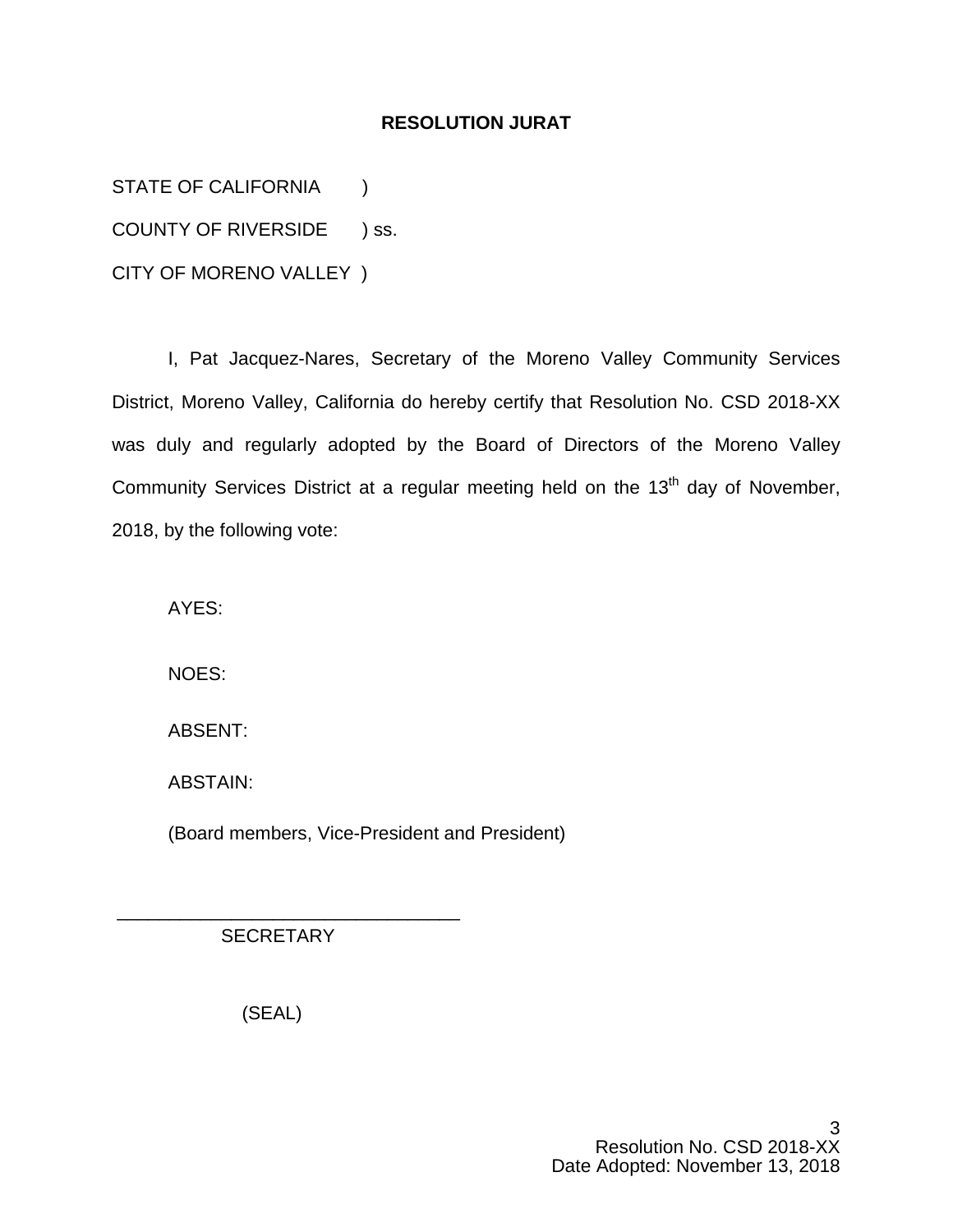**RESOLUTION JURAT**

STATE OF CALIFORNIA )
COUNTY OF RIVERSIDE ) ss.
CITY OF MORENO VALLEY )

I, Pat Jacquez-Nares, Secretary of the Moreno Valley Community Services District, Moreno Valley, California do hereby certify that Resolution No. CSD 2018-XX was duly and regularly adopted by the Board of Directors of the Moreno Valley Community Services District at a regular meeting held on the 13th day of November, 2018, by the following vote:

AYES:

NOES:

ABSENT:

ABSTAIN:

(Board members, Vice-President and President)

_________________________________
SECRETARY

(SEAL)

Resolution No. CSD 2018-XX
Date Adopted: November 13, 2018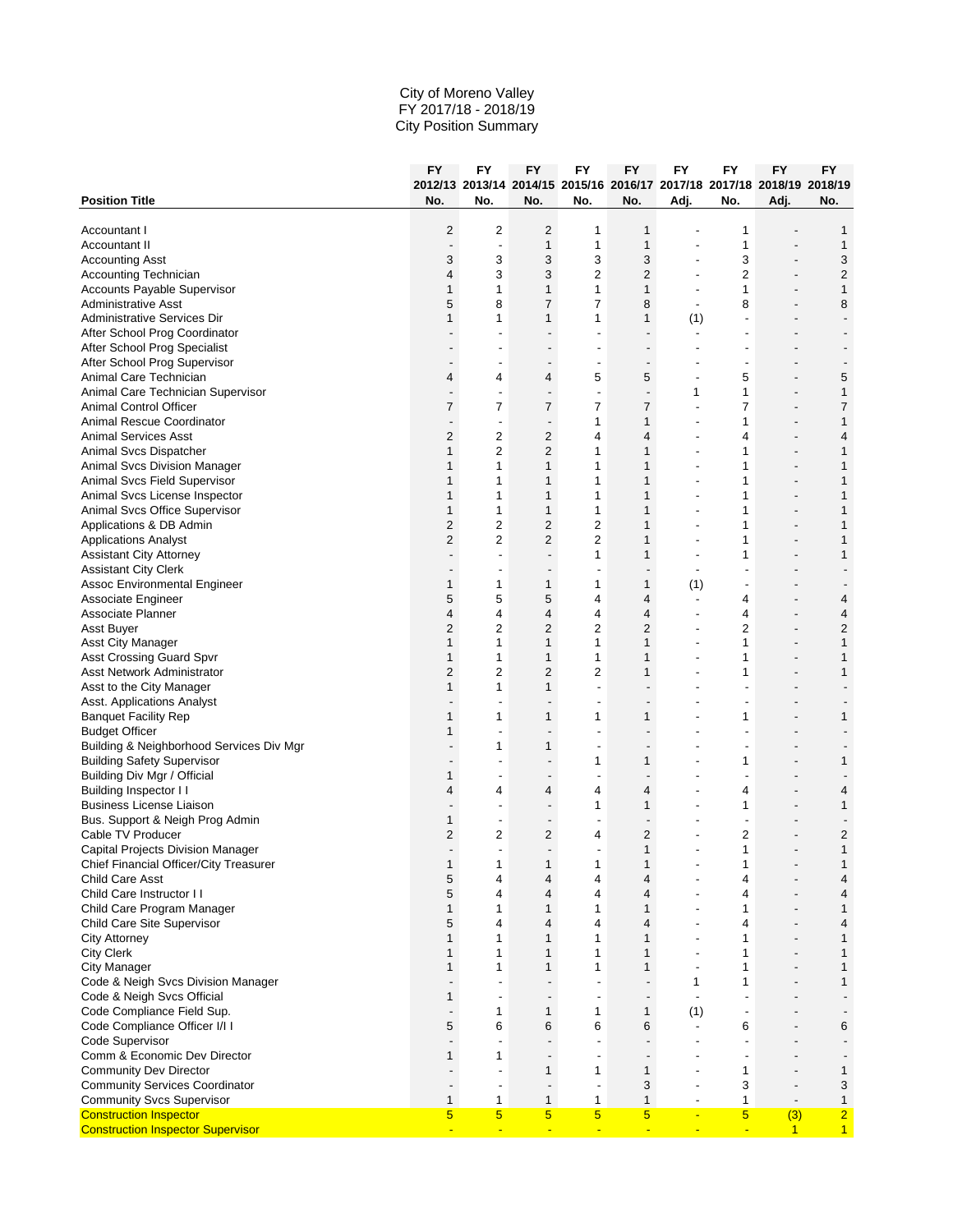City of Moreno Valley
FY 2017/18 - 2018/19
City Position Summary

| Position Title | FY 2012/13 No. | FY 2013/14 No. | FY 2014/15 No. | FY 2015/16 No. | FY 2016/17 No. | FY 2017/18 Adj. | FY 2017/18 No. | FY 2018/19 Adj. | FY 2018/19 No. |
|---|---|---|---|---|---|---|---|---|---|
| Accountant I | 2 | 2 | 2 | 1 | 1 | - | 1 | - | 1 |
| Accountant II | - | - | 1 | 1 | 1 | - | 1 | - | 1 |
| Accounting Asst | 3 | 3 | 3 | 3 | 3 | - | 3 | - | 3 |
| Accounting Technician | 4 | 3 | 3 | 2 | 2 | - | 2 | - | 2 |
| Accounts Payable Supervisor | 1 | 1 | 1 | 1 | 1 | - | 1 | - | 1 |
| Administrative Asst | 5 | 8 | 7 | 7 | 8 | - | 8 | - | 8 |
| Administrative Services Dir | 1 | 1 | 1 | 1 | 1 | (1) | - | - | - |
| After School Prog Coordinator | - | - | - | - | - | - | - | - | - |
| After School Prog Specialist | - | - | - | - | - | - | - | - | - |
| After School Prog Supervisor | - | - | - | - | - | - | - | - | - |
| Animal Care Technician | 4 | 4 | 4 | 5 | 5 | - | 5 | - | 5 |
| Animal Care Technician Supervisor | - | - | - | - | - | 1 | 1 | - | 1 |
| Animal Control Officer | 7 | 7 | 7 | 7 | 7 | - | 7 | - | 7 |
| Animal Rescue Coordinator | - | - | - | 1 | 1 | - | 1 | - | 1 |
| Animal Services Asst | 2 | 2 | 2 | 4 | 4 | - | 4 | - | 4 |
| Animal Svcs Dispatcher | 1 | 2 | 2 | 1 | 1 | - | 1 | - | 1 |
| Animal Svcs Division Manager | 1 | 1 | 1 | 1 | 1 | - | 1 | - | 1 |
| Animal Svcs Field Supervisor | 1 | 1 | 1 | 1 | 1 | - | 1 | - | 1 |
| Animal Svcs License Inspector | 1 | 1 | 1 | 1 | 1 | - | 1 | - | 1 |
| Animal Svcs Office Supervisor | 1 | 1 | 1 | 1 | 1 | - | 1 | - | 1 |
| Applications & DB Admin | 2 | 2 | 2 | 2 | 1 | - | 1 | - | 1 |
| Applications Analyst | 2 | 2 | 2 | 2 | 1 | - | 1 | - | 1 |
| Assistant City Attorney | - | - | - | 1 | 1 | - | 1 | - | 1 |
| Assistant City Clerk | - | - | - | - | - | - | - | - | - |
| Assoc Environmental Engineer | 1 | 1 | 1 | 1 | 1 | (1) | - | - | - |
| Associate Engineer | 5 | 5 | 5 | 4 | 4 | - | 4 | - | 4 |
| Associate Planner | 4 | 4 | 4 | 4 | 4 | - | 4 | - | 4 |
| Asst Buyer | 2 | 2 | 2 | 2 | 2 | - | 2 | - | 2 |
| Asst City Manager | 1 | 1 | 1 | 1 | 1 | - | 1 | - | 1 |
| Asst Crossing Guard Spvr | 1 | 1 | 1 | 1 | 1 | - | 1 | - | 1 |
| Asst Network Administrator | 2 | 2 | 2 | 2 | 1 | - | 1 | - | 1 |
| Asst to the City Manager | 1 | 1 | 1 | - | - | - | - | - | - |
| Asst. Applications Analyst | - | - | - | - | - | - | - | - | - |
| Banquet Facility Rep | 1 | 1 | 1 | 1 | 1 | - | 1 | - | 1 |
| Budget Officer | 1 | - | - | - | - | - | - | - | - |
| Building & Neighborhood Services Div Mgr | - | 1 | 1 | - | - | - | - | - | - |
| Building Safety Supervisor | - | - | - | 1 | 1 | - | 1 | - | 1 |
| Building Div Mgr / Official | 1 | - | - | - | - | - | - | - | - |
| Building Inspector I I | 4 | 4 | 4 | 4 | 4 | - | 4 | - | 4 |
| Business License Liaison | - | - | - | 1 | 1 | - | 1 | - | 1 |
| Bus. Support & Neigh Prog Admin | 1 | - | - | - | - | - | - | - | - |
| Cable TV Producer | 2 | 2 | 2 | 4 | 2 | - | 2 | - | 2 |
| Capital Projects Division Manager | - | - | - | - | 1 | - | 1 | - | 1 |
| Chief Financial Officer/City Treasurer | 1 | 1 | 1 | 1 | 1 | - | 1 | - | 1 |
| Child Care Asst | 5 | 4 | 4 | 4 | 4 | - | 4 | - | 4 |
| Child Care Instructor I I | 5 | 4 | 4 | 4 | 4 | - | 4 | - | 4 |
| Child Care Program Manager | 1 | 1 | 1 | 1 | 1 | - | 1 | - | 1 |
| Child Care Site Supervisor | 5 | 4 | 4 | 4 | 4 | - | 4 | - | 4 |
| City Attorney | 1 | 1 | 1 | 1 | 1 | - | 1 | - | 1 |
| City Clerk | 1 | 1 | 1 | 1 | 1 | - | 1 | - | 1 |
| City Manager | 1 | 1 | 1 | 1 | 1 | - | 1 | - | 1 |
| Code & Neigh Svcs Division Manager | - | - | - | - | - | 1 | 1 | - | 1 |
| Code & Neigh Svcs Official | 1 | - | - | - | - | - | - | - | - |
| Code Compliance Field Sup. | - | 1 | 1 | 1 | 1 | (1) | - | - | - |
| Code Compliance Officer I/I I | 5 | 6 | 6 | 6 | 6 | - | 6 | - | 6 |
| Code Supervisor | - | - | - | - | - | - | - | - | - |
| Comm & Economic Dev Director | 1 | 1 | - | - | - | - | - | - | - |
| Community Dev Director | - | - | 1 | 1 | 1 | - | 1 | - | 1 |
| Community Services Coordinator | - | - | - | - | 3 | - | 3 | - | 3 |
| Community Svcs Supervisor | 1 | 1 | 1 | 1 | 1 | - | 1 | - | 1 |
| Construction Inspector | 5 | 5 | 5 | 5 | 5 | - | 5 | (3) | 2 |
| Construction Inspector Supervisor | - | - | - | - | - | - | - | 1 | 1 |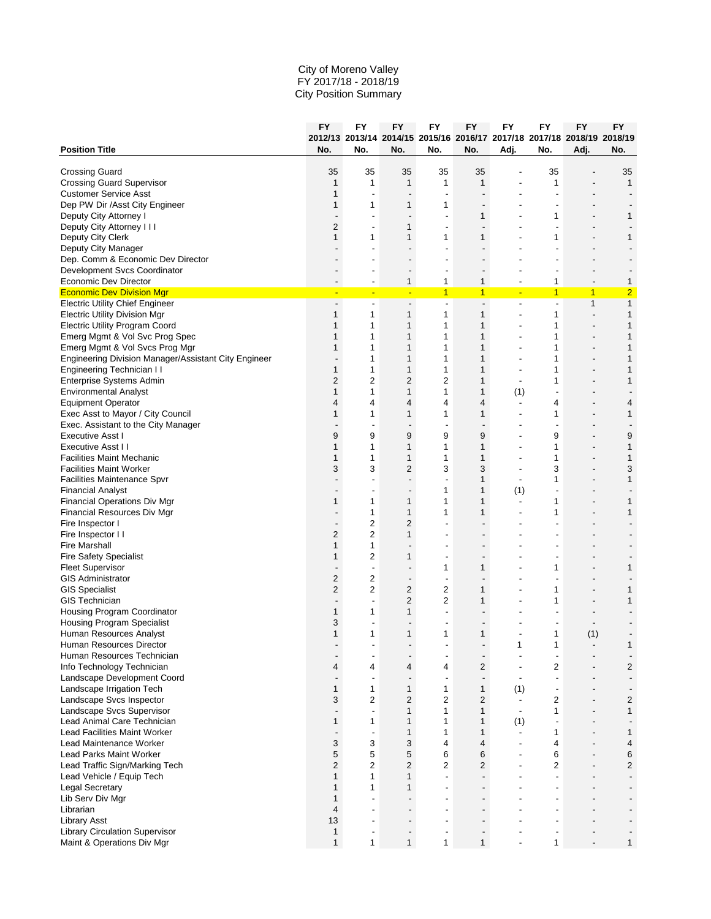City of Moreno Valley
FY 2017/18 - 2018/19
City Position Summary

| Position Title | FY 2012/13 No. | FY 2013/14 No. | FY 2014/15 No. | FY 2015/16 No. | FY 2016/17 No. | FY 2017/18 Adj. | FY 2017/18 No. | FY 2018/19 Adj. | FY 2018/19 No. |
|---|---|---|---|---|---|---|---|---|---|
| Crossing Guard | 35 | 35 | 35 | 35 | 35 | - | 35 | - | 35 |
| Crossing Guard Supervisor | 1 | 1 | 1 | 1 | 1 | - | 1 | - | 1 |
| Customer Service Asst | 1 | - | - | - | - | - | - | - | - |
| Dep PW Dir /Asst City Engineer | 1 | 1 | 1 | 1 | - | - | - | - | - |
| Deputy City Attorney I | - | - | - | - | 1 | - | 1 | - | 1 |
| Deputy City Attorney I I I | 2 | - | 1 | - | - | - | - | - | - |
| Deputy City Clerk | 1 | 1 | 1 | 1 | 1 | - | 1 | - | 1 |
| Deputy City Manager | - | - | - | - | - | - | - | - | - |
| Dep. Comm & Economic Dev Director | - | - | - | - | - | - | - | - | - |
| Development Svcs Coordinator | - | - | - | - | - | - | - | - | - |
| Economic Dev Director | - | - | 1 | 1 | 1 | - | 1 | - | 1 |
| Economic Dev Division Mgr | - | - | - | 1 | 1 | - | 1 | 1 | 2 |
| Electric Utility Chief Engineer | - | - | - | - | - | - | - | 1 | 1 |
| Electric Utility Division Mgr | 1 | 1 | 1 | 1 | 1 | - | 1 | - | 1 |
| Electric Utility Program Coord | 1 | 1 | 1 | 1 | 1 | - | 1 | - | 1 |
| Emerg Mgmt & Vol Svc Prog Spec | 1 | 1 | 1 | 1 | 1 | - | 1 | - | 1 |
| Emerg Mgmt & Vol Svcs Prog Mgr | 1 | 1 | 1 | 1 | 1 | - | 1 | - | 1 |
| Engineering Division Manager/Assistant City Engineer | - | 1 | 1 | 1 | 1 | - | 1 | - | 1 |
| Engineering Technician I I | 1 | 1 | 1 | 1 | 1 | - | 1 | - | 1 |
| Enterprise Systems Admin | 2 | 2 | 2 | 2 | 1 | - | 1 | - | 1 |
| Environmental Analyst | 1 | 1 | 1 | 1 | 1 | (1) | - | - | - |
| Equipment Operator | 4 | 4 | 4 | 4 | 4 | - | 4 | - | 4 |
| Exec Asst to Mayor / City Council | 1 | 1 | 1 | 1 | 1 | - | 1 | - | 1 |
| Exec. Assistant to the City Manager | - | - | - | - | - | - | - | - | - |
| Executive Asst I | 9 | 9 | 9 | 9 | 9 | - | 9 | - | 9 |
| Executive Asst I I | 1 | 1 | 1 | 1 | 1 | - | 1 | - | 1 |
| Facilities Maint Mechanic | 1 | 1 | 1 | 1 | 1 | - | 1 | - | 1 |
| Facilities Maint Worker | 3 | 3 | 2 | 3 | 3 | - | 3 | - | 3 |
| Facilities Maintenance Spvr | - | - | - | - | 1 | - | 1 | - | 1 |
| Financial Analyst | - | - | - | 1 | 1 | (1) | - | - | - |
| Financial Operations Div Mgr | 1 | 1 | 1 | 1 | 1 | - | 1 | - | 1 |
| Financial Resources Div Mgr | - | 1 | 1 | 1 | 1 | - | 1 | - | 1 |
| Fire Inspector I | - | 2 | 2 | - | - | - | - | - | - |
| Fire Inspector I I | 2 | 2 | 1 | - | - | - | - | - | - |
| Fire Marshall | 1 | 1 | - | - | - | - | - | - | - |
| Fire Safety Specialist | 1 | 2 | 1 | - | - | - | - | - | - |
| Fleet Supervisor | - | - | - | 1 | 1 | - | 1 | - | 1 |
| GIS Administrator | 2 | 2 | - | - | - | - | - | - | - |
| GIS Specialist | 2 | 2 | 2 | 2 | 1 | - | 1 | - | 1 |
| GIS Technician | - | - | 2 | 2 | 1 | - | 1 | - | 1 |
| Housing Program Coordinator | 1 | 1 | 1 | - | - | - | - | - | - |
| Housing Program Specialist | 3 | - | - | - | - | - | - | - | - |
| Human Resources Analyst | 1 | 1 | 1 | 1 | 1 | - | 1 | (1) | - |
| Human Resources Director | - | - | - | - | - | 1 | 1 | - | 1 |
| Human Resources Technician | - | - | - | - | - | - | - | - | - |
| Info Technology Technician | 4 | 4 | 4 | 4 | 2 | - | 2 | - | 2 |
| Landscape Development Coord | - | - | - | - | - | - | - | - | - |
| Landscape Irrigation Tech | 1 | 1 | 1 | 1 | 1 | (1) | - | - | - |
| Landscape Svcs Inspector | 3 | 2 | 2 | 2 | 2 | - | 2 | - | 2 |
| Landscape Svcs Supervisor | - | - | 1 | 1 | 1 | - | 1 | - | 1 |
| Lead Animal Care Technician | 1 | 1 | 1 | 1 | 1 | (1) | - | - | - |
| Lead Facilities Maint Worker | - | - | 1 | 1 | 1 | - | 1 | - | 1 |
| Lead Maintenance Worker | 3 | 3 | 3 | 4 | 4 | - | 4 | - | 4 |
| Lead Parks Maint Worker | 5 | 5 | 5 | 6 | 6 | - | 6 | - | 6 |
| Lead Traffic Sign/Marking Tech | 2 | 2 | 2 | 2 | 2 | - | 2 | - | 2 |
| Lead Vehicle / Equip Tech | 1 | 1 | 1 | - | - | - | - | - | - |
| Legal Secretary | 1 | 1 | 1 | - | - | - | - | - | - |
| Lib Serv Div Mgr | 1 | - | - | - | - | - | - | - | - |
| Librarian | 4 | - | - | - | - | - | - | - | - |
| Library Asst | 13 | - | - | - | - | - | - | - | - |
| Library Circulation Supervisor | 1 | - | - | - | - | - | - | - | - |
| Maint & Operations Div Mgr | 1 | 1 | 1 | 1 | 1 | - | 1 | - | 1 |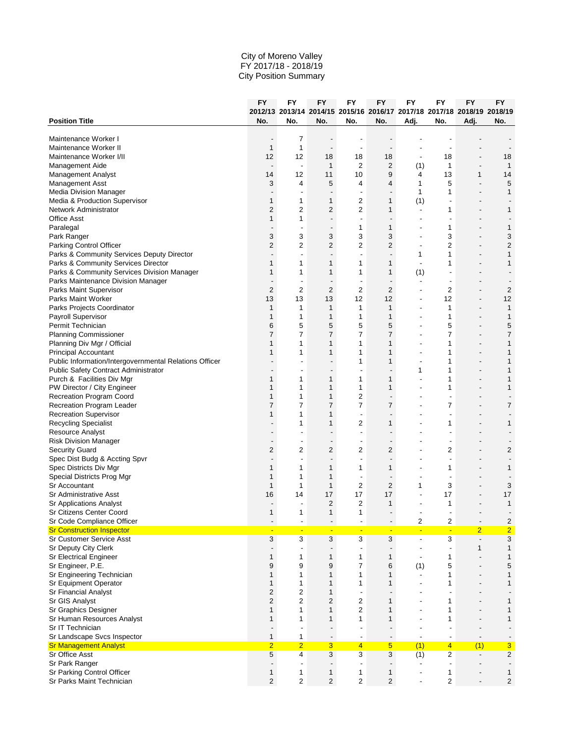City of Moreno Valley
FY 2017/18 - 2018/19
City Position Summary

| Position Title | FY 2012/13 No. | FY 2013/14 No. | FY 2014/15 No. | FY 2015/16 No. | FY 2016/17 No. | FY 2017/18 Adj. | FY 2017/18 No. | FY 2018/19 Adj. | FY 2018/19 No. |
|---|---|---|---|---|---|---|---|---|---|
| Maintenance Worker I | - | 7 | - | - | - | - | - | - | - |
| Maintenance Worker II | 1 | 1 | - | - | - | - | - | - | - |
| Maintenance Worker I/II | 12 | 12 | 18 | 18 | 18 | - | 18 | - | 18 |
| Management Aide | - | - | 1 | 2 | 2 | (1) | 1 | - | 1 |
| Management Analyst | 14 | 12 | 11 | 10 | 9 | 4 | 13 | 1 | 14 |
| Management Asst | 3 | 4 | 5 | 4 | 4 | 1 | 5 | - | 5 |
| Media Division Manager | - | - | - | - | - | 1 | 1 | - | 1 |
| Media & Production Supervisor | 1 | 1 | 1 | 2 | 1 | (1) | - | - | - |
| Network Administrator | 2 | 2 | 2 | 2 | 1 | - | 1 | - | 1 |
| Office Asst | 1 | 1 | - | - | - | - | - | - | - |
| Paralegal | - | - | - | 1 | 1 | - | 1 | - | 1 |
| Park Ranger | 3 | 3 | 3 | 3 | 3 | - | 3 | - | 3 |
| Parking Control Officer | 2 | 2 | 2 | 2 | 2 | - | 2 | - | 2 |
| Parks & Community Services Deputy Director | - | - | - | - | - | 1 | 1 | - | 1 |
| Parks & Community Services Director | 1 | 1 | 1 | 1 | 1 | - | 1 | - | 1 |
| Parks & Community Services Division Manager | 1 | 1 | 1 | 1 | 1 | (1) | - | - | - |
| Parks Maintenance Division Manager | - | - | - | - | - | - | - | - | - |
| Parks Maint Supervisor | 2 | 2 | 2 | 2 | 2 | - | 2 | - | 2 |
| Parks Maint Worker | 13 | 13 | 13 | 12 | 12 | - | 12 | - | 12 |
| Parks Projects Coordinator | 1 | 1 | 1 | 1 | 1 | - | 1 | - | 1 |
| Payroll Supervisor | 1 | 1 | 1 | 1 | 1 | - | 1 | - | 1 |
| Permit Technician | 6 | 5 | 5 | 5 | 5 | - | 5 | - | 5 |
| Planning Commissioner | 7 | 7 | 7 | 7 | 7 | - | 7 | - | 7 |
| Planning Div Mgr / Official | 1 | 1 | 1 | 1 | 1 | - | 1 | - | 1 |
| Principal Accountant | 1 | 1 | 1 | 1 | 1 | - | 1 | - | 1 |
| Public Information/Intergovernmental Relations Officer | - | - | - | 1 | 1 | - | 1 | - | 1 |
| Public Safety Contract Administrator | - | - | - | - | - | 1 | 1 | - | 1 |
| Purch & Facilities Div Mgr | 1 | 1 | 1 | 1 | 1 | - | 1 | - | 1 |
| PW Director / City Engineer | 1 | 1 | 1 | 1 | 1 | - | 1 | - | 1 |
| Recreation Program Coord | 1 | 1 | 1 | 2 | - | - | - | - | - |
| Recreation Program Leader | 7 | 7 | 7 | 7 | 7 | - | 7 | - | 7 |
| Recreation Supervisor | 1 | 1 | 1 | - | - | - | - | - | - |
| Recycling Specialist | - | 1 | 1 | 2 | 1 | - | 1 | - | 1 |
| Resource Analyst | - | - | - | - | - | - | - | - | - |
| Risk Division Manager | - | - | - | - | - | - | - | - | - |
| Security Guard | 2 | 2 | 2 | 2 | 2 | - | 2 | - | 2 |
| Spec Dist Budg & Accting Spvr | - | - | - | - | - | - | - | - | - |
| Spec Districts Div Mgr | 1 | 1 | 1 | 1 | 1 | - | 1 | - | 1 |
| Special Districts Prog Mgr | 1 | 1 | 1 | - | - | - | - | - | - |
| Sr Accountant | 1 | 1 | 1 | 2 | 2 | 1 | 3 | - | 3 |
| Sr Administrative Asst | 16 | 14 | 17 | 17 | 17 | - | 17 | - | 17 |
| Sr Applications Analyst | - | - | 2 | 2 | 1 | - | 1 | - | 1 |
| Sr Citizens Center Coord | 1 | 1 | 1 | 1 | - | - | - | - | - |
| Sr Code Compliance Officer | - | - | - | - | - | 2 | 2 | - | 2 |
| Sr Construction Inspector | - | - | - | - | - | - | - | 2 | 2 |
| Sr Customer Service Asst | 3 | 3 | 3 | 3 | 3 | - | 3 | - | 3 |
| Sr Deputy City Clerk | - | - | - | - | - | - | - | 1 | 1 |
| Sr Electrical Engineer | 1 | 1 | 1 | 1 | 1 | - | 1 | - | 1 |
| Sr Engineer, P.E. | 9 | 9 | 9 | 7 | 6 | (1) | 5 | - | 5 |
| Sr Engineering Technician | 1 | 1 | 1 | 1 | 1 | - | 1 | - | 1 |
| Sr Equipment Operator | 1 | 1 | 1 | 1 | 1 | - | 1 | - | 1 |
| Sr Financial Analyst | 2 | 2 | 1 | - | - | - | - | - | - |
| Sr GIS Analyst | 2 | 2 | 2 | 2 | 1 | - | 1 | - | 1 |
| Sr Graphics Designer | 1 | 1 | 1 | 2 | 1 | - | 1 | - | 1 |
| Sr Human Resources Analyst | 1 | 1 | 1 | 1 | 1 | - | 1 | - | 1 |
| Sr IT Technician | - | - | - | - | - | - | - | - | - |
| Sr Landscape Svcs Inspector | 1 | 1 | - | - | - | - | - | - | - |
| Sr Management Analyst | 2 | 2 | 3 | 4 | 5 | (1) | 4 | (1) | 3 |
| Sr Office Asst | 5 | 4 | 3 | 3 | 3 | (1) | 2 | - | 2 |
| Sr Park Ranger | - | - | - | - | - | - | - | - | - |
| Sr Parking Control Officer | 1 | 1 | 1 | 1 | 1 | - | 1 | - | 1 |
| Sr Parks Maint Technician | 2 | 2 | 2 | 2 | 2 | - | 2 | - | 2 |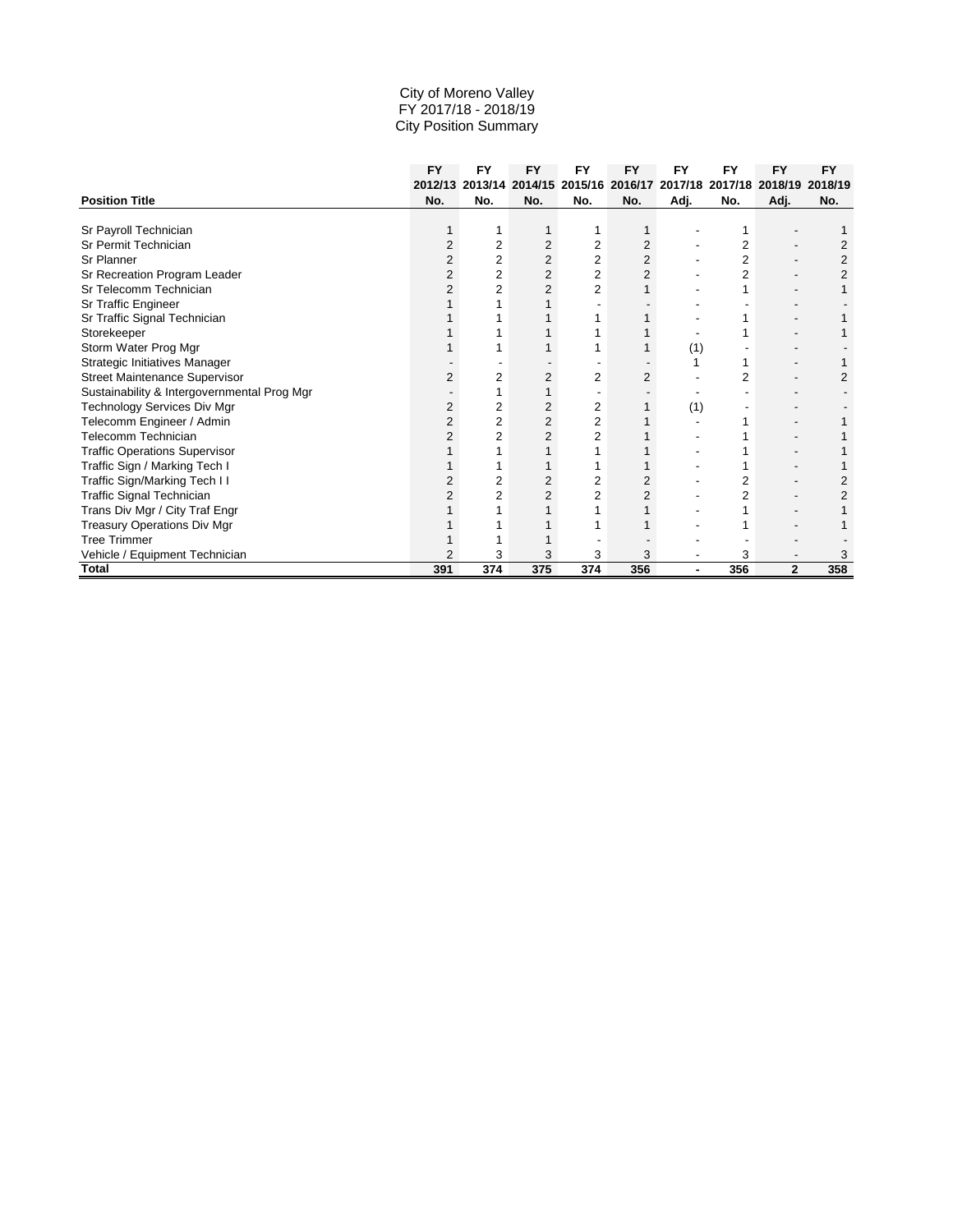City of Moreno Valley
FY 2017/18 - 2018/19
City Position Summary

| Position Title | FY 2012/13 No. | FY 2013/14 No. | FY 2014/15 No. | FY 2015/16 No. | FY 2016/17 No. | FY 2017/18 Adj. | FY 2017/18 No. | FY 2018/19 Adj. | FY 2018/19 No. |
|---|---|---|---|---|---|---|---|---|---|
| Sr Payroll Technician | 1 | 1 | 1 | 1 | 1 | - | 1 | - | 1 |
| Sr Permit Technician | 2 | 2 | 2 | 2 | 2 | - | 2 | - | 2 |
| Sr Planner | 2 | 2 | 2 | 2 | 2 | - | 2 | - | 2 |
| Sr Recreation Program Leader | 2 | 2 | 2 | 2 | 2 | - | 2 | - | 2 |
| Sr Telecomm Technician | 2 | 2 | 2 | 2 | 1 | - | 1 | - | 1 |
| Sr Traffic Engineer | 1 | 1 | 1 | - | - | - | - | - | - |
| Sr Traffic Signal Technician | 1 | 1 | 1 | 1 | 1 | - | 1 | - | 1 |
| Storekeeper | 1 | 1 | 1 | 1 | 1 | - | 1 | - | 1 |
| Storm Water Prog Mgr | 1 | 1 | 1 | 1 | 1 | (1) | - | - | - |
| Strategic Initiatives Manager | - | - | - | - | - | 1 | 1 | - | 1 |
| Street Maintenance Supervisor | 2 | 2 | 2 | 2 | 2 | - | 2 | - | 2 |
| Sustainability & Intergovernmental Prog Mgr | - | 1 | 1 | - | - | - | - | - | - |
| Technology Services Div Mgr | 2 | 2 | 2 | 2 | 1 | (1) | - | - | - |
| Telecomm Engineer / Admin | 2 | 2 | 2 | 2 | 1 | - | 1 | - | 1 |
| Telecomm Technician | 2 | 2 | 2 | 2 | 1 | - | 1 | - | 1 |
| Traffic Operations Supervisor | 1 | 1 | 1 | 1 | 1 | - | 1 | - | 1 |
| Traffic Sign / Marking Tech I | 1 | 1 | 1 | 1 | 1 | - | 1 | - | 1 |
| Traffic Sign/Marking Tech I I | 2 | 2 | 2 | 2 | 2 | - | 2 | - | 2 |
| Traffic Signal Technician | 2 | 2 | 2 | 2 | 2 | - | 2 | - | 2 |
| Trans Div Mgr / City Traf Engr | 1 | 1 | 1 | 1 | 1 | - | 1 | - | 1 |
| Treasury Operations Div Mgr | 1 | 1 | 1 | 1 | 1 | - | 1 | - | 1 |
| Tree Trimmer | 1 | 1 | 1 | - | - | - | - | - | - |
| Vehicle / Equipment Technician | 2 | 3 | 3 | 3 | 3 | - | 3 | - | 3 |
| **Total** | **391** | **374** | **375** | **374** | **356** | **-** | **356** | **2** | **358** |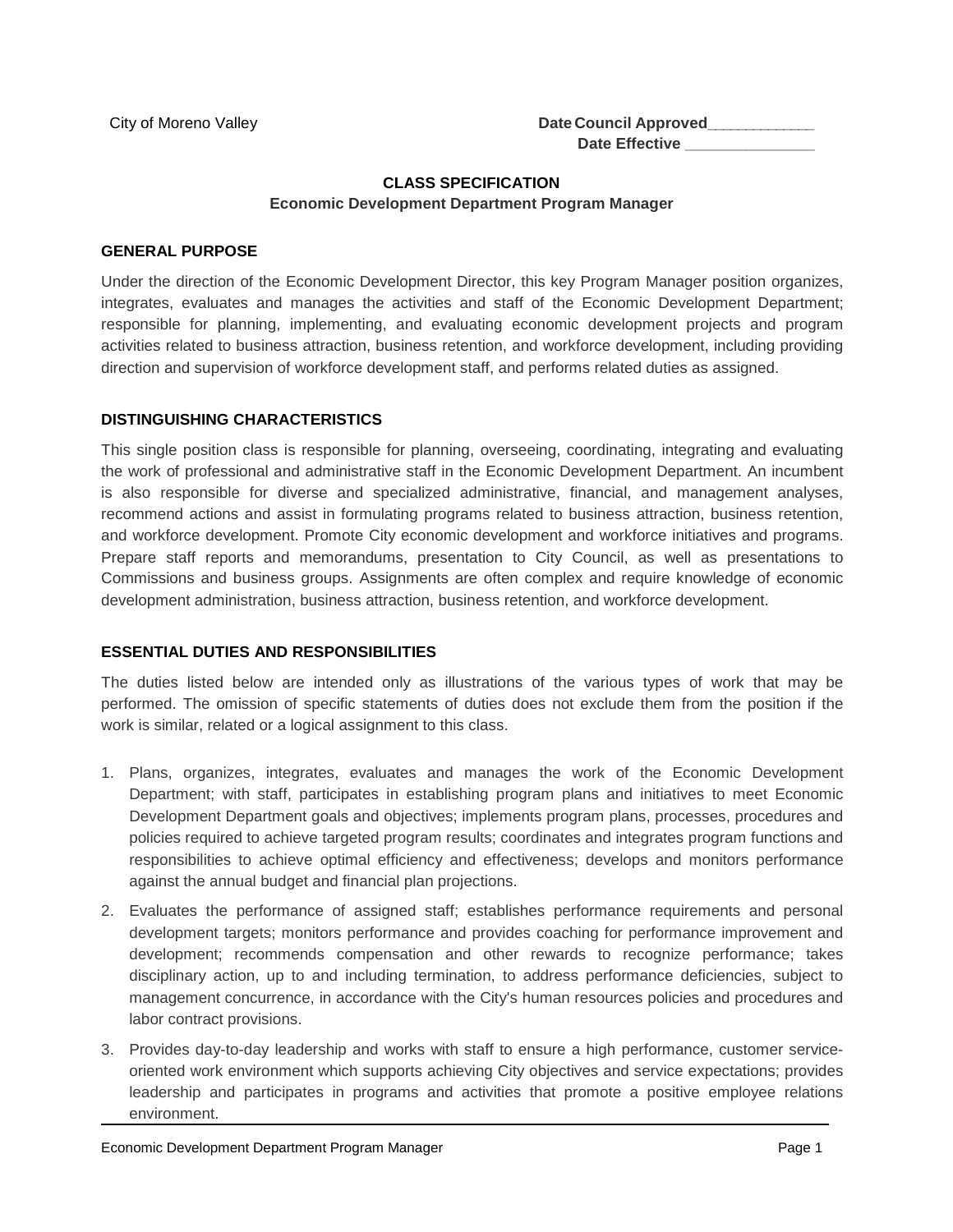City of Moreno Valley

**Date Council Approved**____________
**Date Effective** _______________

## CLASS SPECIFICATION
### Economic Development Department Program Manager

### GENERAL PURPOSE

Under the direction of the Economic Development Director, this key Program Manager position organizes, integrates, evaluates and manages the activities and staff of the Economic Development Department; responsible for planning, implementing, and evaluating economic development projects and program activities related to business attraction, business retention, and workforce development, including providing direction and supervision of workforce development staff, and performs related duties as assigned.

### DISTINGUISHING CHARACTERISTICS

This single position class is responsible for planning, overseeing, coordinating, integrating and evaluating the work of professional and administrative staff in the Economic Development Department. An incumbent is also responsible for diverse and specialized administrative, financial, and management analyses, recommend actions and assist in formulating programs related to business attraction, business retention, and workforce development. Promote City economic development and workforce initiatives and programs. Prepare staff reports and memorandums, presentation to City Council, as well as presentations to Commissions and business groups. Assignments are often complex and require knowledge of economic development administration, business attraction, business retention, and workforce development.

### ESSENTIAL DUTIES AND RESPONSIBILITIES

The duties listed below are intended only as illustrations of the various types of work that may be performed. The omission of specific statements of duties does not exclude them from the position if the work is similar, related or a logical assignment to this class.

1. Plans, organizes, integrates, evaluates and manages the work of the Economic Development Department; with staff, participates in establishing program plans and initiatives to meet Economic Development Department goals and objectives; implements program plans, processes, procedures and policies required to achieve targeted program results; coordinates and integrates program functions and responsibilities to achieve optimal efficiency and effectiveness; develops and monitors performance against the annual budget and financial plan projections.
2. Evaluates the performance of assigned staff; establishes performance requirements and personal development targets; monitors performance and provides coaching for performance improvement and development; recommends compensation and other rewards to recognize performance; takes disciplinary action, up to and including termination, to address performance deficiencies, subject to management concurrence, in accordance with the City's human resources policies and procedures and labor contract provisions.
3. Provides day-to-day leadership and works with staff to ensure a high performance, customer service-oriented work environment which supports achieving City objectives and service expectations; provides leadership and participates in programs and activities that promote a positive employee relations environment.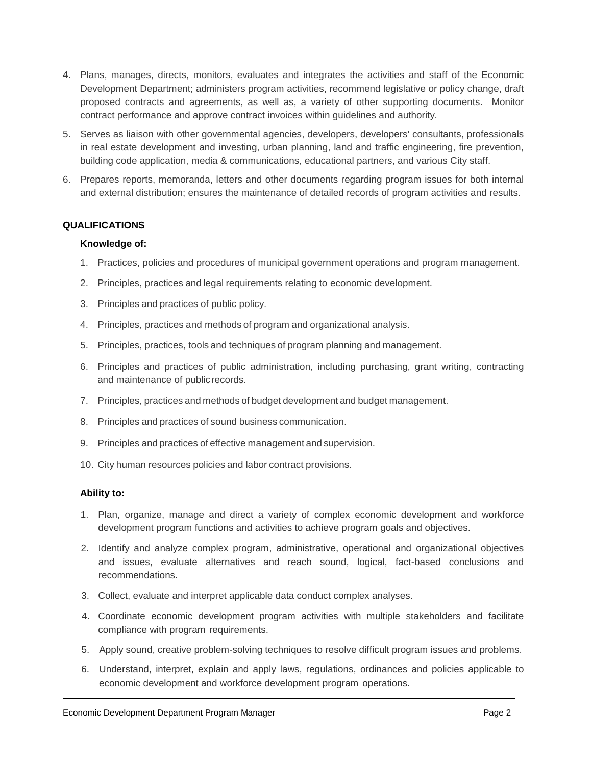4. Plans, manages, directs, monitors, evaluates and integrates the activities and staff of the Economic Development Department; administers program activities, recommend legislative or policy change, draft proposed contracts and agreements, as well as, a variety of other supporting documents. Monitor contract performance and approve contract invoices within guidelines and authority.
5. Serves as liaison with other governmental agencies, developers, developers' consultants, professionals in real estate development and investing, urban planning, land and traffic engineering, fire prevention, building code application, media & communications, educational partners, and various City staff.
6. Prepares reports, memoranda, letters and other documents regarding program issues for both internal and external distribution; ensures the maintenance of detailed records of program activities and results.

**QUALIFICATIONS**

**Knowledge of:**

1. Practices, policies and procedures of municipal government operations and program management.
2. Principles, practices and legal requirements relating to economic development.
3. Principles and practices of public policy.
4. Principles, practices and methods of program and organizational analysis.
5. Principles, practices, tools and techniques of program planning and management.
6. Principles and practices of public administration, including purchasing, grant writing, contracting and maintenance of public records.
7. Principles, practices and methods of budget development and budget management.
8. Principles and practices of sound business communication.
9. Principles and practices of effective management and supervision.
10. City human resources policies and labor contract provisions.

**Ability to:**

1. Plan, organize, manage and direct a variety of complex economic development and workforce development program functions and activities to achieve program goals and objectives.
2. Identify and analyze complex program, administrative, operational and organizational objectives and issues, evaluate alternatives and reach sound, logical, fact-based conclusions and recommendations.
3. Collect, evaluate and interpret applicable data conduct complex analyses.
4. Coordinate economic development program activities with multiple stakeholders and facilitate compliance with program requirements.
5. Apply sound, creative problem-solving techniques to resolve difficult program issues and problems.
6. Understand, interpret, explain and apply laws, regulations, ordinances and policies applicable to economic development and workforce development program operations.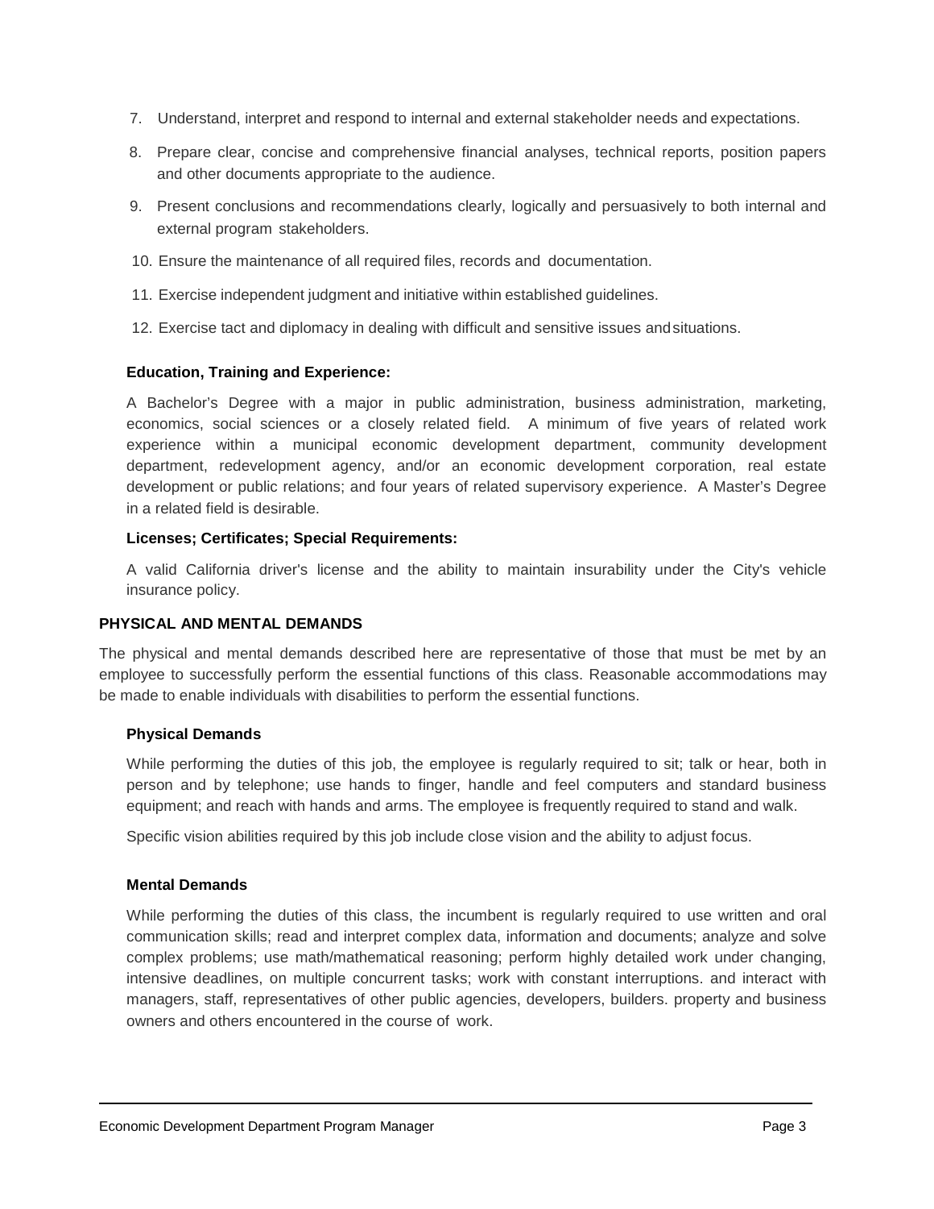7. Understand, interpret and respond to internal and external stakeholder needs and expectations.
8. Prepare clear, concise and comprehensive financial analyses, technical reports, position papers and other documents appropriate to the audience.
9. Present conclusions and recommendations clearly, logically and persuasively to both internal and external program stakeholders.
10. Ensure the maintenance of all required files, records and documentation.
11. Exercise independent judgment and initiative within established guidelines.
12. Exercise tact and diplomacy in dealing with difficult and sensitive issues and situations.

### Education, Training and Experience:

A Bachelor's Degree with a major in public administration, business administration, marketing, economics, social sciences or a closely related field. A minimum of five years of related work experience within a municipal economic development department, community development department, redevelopment agency, and/or an economic development corporation, real estate development or public relations; and four years of related supervisory experience. A Master's Degree in a related field is desirable.

### Licenses; Certificates; Special Requirements:

A valid California driver's license and the ability to maintain insurability under the City's vehicle insurance policy.

## PHYSICAL AND MENTAL DEMANDS

The physical and mental demands described here are representative of those that must be met by an employee to successfully perform the essential functions of this class. Reasonable accommodations may be made to enable individuals with disabilities to perform the essential functions.

### Physical Demands

While performing the duties of this job, the employee is regularly required to sit; talk or hear, both in person and by telephone; use hands to finger, handle and feel computers and standard business equipment; and reach with hands and arms. The employee is frequently required to stand and walk.

Specific vision abilities required by this job include close vision and the ability to adjust focus.

### Mental Demands

While performing the duties of this class, the incumbent is regularly required to use written and oral communication skills; read and interpret complex data, information and documents; analyze and solve complex problems; use math/mathematical reasoning; perform highly detailed work under changing, intensive deadlines, on multiple concurrent tasks; work with constant interruptions. and interact with managers, staff, representatives of other public agencies, developers, builders. property and business owners and others encountered in the course of work.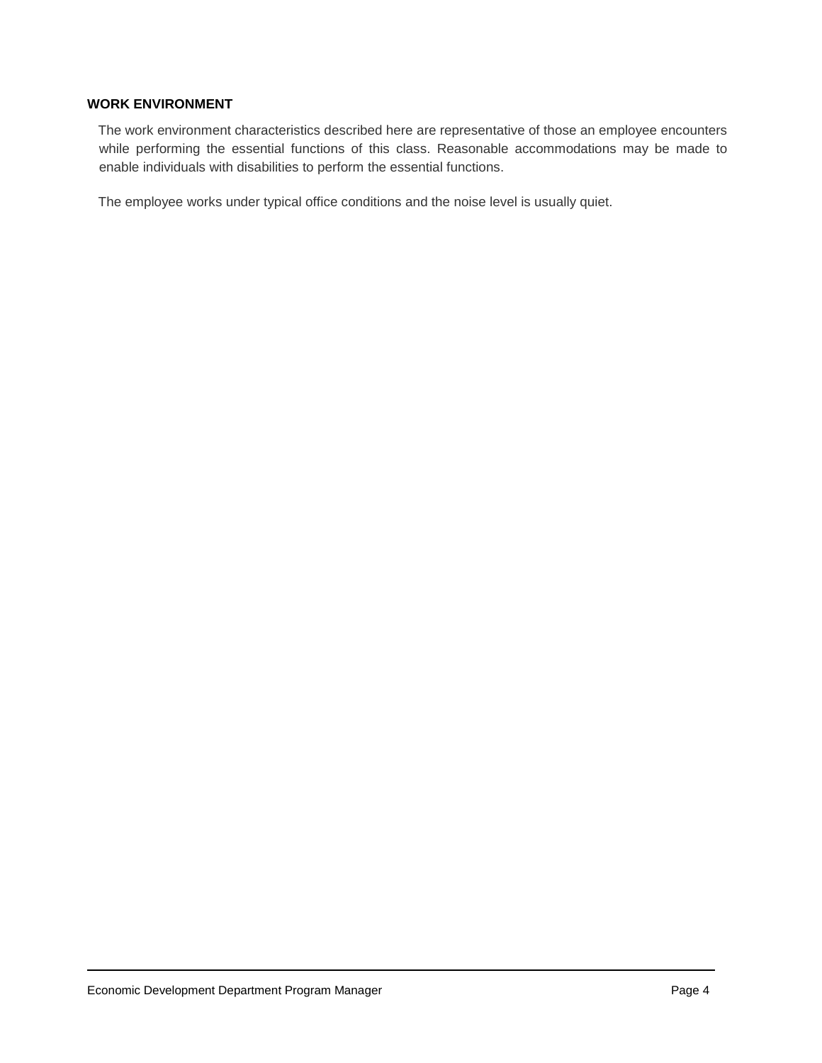## WORK ENVIRONMENT

The work environment characteristics described here are representative of those an employee encounters while performing the essential functions of this class. Reasonable accommodations may be made to enable individuals with disabilities to perform the essential functions.

The employee works under typical office conditions and the noise level is usually quiet.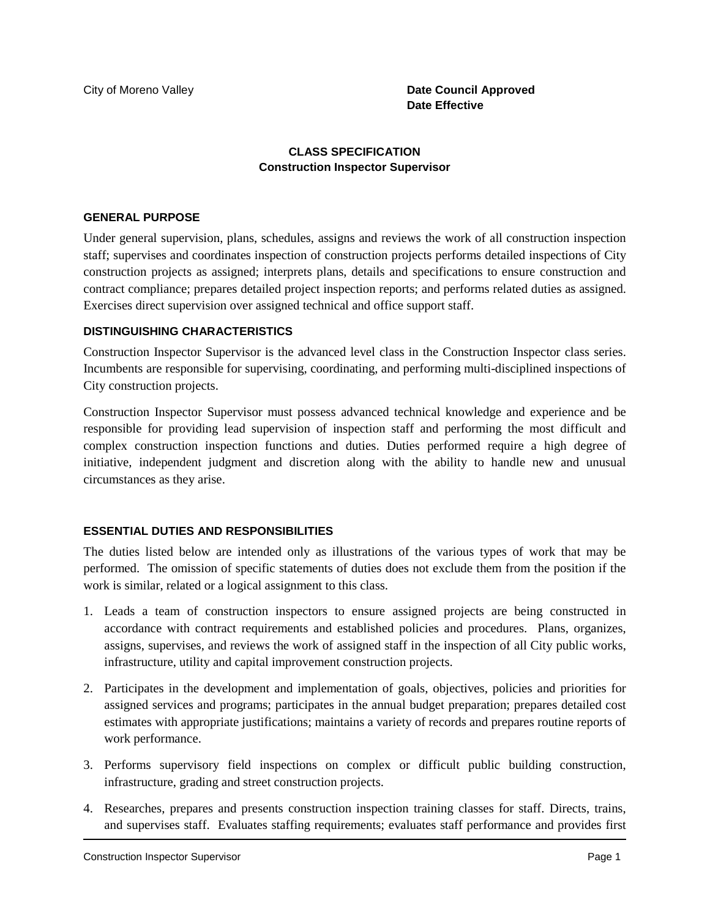City of Moreno Valley

**Date Council Approved**
**Date Effective**

**CLASS SPECIFICATION**
**Construction Inspector Supervisor**

### GENERAL PURPOSE

Under general supervision, plans, schedules, assigns and reviews the work of all construction inspection staff; supervises and coordinates inspection of construction projects performs detailed inspections of City construction projects as assigned; interprets plans, details and specifications to ensure construction and contract compliance; prepares detailed project inspection reports; and performs related duties as assigned. Exercises direct supervision over assigned technical and office support staff.

### DISTINGUISHING CHARACTERISTICS

Construction Inspector Supervisor is the advanced level class in the Construction Inspector class series. Incumbents are responsible for supervising, coordinating, and performing multi-disciplined inspections of City construction projects.

Construction Inspector Supervisor must possess advanced technical knowledge and experience and be responsible for providing lead supervision of inspection staff and performing the most difficult and complex construction inspection functions and duties. Duties performed require a high degree of initiative, independent judgment and discretion along with the ability to handle new and unusual circumstances as they arise.

### ESSENTIAL DUTIES AND RESPONSIBILITIES

The duties listed below are intended only as illustrations of the various types of work that may be performed. The omission of specific statements of duties does not exclude them from the position if the work is similar, related or a logical assignment to this class.

1. Leads a team of construction inspectors to ensure assigned projects are being constructed in accordance with contract requirements and established policies and procedures. Plans, organizes, assigns, supervises, and reviews the work of assigned staff in the inspection of all City public works, infrastructure, utility and capital improvement construction projects.
2. Participates in the development and implementation of goals, objectives, policies and priorities for assigned services and programs; participates in the annual budget preparation; prepares detailed cost estimates with appropriate justifications; maintains a variety of records and prepares routine reports of work performance.
3. Performs supervisory field inspections on complex or difficult public building construction, infrastructure, grading and street construction projects.
4. Researches, prepares and presents construction inspection training classes for staff. Directs, trains, and supervises staff. Evaluates staffing requirements; evaluates staff performance and provides first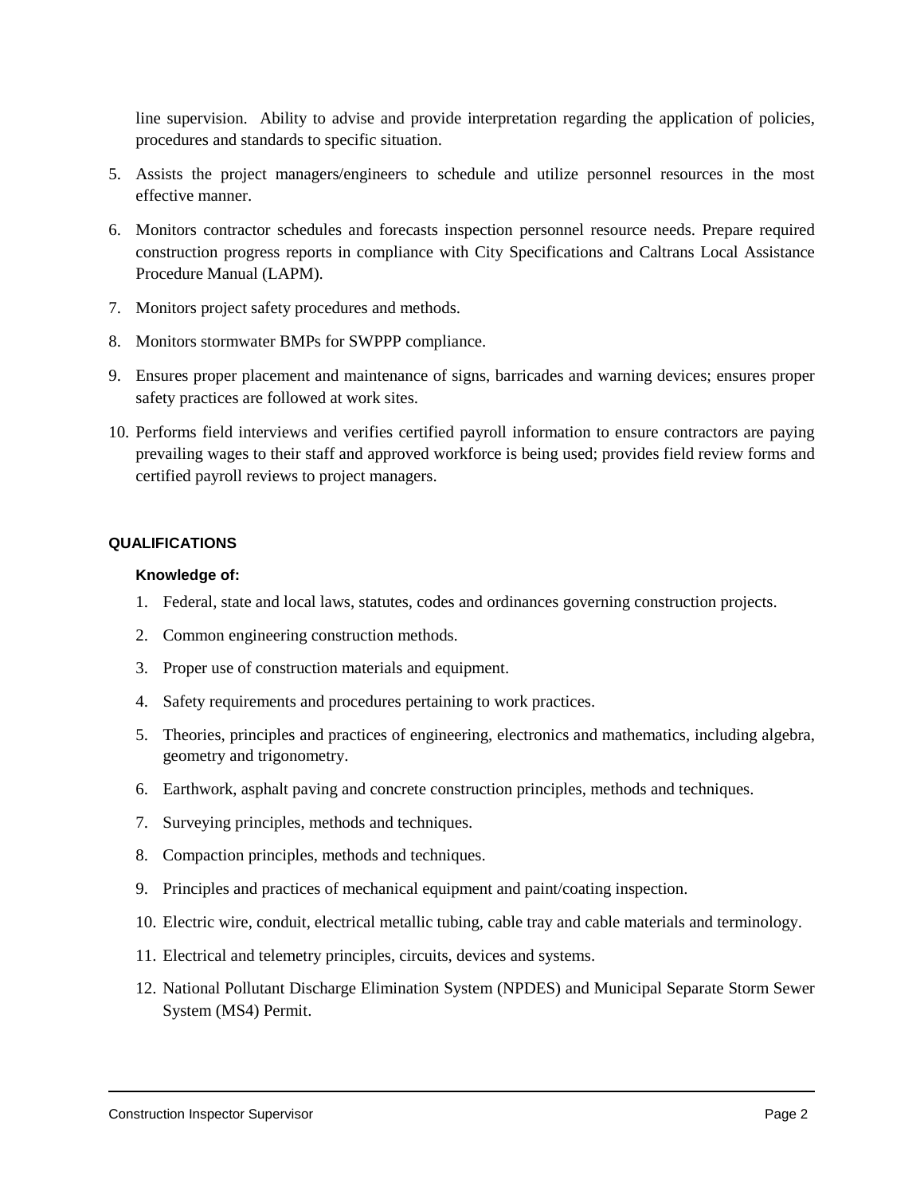line supervision. Ability to advise and provide interpretation regarding the application of policies, procedures and standards to specific situation.

5. Assists the project managers/engineers to schedule and utilize personnel resources in the most effective manner.
6. Monitors contractor schedules and forecasts inspection personnel resource needs. Prepare required construction progress reports in compliance with City Specifications and Caltrans Local Assistance Procedure Manual (LAPM).
7. Monitors project safety procedures and methods.
8. Monitors stormwater BMPs for SWPPP compliance.
9. Ensures proper placement and maintenance of signs, barricades and warning devices; ensures proper safety practices are followed at work sites.
10. Performs field interviews and verifies certified payroll information to ensure contractors are paying prevailing wages to their staff and approved workforce is being used; provides field review forms and certified payroll reviews to project managers.

## QUALIFICATIONS

**Knowledge of:**

1. Federal, state and local laws, statutes, codes and ordinances governing construction projects.
2. Common engineering construction methods.
3. Proper use of construction materials and equipment.
4. Safety requirements and procedures pertaining to work practices.
5. Theories, principles and practices of engineering, electronics and mathematics, including algebra, geometry and trigonometry.
6. Earthwork, asphalt paving and concrete construction principles, methods and techniques.
7. Surveying principles, methods and techniques.
8. Compaction principles, methods and techniques.
9. Principles and practices of mechanical equipment and paint/coating inspection.
10. Electric wire, conduit, electrical metallic tubing, cable tray and cable materials and terminology.
11. Electrical and telemetry principles, circuits, devices and systems.
12. National Pollutant Discharge Elimination System (NPDES) and Municipal Separate Storm Sewer System (MS4) Permit.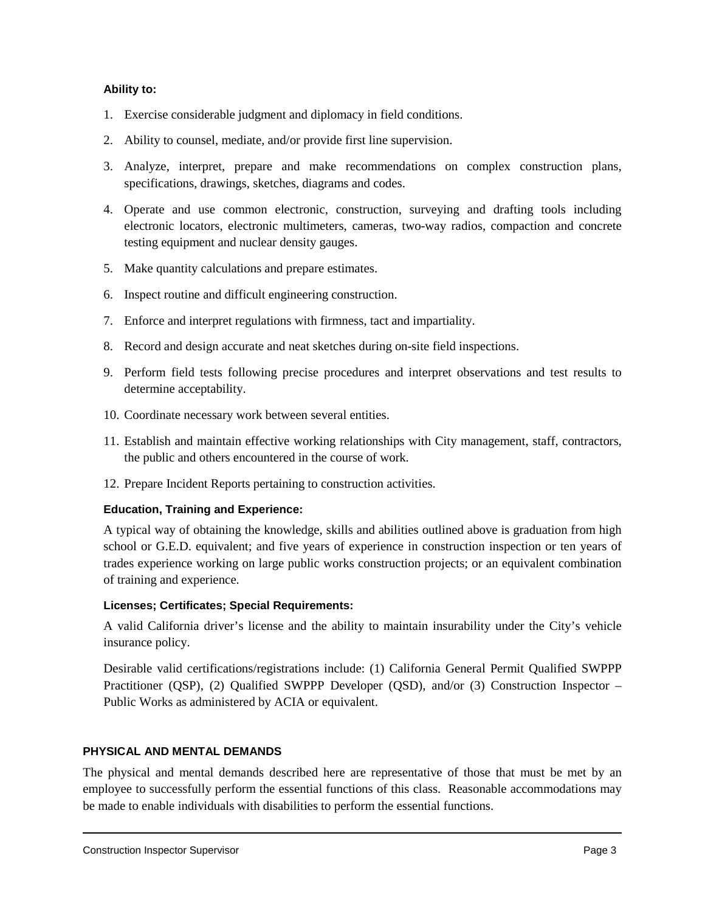**Ability to:**

1. Exercise considerable judgment and diplomacy in field conditions.
2. Ability to counsel, mediate, and/or provide first line supervision.
3. Analyze, interpret, prepare and make recommendations on complex construction plans, specifications, drawings, sketches, diagrams and codes.
4. Operate and use common electronic, construction, surveying and drafting tools including electronic locators, electronic multimeters, cameras, two-way radios, compaction and concrete testing equipment and nuclear density gauges.
5. Make quantity calculations and prepare estimates.
6. Inspect routine and difficult engineering construction.
7. Enforce and interpret regulations with firmness, tact and impartiality.
8. Record and design accurate and neat sketches during on-site field inspections.
9. Perform field tests following precise procedures and interpret observations and test results to determine acceptability.
10. Coordinate necessary work between several entities.
11. Establish and maintain effective working relationships with City management, staff, contractors, the public and others encountered in the course of work.
12. Prepare Incident Reports pertaining to construction activities.

**Education, Training and Experience:**

A typical way of obtaining the knowledge, skills and abilities outlined above is graduation from high school or G.E.D. equivalent; and five years of experience in construction inspection or ten years of trades experience working on large public works construction projects; or an equivalent combination of training and experience.

**Licenses; Certificates; Special Requirements:**

A valid California driver's license and the ability to maintain insurability under the City's vehicle insurance policy.

Desirable valid certifications/registrations include: (1) California General Permit Qualified SWPPP Practitioner (QSP), (2) Qualified SWPPP Developer (QSD), and/or (3) Construction Inspector – Public Works as administered by ACIA or equivalent.

## PHYSICAL AND MENTAL DEMANDS

The physical and mental demands described here are representative of those that must be met by an employee to successfully perform the essential functions of this class. Reasonable accommodations may be made to enable individuals with disabilities to perform the essential functions.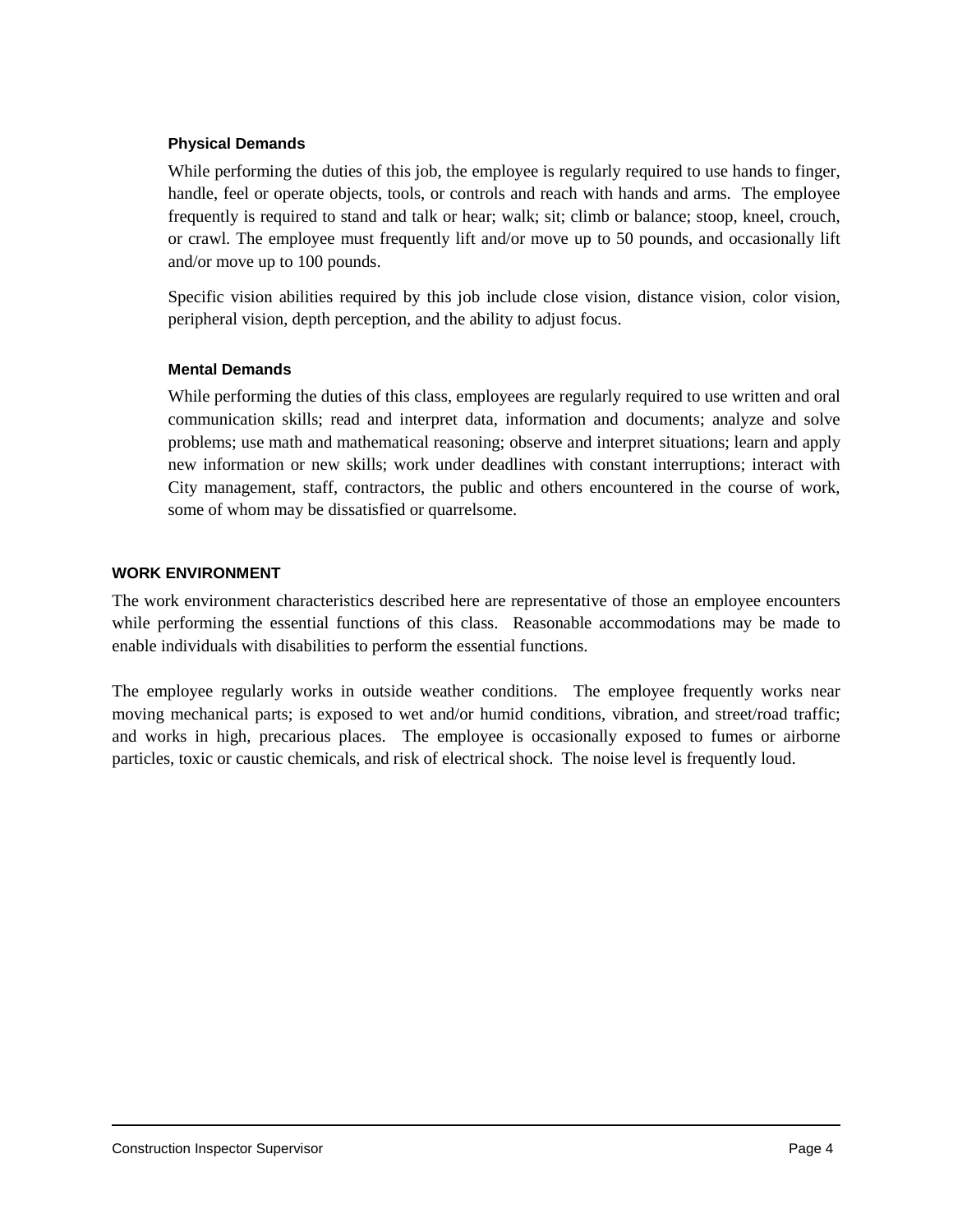### Physical Demands

While performing the duties of this job, the employee is regularly required to use hands to finger, handle, feel or operate objects, tools, or controls and reach with hands and arms. The employee frequently is required to stand and talk or hear; walk; sit; climb or balance; stoop, kneel, crouch, or crawl. The employee must frequently lift and/or move up to 50 pounds, and occasionally lift and/or move up to 100 pounds.

Specific vision abilities required by this job include close vision, distance vision, color vision, peripheral vision, depth perception, and the ability to adjust focus.

### Mental Demands

While performing the duties of this class, employees are regularly required to use written and oral communication skills; read and interpret data, information and documents; analyze and solve problems; use math and mathematical reasoning; observe and interpret situations; learn and apply new information or new skills; work under deadlines with constant interruptions; interact with City management, staff, contractors, the public and others encountered in the course of work, some of whom may be dissatisfied or quarrelsome.

## WORK ENVIRONMENT

The work environment characteristics described here are representative of those an employee encounters while performing the essential functions of this class. Reasonable accommodations may be made to enable individuals with disabilities to perform the essential functions.

The employee regularly works in outside weather conditions. The employee frequently works near moving mechanical parts; is exposed to wet and/or humid conditions, vibration, and street/road traffic; and works in high, precarious places. The employee is occasionally exposed to fumes or airborne particles, toxic or caustic chemicals, and risk of electrical shock. The noise level is frequently loud.